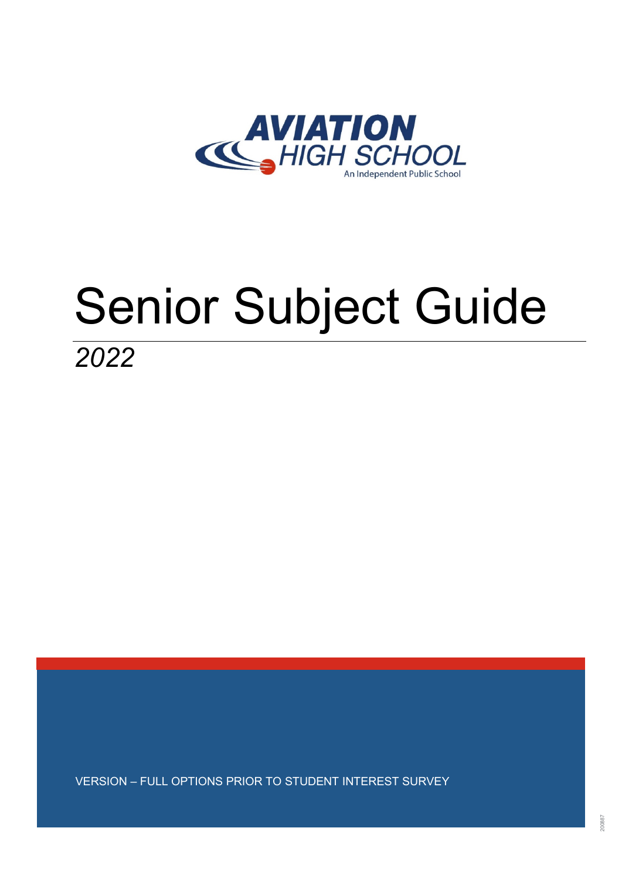AVIATION HIGH SCHOOL

An Independent Public School

# Senior Subject Guide

*2022*

VERSION – FULL OPTIONS PRIOR TO STUDENT INTEREST SURVEY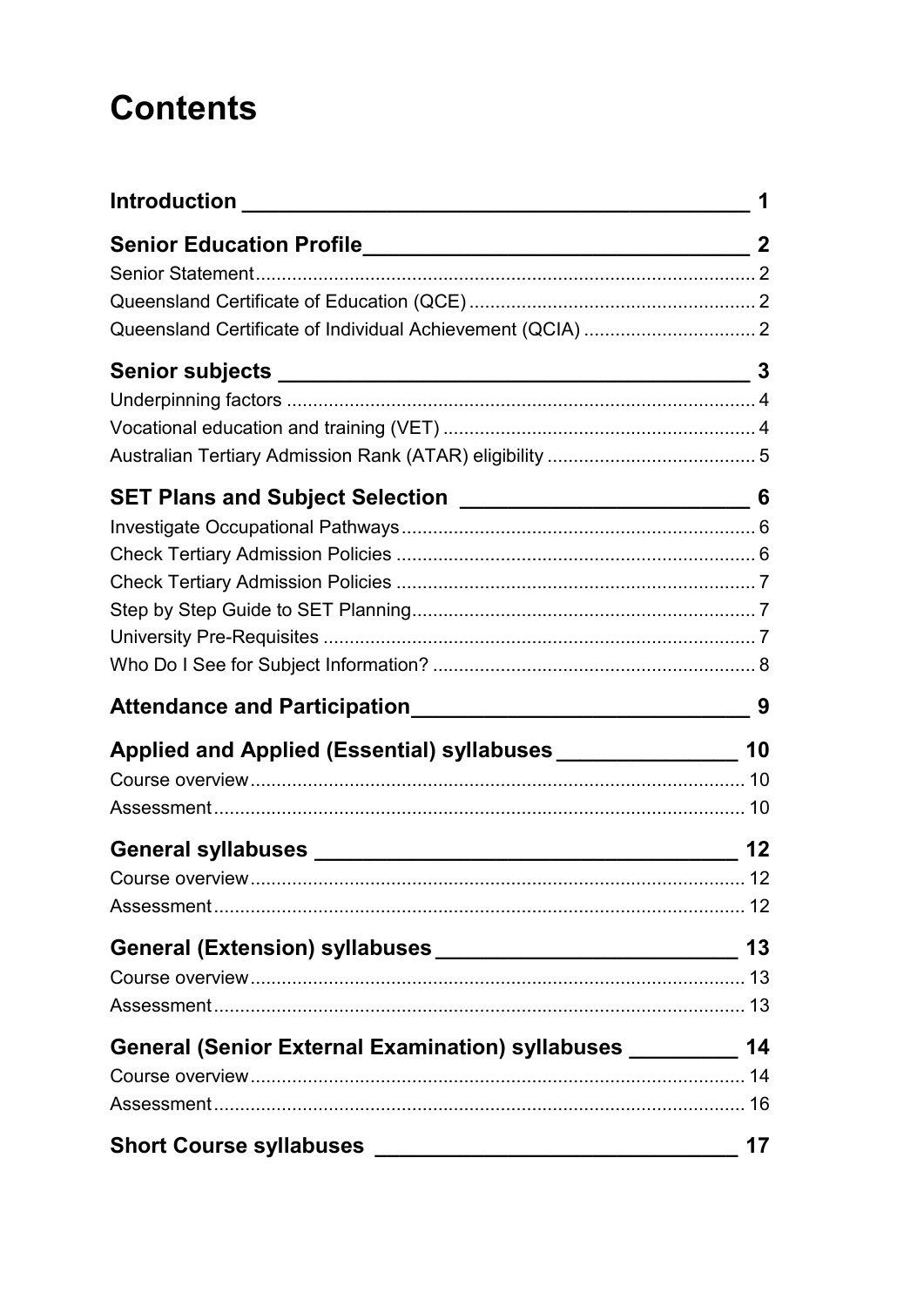# Contents

| | |
|---|---|
| **Introduction** | **1** |
| **Senior Education Profile** | **2** |
| Senior Statement | 2 |
| Queensland Certificate of Education (QCE) | 2 |
| Queensland Certificate of Individual Achievement (QCIA) | 2 |
| **Senior subjects** | **3** |
| Underpinning factors | 4 |
| Vocational education and training (VET) | 4 |
| Australian Tertiary Admission Rank (ATAR) eligibility | 5 |
| **SET Plans and Subject Selection** | **6** |
| Investigate Occupational Pathways | 6 |
| Check Tertiary Admission Policies | 6 |
| Check Tertiary Admission Policies | 7 |
| Step by Step Guide to SET Planning | 7 |
| University Pre-Requisites | 7 |
| Who Do I See for Subject Information? | 8 |
| **Attendance and Participation** | **9** |
| **Applied and Applied (Essential) syllabuses** | **10** |
| Course overview | 10 |
| Assessment | 10 |
| **General syllabuses** | **12** |
| Course overview | 12 |
| Assessment | 12 |
| **General (Extension) syllabuses** | **13** |
| Course overview | 13 |
| Assessment | 13 |
| **General (Senior External Examination) syllabuses** | **14** |
| Course overview | 14 |
| Assessment | 16 |
| **Short Course syllabuses** | **17** |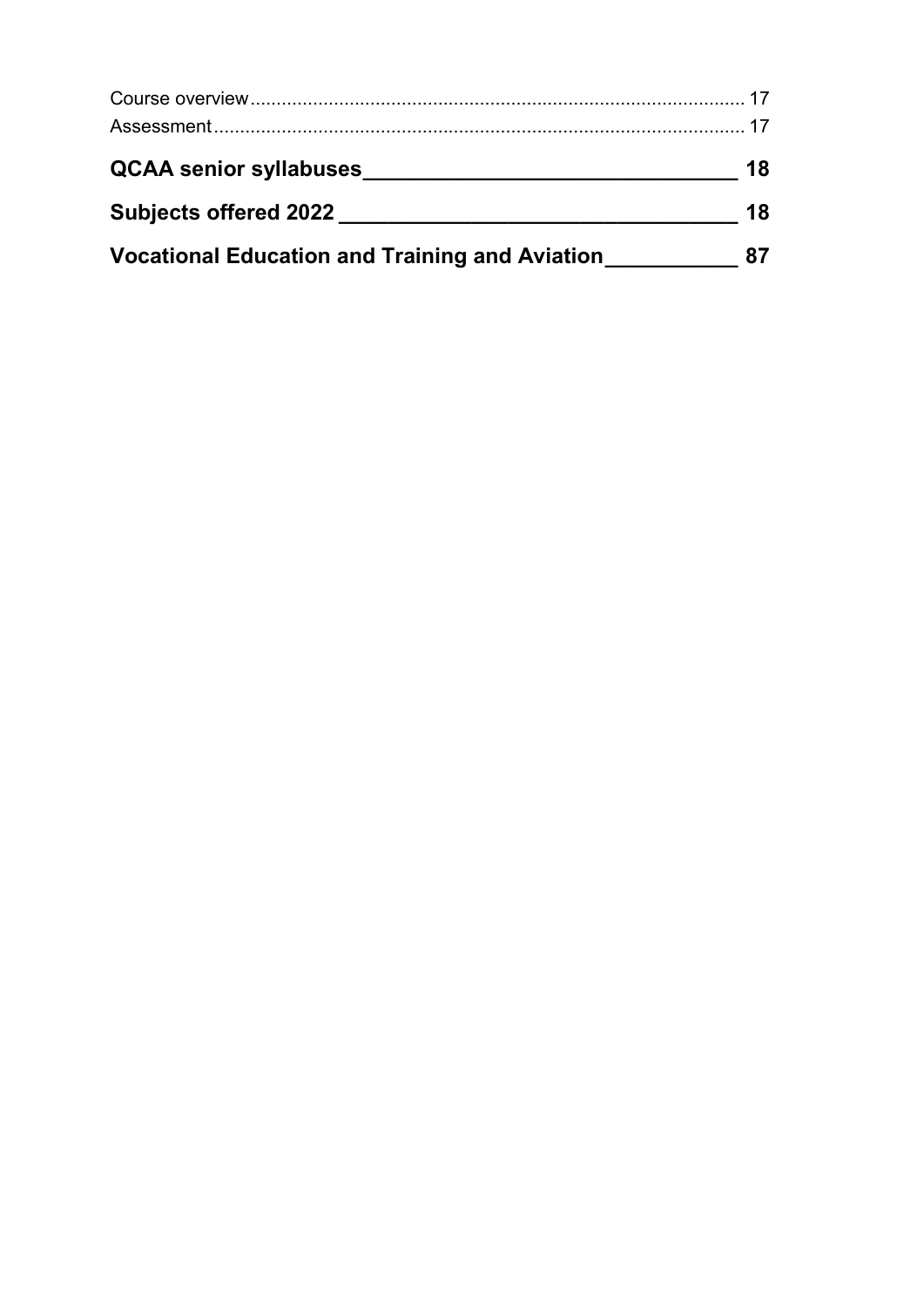Course overview .......... 17
Assessment .......... 17

**QCAA senior syllabuses __________ 18**

**Subjects offered 2022 __________ 18**

**Vocational Education and Training and Aviation __________ 87**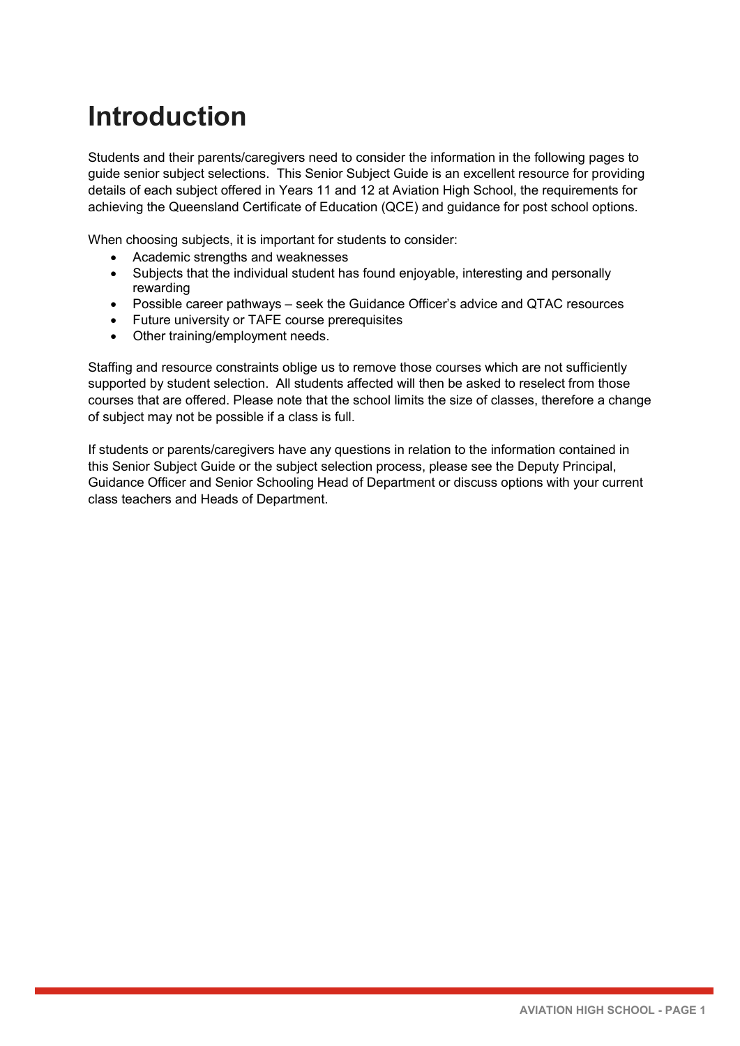# Introduction

Students and their parents/caregivers need to consider the information in the following pages to guide senior subject selections. This Senior Subject Guide is an excellent resource for providing details of each subject offered in Years 11 and 12 at Aviation High School, the requirements for achieving the Queensland Certificate of Education (QCE) and guidance for post school options.

When choosing subjects, it is important for students to consider:

- Academic strengths and weaknesses
- Subjects that the individual student has found enjoyable, interesting and personally rewarding
- Possible career pathways – seek the Guidance Officer's advice and QTAC resources
- Future university or TAFE course prerequisites
- Other training/employment needs.

Staffing and resource constraints oblige us to remove those courses which are not sufficiently supported by student selection. All students affected will then be asked to reselect from those courses that are offered. Please note that the school limits the size of classes, therefore a change of subject may not be possible if a class is full.

If students or parents/caregivers have any questions in relation to the information contained in this Senior Subject Guide or the subject selection process, please see the Deputy Principal, Guidance Officer and Senior Schooling Head of Department or discuss options with your current class teachers and Heads of Department.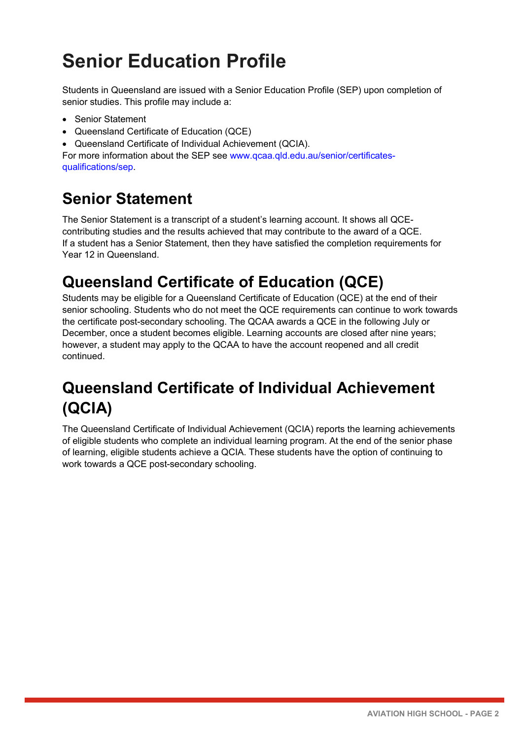# Senior Education Profile

Students in Queensland are issued with a Senior Education Profile (SEP) upon completion of senior studies. This profile may include a:

- Senior Statement
- Queensland Certificate of Education (QCE)
- Queensland Certificate of Individual Achievement (QCIA).

For more information about the SEP see www.qcaa.qld.edu.au/senior/certificates-qualifications/sep.

## Senior Statement

The Senior Statement is a transcript of a student's learning account. It shows all QCE-contributing studies and the results achieved that may contribute to the award of a QCE.
If a student has a Senior Statement, then they have satisfied the completion requirements for Year 12 in Queensland.

## Queensland Certificate of Education (QCE)

Students may be eligible for a Queensland Certificate of Education (QCE) at the end of their senior schooling. Students who do not meet the QCE requirements can continue to work towards the certificate post-secondary schooling. The QCAA awards a QCE in the following July or December, once a student becomes eligible. Learning accounts are closed after nine years; however, a student may apply to the QCAA to have the account reopened and all credit continued.

## Queensland Certificate of Individual Achievement (QCIA)

The Queensland Certificate of Individual Achievement (QCIA) reports the learning achievements of eligible students who complete an individual learning program. At the end of the senior phase of learning, eligible students achieve a QCIA. These students have the option of continuing to work towards a QCE post-secondary schooling.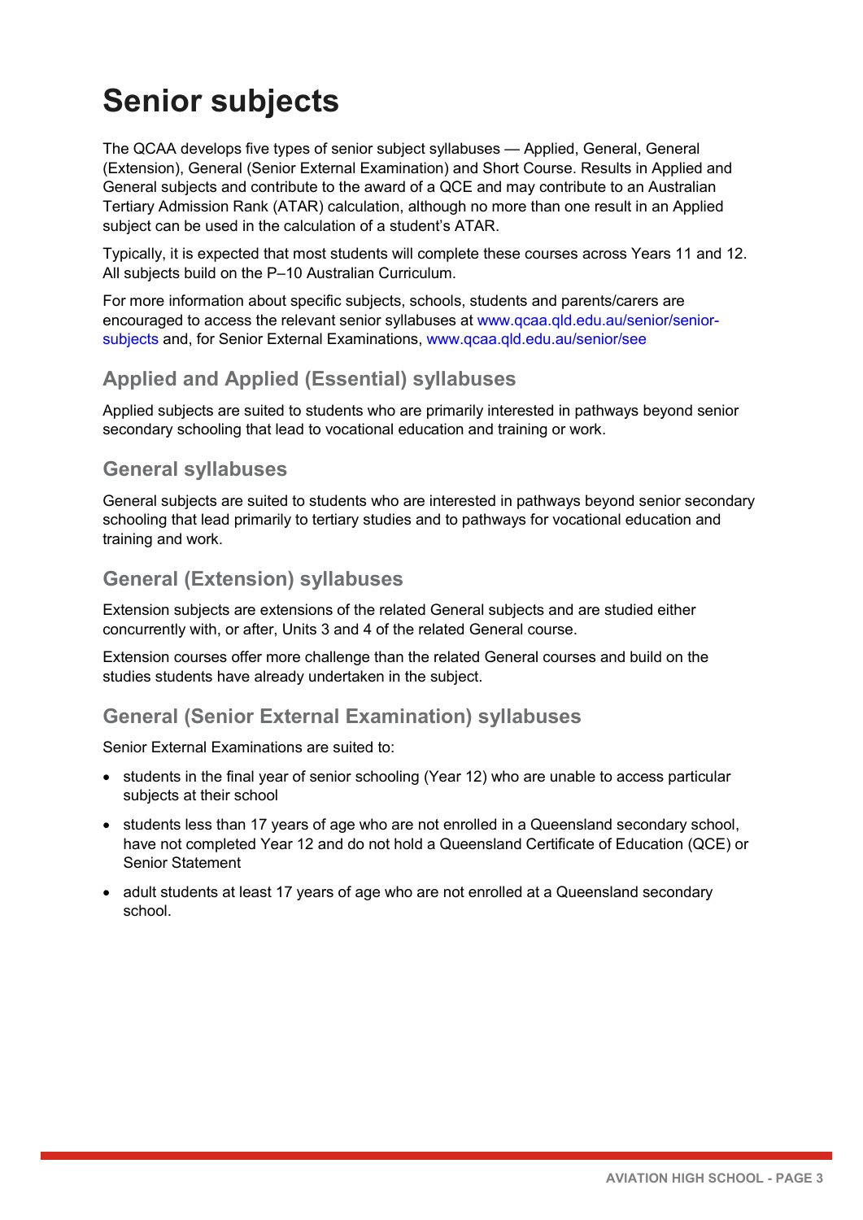# Senior subjects

The QCAA develops five types of senior subject syllabuses — Applied, General, General (Extension), General (Senior External Examination) and Short Course. Results in Applied and General subjects and contribute to the award of a QCE and may contribute to an Australian Tertiary Admission Rank (ATAR) calculation, although no more than one result in an Applied subject can be used in the calculation of a student's ATAR.

Typically, it is expected that most students will complete these courses across Years 11 and 12. All subjects build on the P–10 Australian Curriculum.

For more information about specific subjects, schools, students and parents/carers are encouraged to access the relevant senior syllabuses at www.qcaa.qld.edu.au/senior/senior-subjects and, for Senior External Examinations, www.qcaa.qld.edu.au/senior/see

## Applied and Applied (Essential) syllabuses

Applied subjects are suited to students who are primarily interested in pathways beyond senior secondary schooling that lead to vocational education and training or work.

## General syllabuses

General subjects are suited to students who are interested in pathways beyond senior secondary schooling that lead primarily to tertiary studies and to pathways for vocational education and training and work.

## General (Extension) syllabuses

Extension subjects are extensions of the related General subjects and are studied either concurrently with, or after, Units 3 and 4 of the related General course.

Extension courses offer more challenge than the related General courses and build on the studies students have already undertaken in the subject.

## General (Senior External Examination) syllabuses

Senior External Examinations are suited to:

- students in the final year of senior schooling (Year 12) who are unable to access particular subjects at their school
- students less than 17 years of age who are not enrolled in a Queensland secondary school, have not completed Year 12 and do not hold a Queensland Certificate of Education (QCE) or Senior Statement
- adult students at least 17 years of age who are not enrolled at a Queensland secondary school.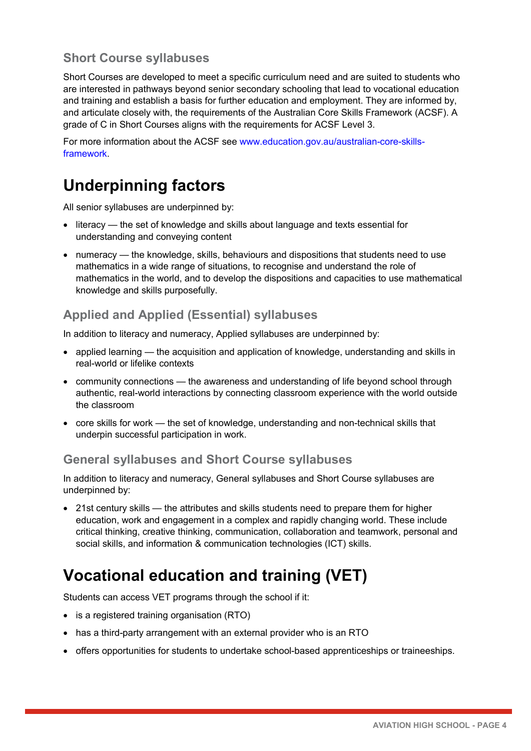### Short Course syllabuses

Short Courses are developed to meet a specific curriculum need and are suited to students who are interested in pathways beyond senior secondary schooling that lead to vocational education and training and establish a basis for further education and employment. They are informed by, and articulate closely with, the requirements of the Australian Core Skills Framework (ACSF). A grade of C in Short Courses aligns with the requirements for ACSF Level 3.

For more information about the ACSF see www.education.gov.au/australian-core-skills-framework.

## Underpinning factors

All senior syllabuses are underpinned by:

- literacy — the set of knowledge and skills about language and texts essential for understanding and conveying content
- numeracy — the knowledge, skills, behaviours and dispositions that students need to use mathematics in a wide range of situations, to recognise and understand the role of mathematics in the world, and to develop the dispositions and capacities to use mathematical knowledge and skills purposefully.

### Applied and Applied (Essential) syllabuses

In addition to literacy and numeracy, Applied syllabuses are underpinned by:

- applied learning — the acquisition and application of knowledge, understanding and skills in real-world or lifelike contexts
- community connections — the awareness and understanding of life beyond school through authentic, real-world interactions by connecting classroom experience with the world outside the classroom
- core skills for work — the set of knowledge, understanding and non-technical skills that underpin successful participation in work.

### General syllabuses and Short Course syllabuses

In addition to literacy and numeracy, General syllabuses and Short Course syllabuses are underpinned by:

- 21st century skills — the attributes and skills students need to prepare them for higher education, work and engagement in a complex and rapidly changing world. These include critical thinking, creative thinking, communication, collaboration and teamwork, personal and social skills, and information & communication technologies (ICT) skills.

## Vocational education and training (VET)

Students can access VET programs through the school if it:

- is a registered training organisation (RTO)
- has a third-party arrangement with an external provider who is an RTO
- offers opportunities for students to undertake school-based apprenticeships or traineeships.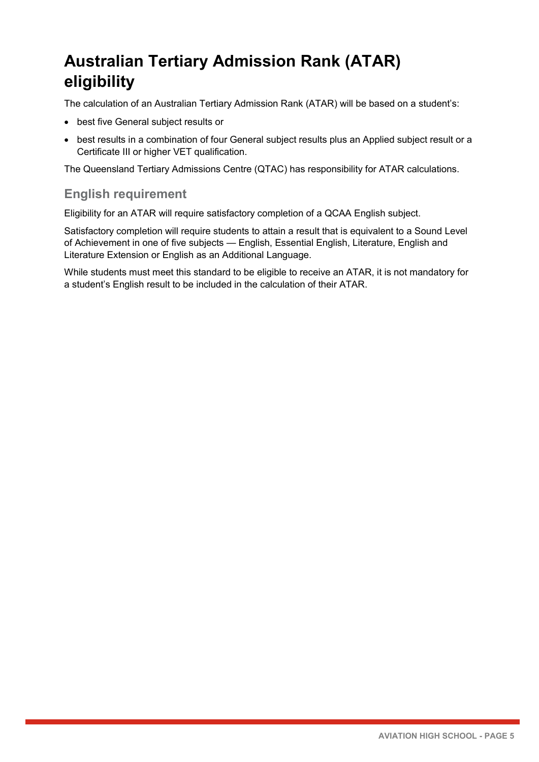# Australian Tertiary Admission Rank (ATAR) eligibility

The calculation of an Australian Tertiary Admission Rank (ATAR) will be based on a student's:

- best five General subject results or
- best results in a combination of four General subject results plus an Applied subject result or a Certificate III or higher VET qualification.

The Queensland Tertiary Admissions Centre (QTAC) has responsibility for ATAR calculations.

## English requirement

Eligibility for an ATAR will require satisfactory completion of a QCAA English subject.

Satisfactory completion will require students to attain a result that is equivalent to a Sound Level of Achievement in one of five subjects — English, Essential English, Literature, English and Literature Extension or English as an Additional Language.

While students must meet this standard to be eligible to receive an ATAR, it is not mandatory for a student's English result to be included in the calculation of their ATAR.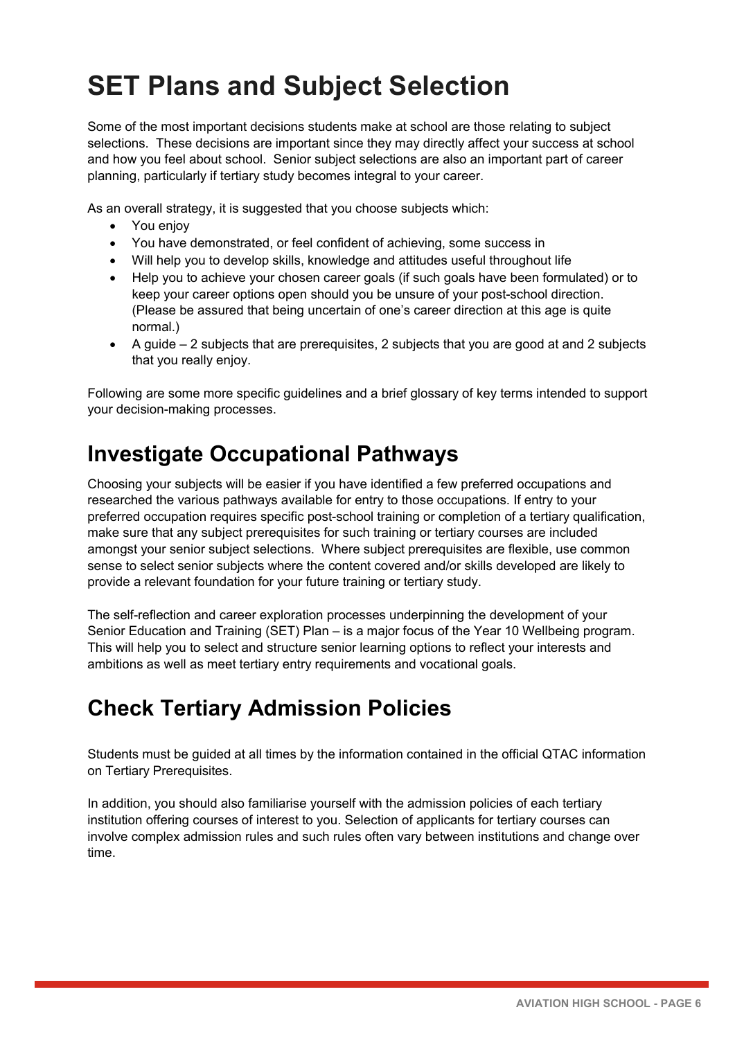# SET Plans and Subject Selection

Some of the most important decisions students make at school are those relating to subject selections. These decisions are important since they may directly affect your success at school and how you feel about school. Senior subject selections are also an important part of career planning, particularly if tertiary study becomes integral to your career.

As an overall strategy, it is suggested that you choose subjects which:

- You enjoy
- You have demonstrated, or feel confident of achieving, some success in
- Will help you to develop skills, knowledge and attitudes useful throughout life
- Help you to achieve your chosen career goals (if such goals have been formulated) or to keep your career options open should you be unsure of your post-school direction. (Please be assured that being uncertain of one's career direction at this age is quite normal.)
- A guide – 2 subjects that are prerequisites, 2 subjects that you are good at and 2 subjects that you really enjoy.

Following are some more specific guidelines and a brief glossary of key terms intended to support your decision-making processes.

## Investigate Occupational Pathways

Choosing your subjects will be easier if you have identified a few preferred occupations and researched the various pathways available for entry to those occupations. If entry to your preferred occupation requires specific post-school training or completion of a tertiary qualification, make sure that any subject prerequisites for such training or tertiary courses are included amongst your senior subject selections. Where subject prerequisites are flexible, use common sense to select senior subjects where the content covered and/or skills developed are likely to provide a relevant foundation for your future training or tertiary study.

The self-reflection and career exploration processes underpinning the development of your Senior Education and Training (SET) Plan – is a major focus of the Year 10 Wellbeing program. This will help you to select and structure senior learning options to reflect your interests and ambitions as well as meet tertiary entry requirements and vocational goals.

## Check Tertiary Admission Policies

Students must be guided at all times by the information contained in the official QTAC information on Tertiary Prerequisites.

In addition, you should also familiarise yourself with the admission policies of each tertiary institution offering courses of interest to you. Selection of applicants for tertiary courses can involve complex admission rules and such rules often vary between institutions and change over time.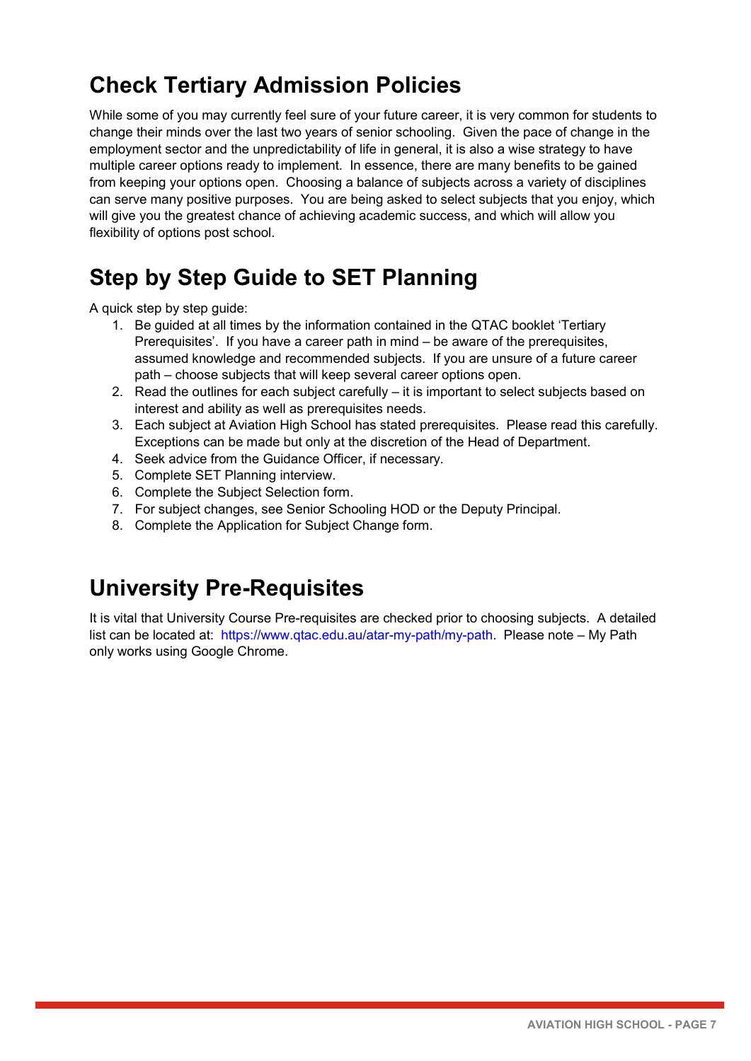## Check Tertiary Admission Policies

While some of you may currently feel sure of your future career, it is very common for students to change their minds over the last two years of senior schooling. Given the pace of change in the employment sector and the unpredictability of life in general, it is also a wise strategy to have multiple career options ready to implement. In essence, there are many benefits to be gained from keeping your options open. Choosing a balance of subjects across a variety of disciplines can serve many positive purposes. You are being asked to select subjects that you enjoy, which will give you the greatest chance of achieving academic success, and which will allow you flexibility of options post school.

## Step by Step Guide to SET Planning

A quick step by step guide:

1. Be guided at all times by the information contained in the QTAC booklet 'Tertiary Prerequisites'. If you have a career path in mind – be aware of the prerequisites, assumed knowledge and recommended subjects. If you are unsure of a future career path – choose subjects that will keep several career options open.
2. Read the outlines for each subject carefully – it is important to select subjects based on interest and ability as well as prerequisites needs.
3. Each subject at Aviation High School has stated prerequisites. Please read this carefully. Exceptions can be made but only at the discretion of the Head of Department.
4. Seek advice from the Guidance Officer, if necessary.
5. Complete SET Planning interview.
6. Complete the Subject Selection form.
7. For subject changes, see Senior Schooling HOD or the Deputy Principal.
8. Complete the Application for Subject Change form.

## University Pre-Requisites

It is vital that University Course Pre-requisites are checked prior to choosing subjects. A detailed list can be located at: https://www.qtac.edu.au/atar-my-path/my-path. Please note – My Path only works using Google Chrome.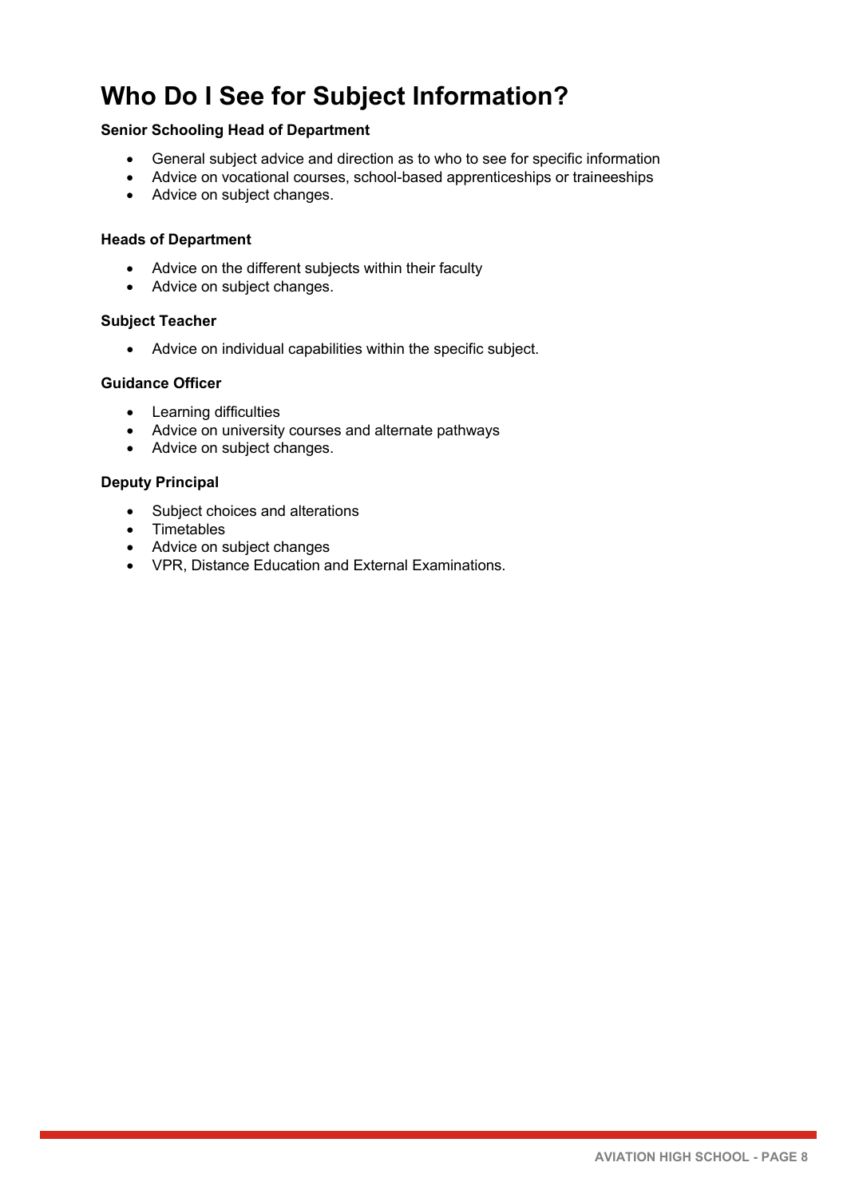# Who Do I See for Subject Information?

**Senior Schooling Head of Department**

- General subject advice and direction as to who to see for specific information
- Advice on vocational courses, school-based apprenticeships or traineeships
- Advice on subject changes.

**Heads of Department**

- Advice on the different subjects within their faculty
- Advice on subject changes.

**Subject Teacher**

- Advice on individual capabilities within the specific subject.

**Guidance Officer**

- Learning difficulties
- Advice on university courses and alternate pathways
- Advice on subject changes.

**Deputy Principal**

- Subject choices and alterations
- Timetables
- Advice on subject changes
- VPR, Distance Education and External Examinations.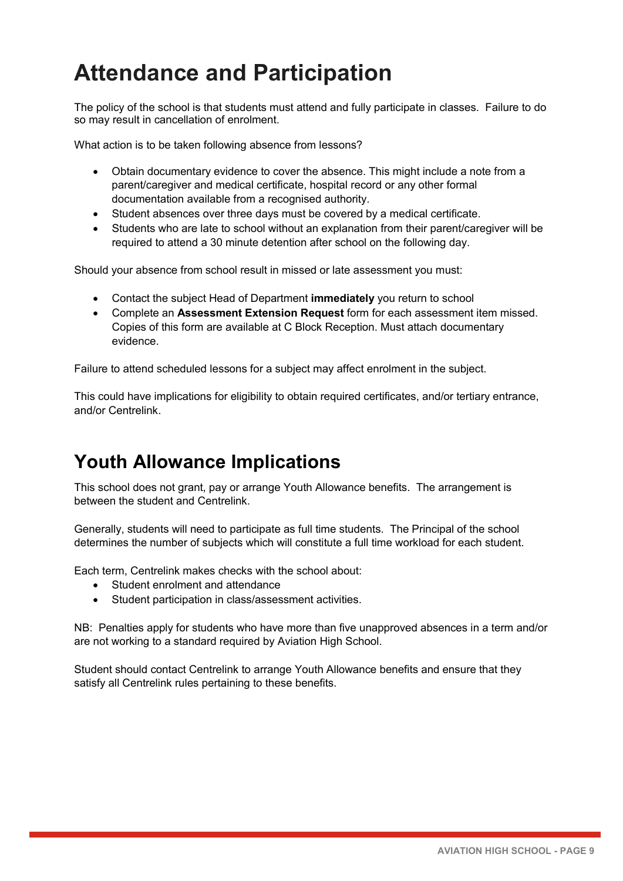# Attendance and Participation

The policy of the school is that students must attend and fully participate in classes. Failure to do so may result in cancellation of enrolment.

What action is to be taken following absence from lessons?

- Obtain documentary evidence to cover the absence. This might include a note from a parent/caregiver and medical certificate, hospital record or any other formal documentation available from a recognised authority.
- Student absences over three days must be covered by a medical certificate.
- Students who are late to school without an explanation from their parent/caregiver will be required to attend a 30 minute detention after school on the following day.

Should your absence from school result in missed or late assessment you must:

- Contact the subject Head of Department **immediately** you return to school
- Complete an **Assessment Extension Request** form for each assessment item missed. Copies of this form are available at C Block Reception. Must attach documentary evidence.

Failure to attend scheduled lessons for a subject may affect enrolment in the subject.

This could have implications for eligibility to obtain required certificates, and/or tertiary entrance, and/or Centrelink.

# Youth Allowance Implications

This school does not grant, pay or arrange Youth Allowance benefits. The arrangement is between the student and Centrelink.

Generally, students will need to participate as full time students. The Principal of the school determines the number of subjects which will constitute a full time workload for each student.

Each term, Centrelink makes checks with the school about:

- Student enrolment and attendance
- Student participation in class/assessment activities.

NB: Penalties apply for students who have more than five unapproved absences in a term and/or are not working to a standard required by Aviation High School.

Student should contact Centrelink to arrange Youth Allowance benefits and ensure that they satisfy all Centrelink rules pertaining to these benefits.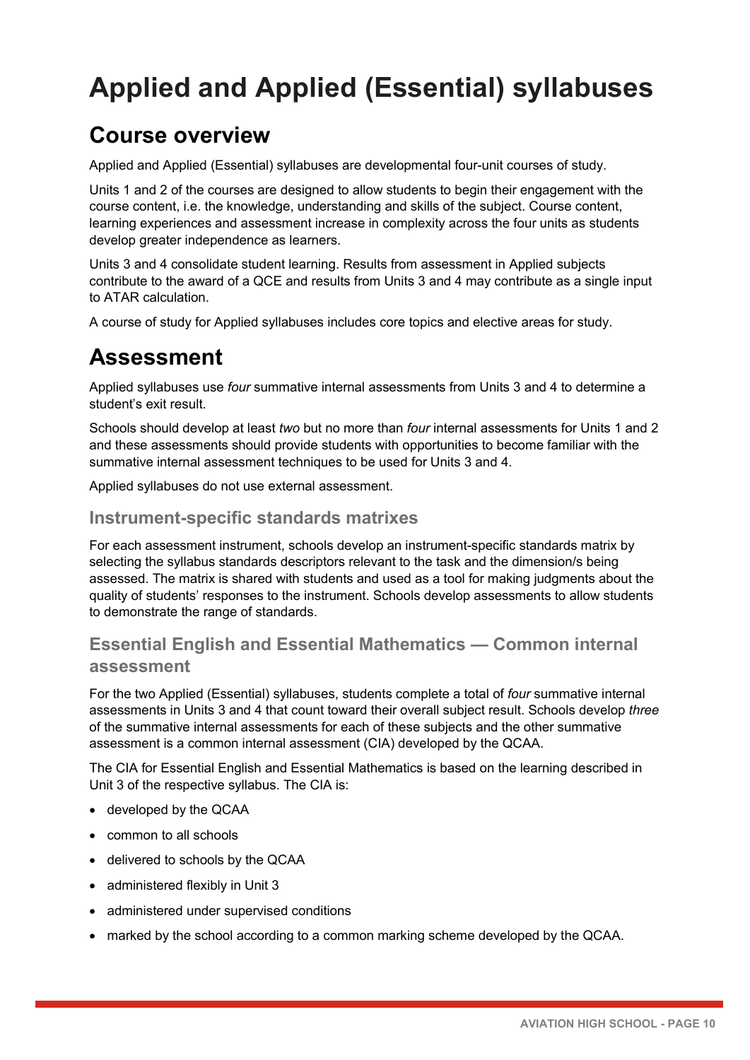# Applied and Applied (Essential) syllabuses

## Course overview

Applied and Applied (Essential) syllabuses are developmental four-unit courses of study.

Units 1 and 2 of the courses are designed to allow students to begin their engagement with the course content, i.e. the knowledge, understanding and skills of the subject. Course content, learning experiences and assessment increase in complexity across the four units as students develop greater independence as learners.

Units 3 and 4 consolidate student learning. Results from assessment in Applied subjects contribute to the award of a QCE and results from Units 3 and 4 may contribute as a single input to ATAR calculation.

A course of study for Applied syllabuses includes core topics and elective areas for study.

## Assessment

Applied syllabuses use *four* summative internal assessments from Units 3 and 4 to determine a student's exit result.

Schools should develop at least *two* but no more than *four* internal assessments for Units 1 and 2 and these assessments should provide students with opportunities to become familiar with the summative internal assessment techniques to be used for Units 3 and 4.

Applied syllabuses do not use external assessment.

### Instrument-specific standards matrixes

For each assessment instrument, schools develop an instrument-specific standards matrix by selecting the syllabus standards descriptors relevant to the task and the dimension/s being assessed. The matrix is shared with students and used as a tool for making judgments about the quality of students' responses to the instrument. Schools develop assessments to allow students to demonstrate the range of standards.

### Essential English and Essential Mathematics — Common internal assessment

For the two Applied (Essential) syllabuses, students complete a total of *four* summative internal assessments in Units 3 and 4 that count toward their overall subject result. Schools develop *three* of the summative internal assessments for each of these subjects and the other summative assessment is a common internal assessment (CIA) developed by the QCAA.

The CIA for Essential English and Essential Mathematics is based on the learning described in Unit 3 of the respective syllabus. The CIA is:

- developed by the QCAA
- common to all schools
- delivered to schools by the QCAA
- administered flexibly in Unit 3
- administered under supervised conditions
- marked by the school according to a common marking scheme developed by the QCAA.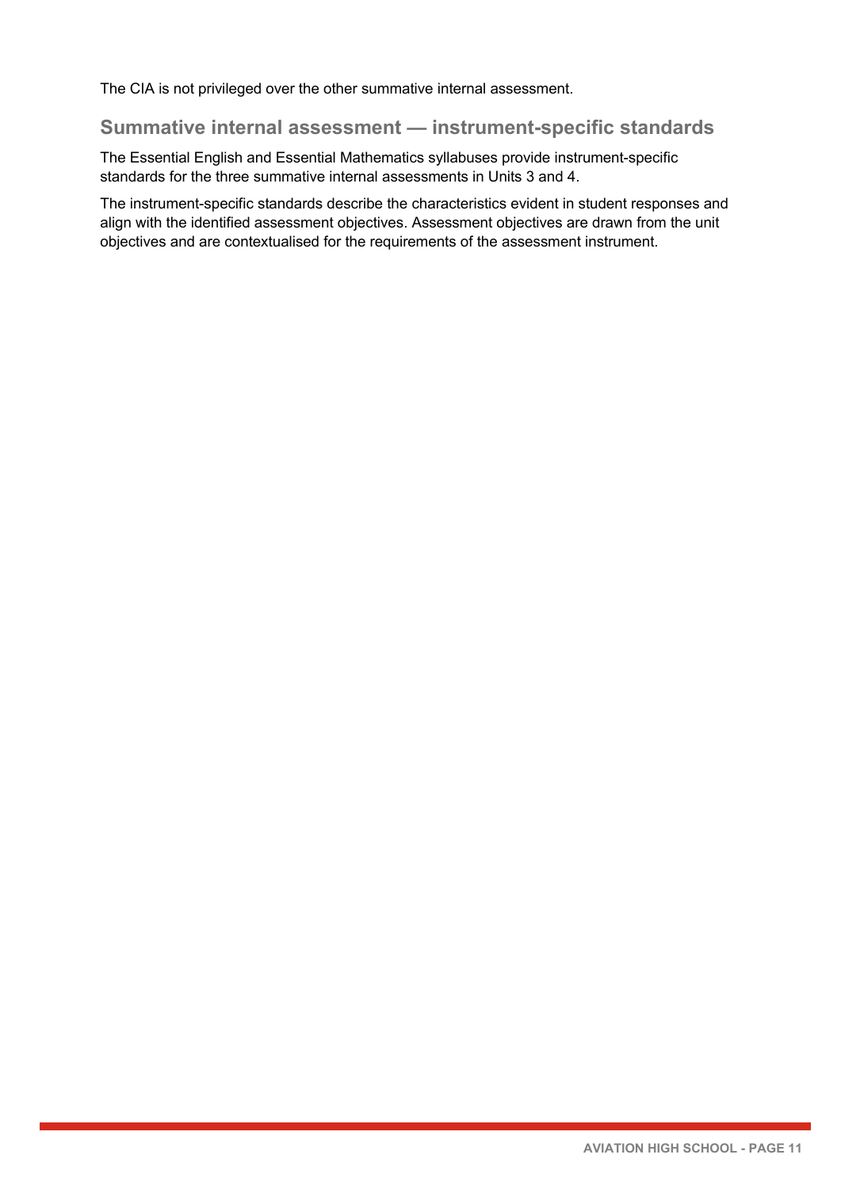The CIA is not privileged over the other summative internal assessment.

## Summative internal assessment — instrument-specific standards

The Essential English and Essential Mathematics syllabuses provide instrument-specific standards for the three summative internal assessments in Units 3 and 4.

The instrument-specific standards describe the characteristics evident in student responses and align with the identified assessment objectives. Assessment objectives are drawn from the unit objectives and are contextualised for the requirements of the assessment instrument.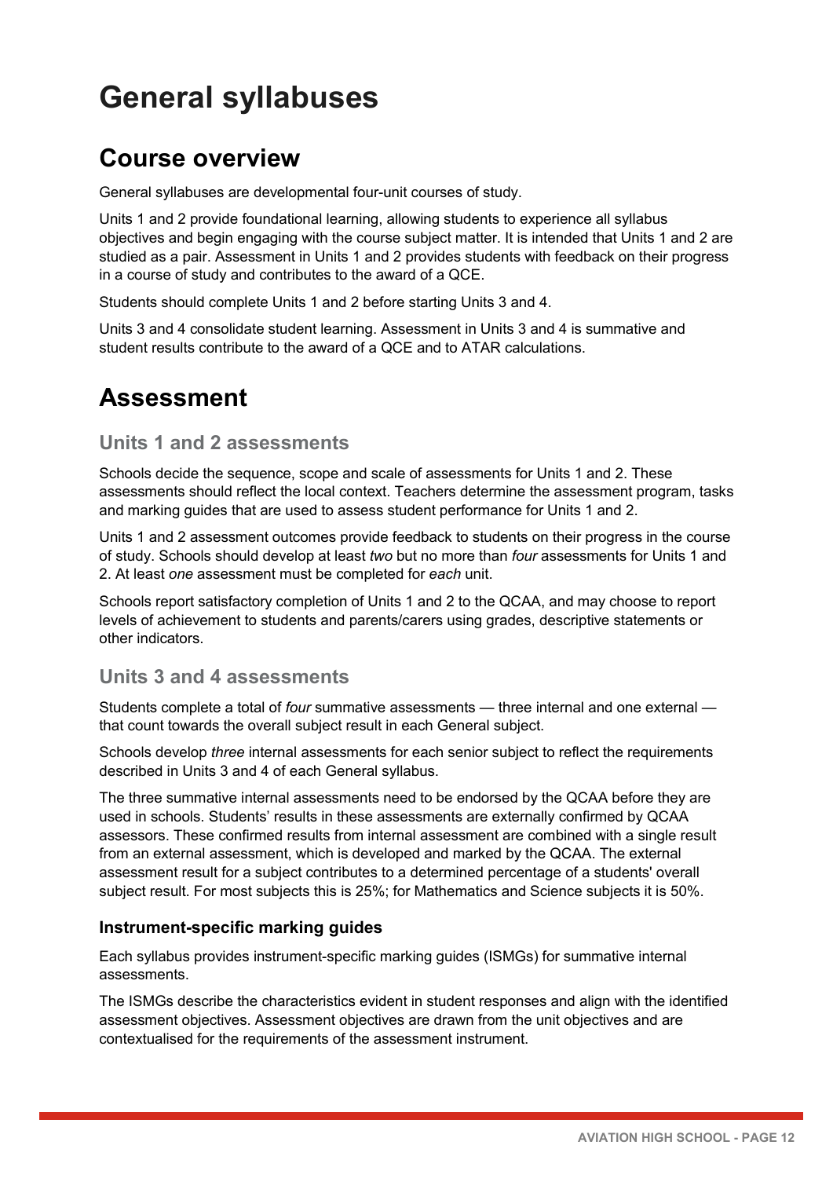# General syllabuses

## Course overview

General syllabuses are developmental four-unit courses of study.

Units 1 and 2 provide foundational learning, allowing students to experience all syllabus objectives and begin engaging with the course subject matter. It is intended that Units 1 and 2 are studied as a pair. Assessment in Units 1 and 2 provides students with feedback on their progress in a course of study and contributes to the award of a QCE.

Students should complete Units 1 and 2 before starting Units 3 and 4.

Units 3 and 4 consolidate student learning. Assessment in Units 3 and 4 is summative and student results contribute to the award of a QCE and to ATAR calculations.

## Assessment

### Units 1 and 2 assessments

Schools decide the sequence, scope and scale of assessments for Units 1 and 2. These assessments should reflect the local context. Teachers determine the assessment program, tasks and marking guides that are used to assess student performance for Units 1 and 2.

Units 1 and 2 assessment outcomes provide feedback to students on their progress in the course of study. Schools should develop at least *two* but no more than *four* assessments for Units 1 and 2. At least *one* assessment must be completed for *each* unit.

Schools report satisfactory completion of Units 1 and 2 to the QCAA, and may choose to report levels of achievement to students and parents/carers using grades, descriptive statements or other indicators.

### Units 3 and 4 assessments

Students complete a total of *four* summative assessments — three internal and one external — that count towards the overall subject result in each General subject.

Schools develop *three* internal assessments for each senior subject to reflect the requirements described in Units 3 and 4 of each General syllabus.

The three summative internal assessments need to be endorsed by the QCAA before they are used in schools. Students' results in these assessments are externally confirmed by QCAA assessors. These confirmed results from internal assessment are combined with a single result from an external assessment, which is developed and marked by the QCAA. The external assessment result for a subject contributes to a determined percentage of a students' overall subject result. For most subjects this is 25%; for Mathematics and Science subjects it is 50%.

#### Instrument-specific marking guides

Each syllabus provides instrument-specific marking guides (ISMGs) for summative internal assessments.

The ISMGs describe the characteristics evident in student responses and align with the identified assessment objectives. Assessment objectives are drawn from the unit objectives and are contextualised for the requirements of the assessment instrument.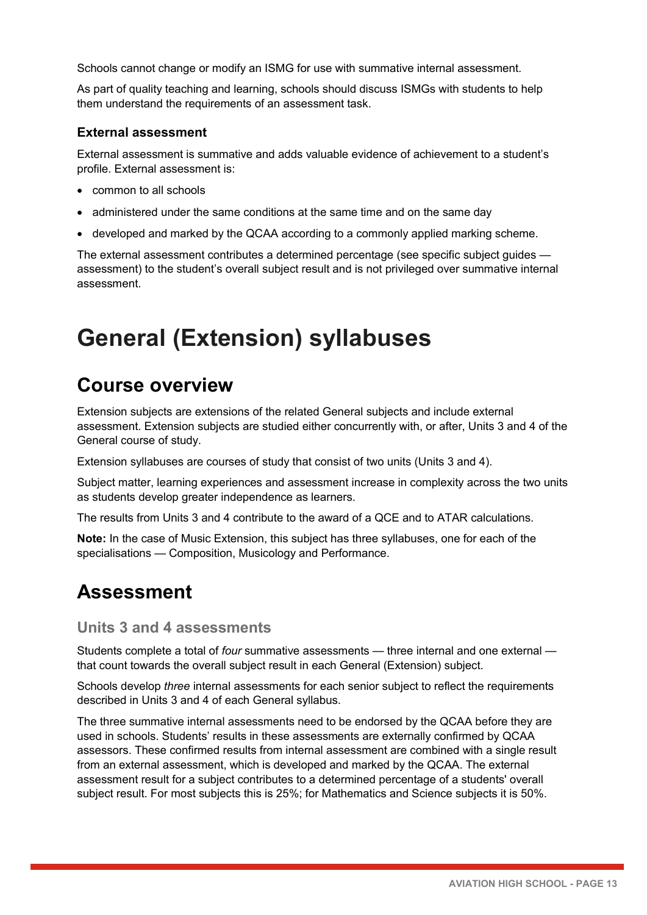Schools cannot change or modify an ISMG for use with summative internal assessment.

As part of quality teaching and learning, schools should discuss ISMGs with students to help them understand the requirements of an assessment task.

### External assessment

External assessment is summative and adds valuable evidence of achievement to a student's profile. External assessment is:

- common to all schools
- administered under the same conditions at the same time and on the same day
- developed and marked by the QCAA according to a commonly applied marking scheme.

The external assessment contributes a determined percentage (see specific subject guides — assessment) to the student's overall subject result and is not privileged over summative internal assessment.

# General (Extension) syllabuses

## Course overview

Extension subjects are extensions of the related General subjects and include external assessment. Extension subjects are studied either concurrently with, or after, Units 3 and 4 of the General course of study.

Extension syllabuses are courses of study that consist of two units (Units 3 and 4).

Subject matter, learning experiences and assessment increase in complexity across the two units as students develop greater independence as learners.

The results from Units 3 and 4 contribute to the award of a QCE and to ATAR calculations.

**Note:** In the case of Music Extension, this subject has three syllabuses, one for each of the specialisations — Composition, Musicology and Performance.

## Assessment

### Units 3 and 4 assessments

Students complete a total of *four* summative assessments — three internal and one external — that count towards the overall subject result in each General (Extension) subject.

Schools develop *three* internal assessments for each senior subject to reflect the requirements described in Units 3 and 4 of each General syllabus.

The three summative internal assessments need to be endorsed by the QCAA before they are used in schools. Students' results in these assessments are externally confirmed by QCAA assessors. These confirmed results from internal assessment are combined with a single result from an external assessment, which is developed and marked by the QCAA. The external assessment result for a subject contributes to a determined percentage of a students' overall subject result. For most subjects this is 25%; for Mathematics and Science subjects it is 50%.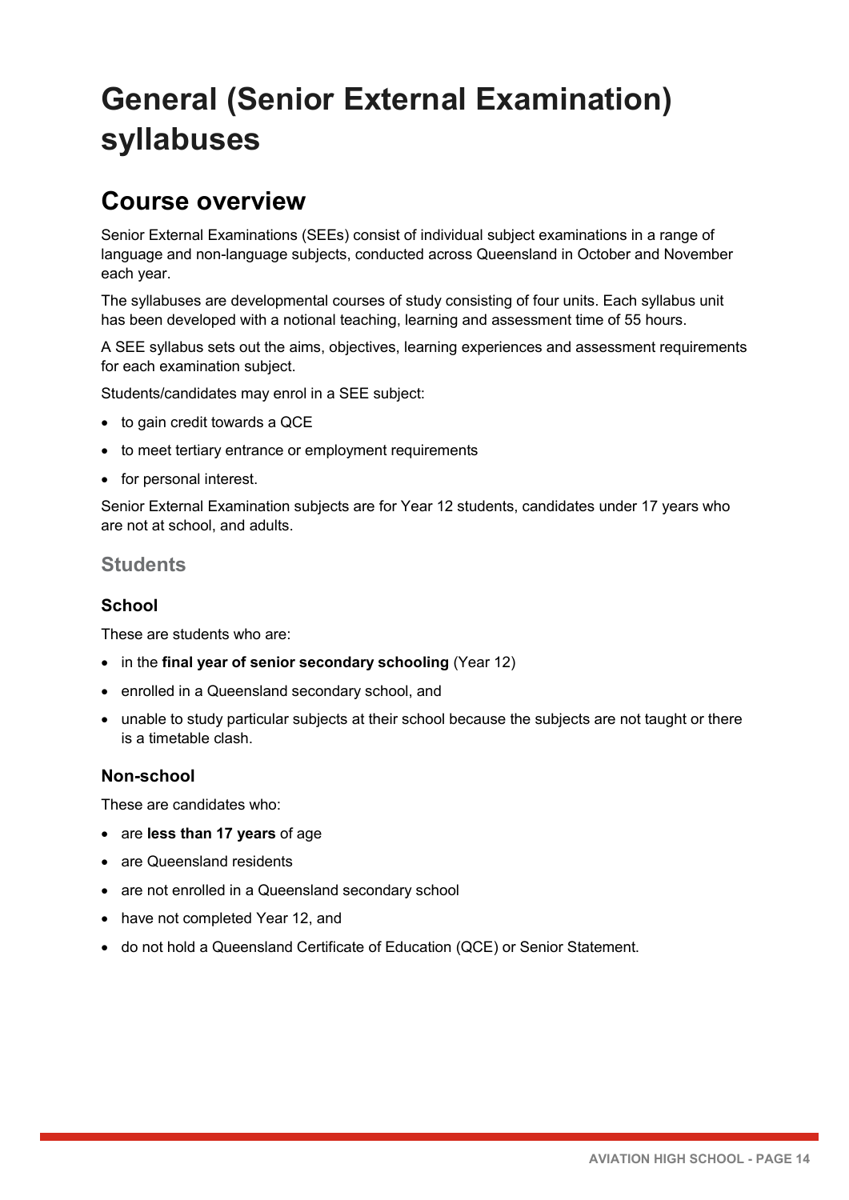# General (Senior External Examination) syllabuses

## Course overview

Senior External Examinations (SEEs) consist of individual subject examinations in a range of language and non-language subjects, conducted across Queensland in October and November each year.

The syllabuses are developmental courses of study consisting of four units. Each syllabus unit has been developed with a notional teaching, learning and assessment time of 55 hours.

A SEE syllabus sets out the aims, objectives, learning experiences and assessment requirements for each examination subject.

Students/candidates may enrol in a SEE subject:

- to gain credit towards a QCE
- to meet tertiary entrance or employment requirements
- for personal interest.

Senior External Examination subjects are for Year 12 students, candidates under 17 years who are not at school, and adults.

### Students

#### School

These are students who are:

- in the **final year of senior secondary schooling** (Year 12)
- enrolled in a Queensland secondary school, and
- unable to study particular subjects at their school because the subjects are not taught or there is a timetable clash.

#### Non-school

These are candidates who:

- are **less than 17 years** of age
- are Queensland residents
- are not enrolled in a Queensland secondary school
- have not completed Year 12, and
- do not hold a Queensland Certificate of Education (QCE) or Senior Statement.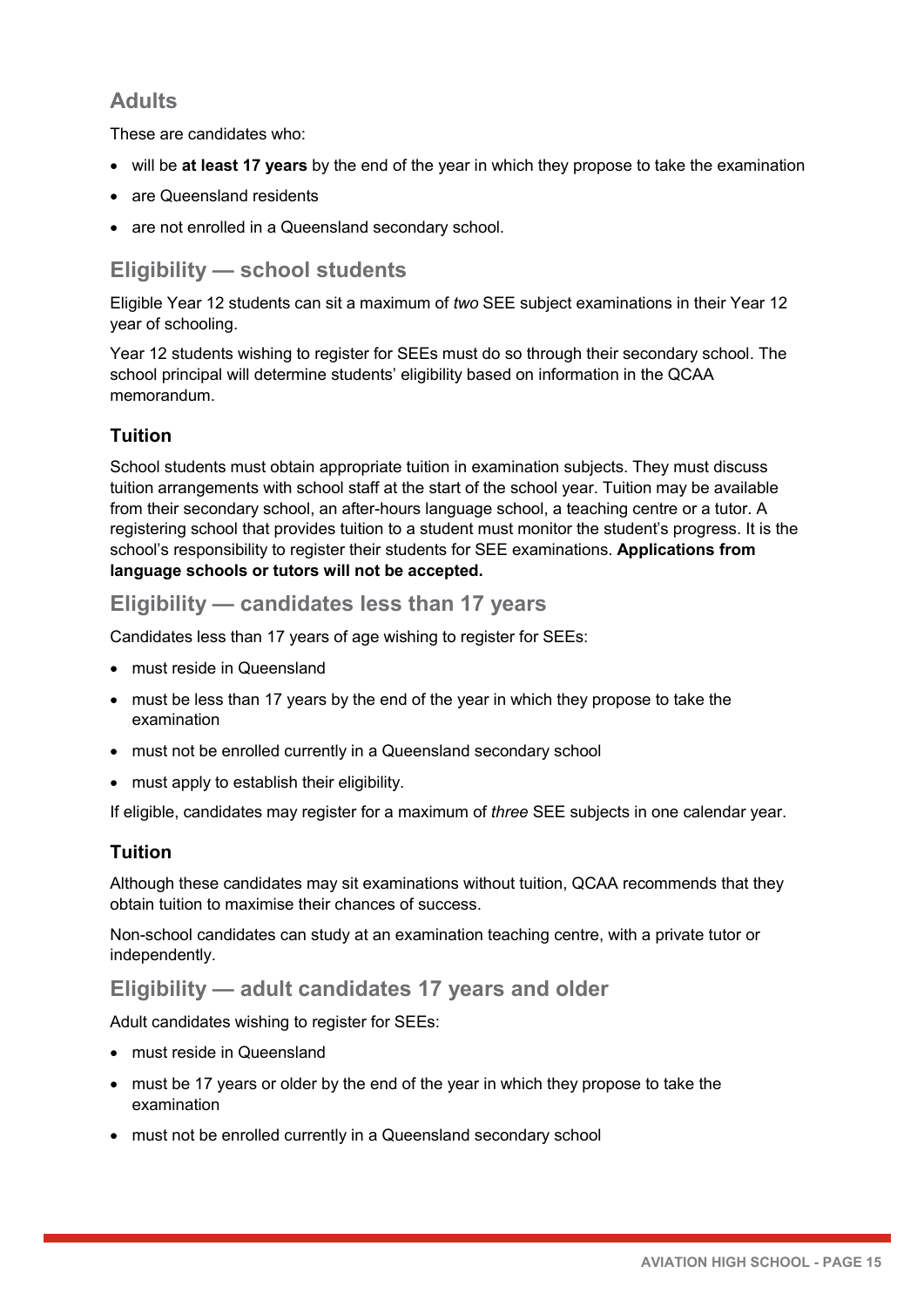## Adults

These are candidates who:

- will be **at least 17 years** by the end of the year in which they propose to take the examination
- are Queensland residents
- are not enrolled in a Queensland secondary school.

## Eligibility — school students

Eligible Year 12 students can sit a maximum of *two* SEE subject examinations in their Year 12 year of schooling.

Year 12 students wishing to register for SEEs must do so through their secondary school. The school principal will determine students' eligibility based on information in the QCAA memorandum.

### Tuition

School students must obtain appropriate tuition in examination subjects. They must discuss tuition arrangements with school staff at the start of the school year. Tuition may be available from their secondary school, an after-hours language school, a teaching centre or a tutor. A registering school that provides tuition to a student must monitor the student's progress. It is the school's responsibility to register their students for SEE examinations. **Applications from language schools or tutors will not be accepted.**

## Eligibility — candidates less than 17 years

Candidates less than 17 years of age wishing to register for SEEs:

- must reside in Queensland
- must be less than 17 years by the end of the year in which they propose to take the examination
- must not be enrolled currently in a Queensland secondary school
- must apply to establish their eligibility.

If eligible, candidates may register for a maximum of *three* SEE subjects in one calendar year.

### Tuition

Although these candidates may sit examinations without tuition, QCAA recommends that they obtain tuition to maximise their chances of success.

Non-school candidates can study at an examination teaching centre, with a private tutor or independently.

## Eligibility — adult candidates 17 years and older

Adult candidates wishing to register for SEEs:

- must reside in Queensland
- must be 17 years or older by the end of the year in which they propose to take the examination
- must not be enrolled currently in a Queensland secondary school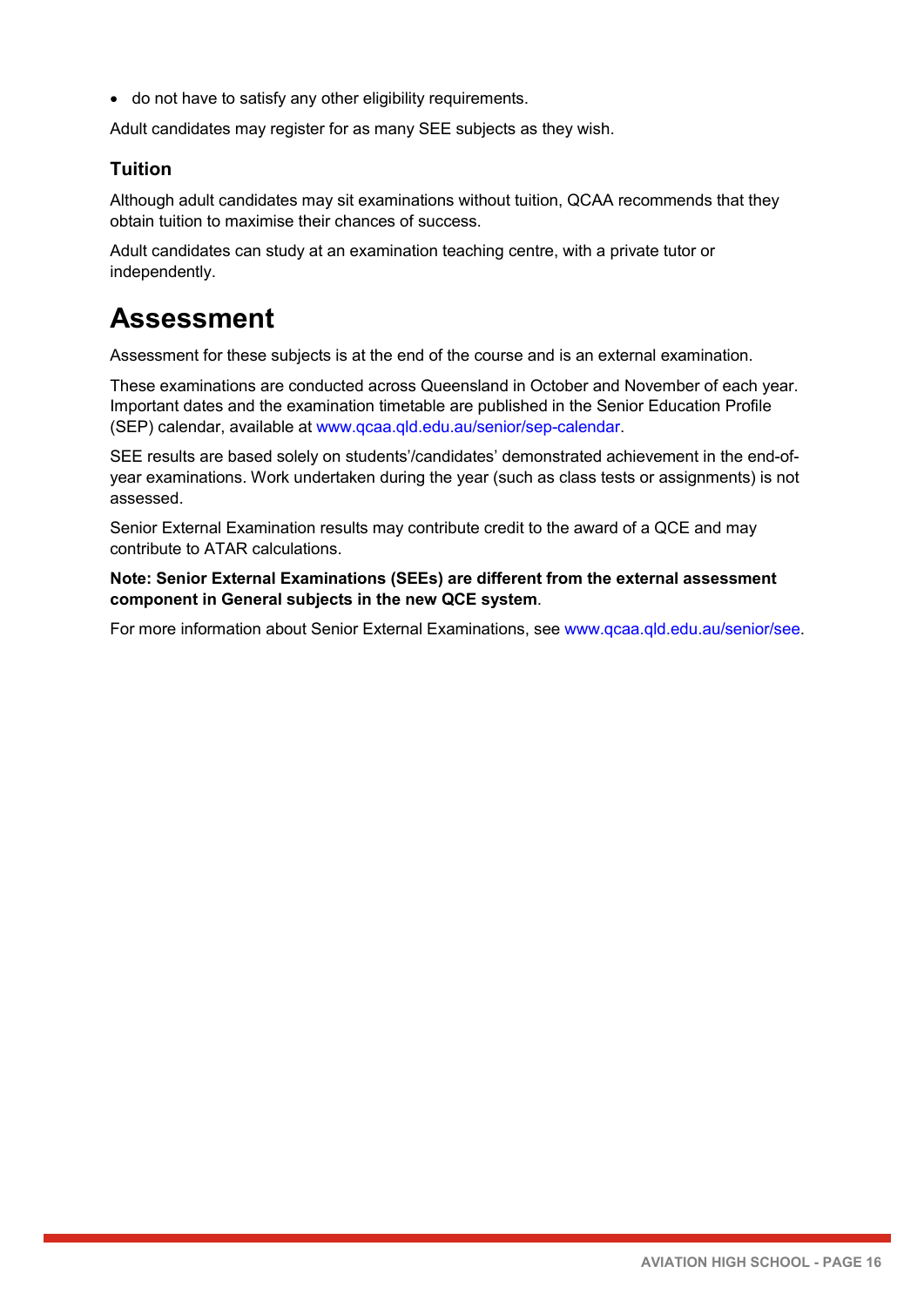- do not have to satisfy any other eligibility requirements.

Adult candidates may register for as many SEE subjects as they wish.

### Tuition

Although adult candidates may sit examinations without tuition, QCAA recommends that they obtain tuition to maximise their chances of success.

Adult candidates can study at an examination teaching centre, with a private tutor or independently.

## Assessment

Assessment for these subjects is at the end of the course and is an external examination.

These examinations are conducted across Queensland in October and November of each year. Important dates and the examination timetable are published in the Senior Education Profile (SEP) calendar, available at www.qcaa.qld.edu.au/senior/sep-calendar.

SEE results are based solely on students'/candidates' demonstrated achievement in the end-of-year examinations. Work undertaken during the year (such as class tests or assignments) is not assessed.

Senior External Examination results may contribute credit to the award of a QCE and may contribute to ATAR calculations.

**Note: Senior External Examinations (SEEs) are different from the external assessment component in General subjects in the new QCE system**.

For more information about Senior External Examinations, see www.qcaa.qld.edu.au/senior/see.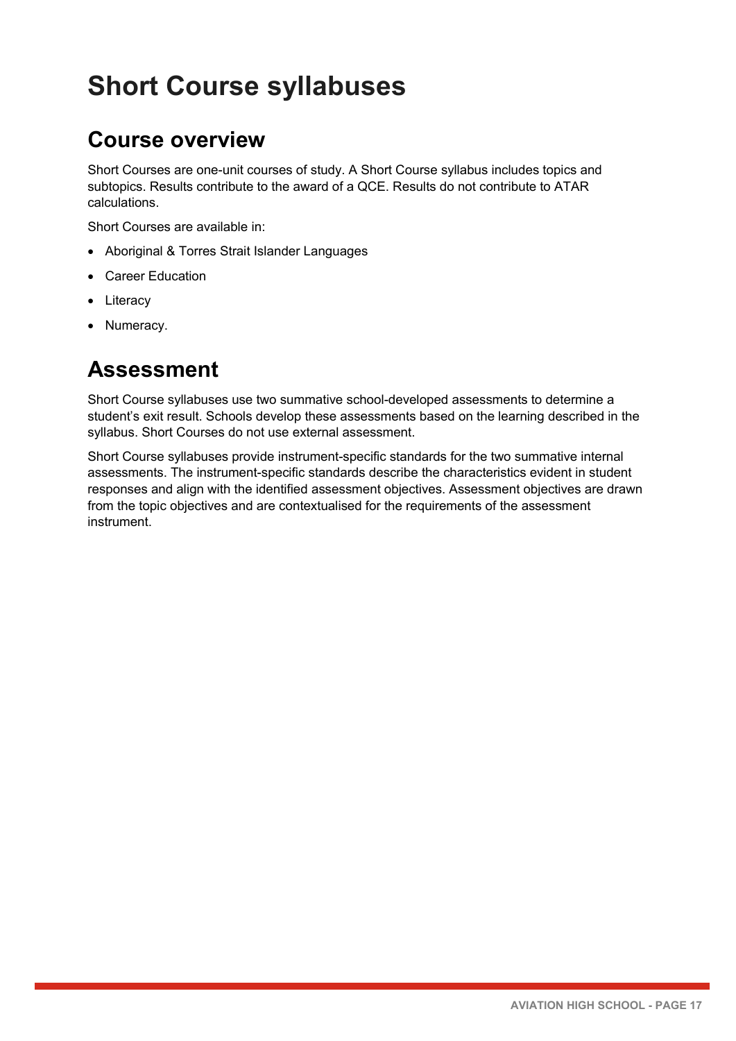# Short Course syllabuses

## Course overview

Short Courses are one-unit courses of study. A Short Course syllabus includes topics and subtopics. Results contribute to the award of a QCE. Results do not contribute to ATAR calculations.

Short Courses are available in:

- Aboriginal & Torres Strait Islander Languages
- Career Education
- Literacy
- Numeracy.

## Assessment

Short Course syllabuses use two summative school-developed assessments to determine a student's exit result. Schools develop these assessments based on the learning described in the syllabus. Short Courses do not use external assessment.

Short Course syllabuses provide instrument-specific standards for the two summative internal assessments. The instrument-specific standards describe the characteristics evident in student responses and align with the identified assessment objectives. Assessment objectives are drawn from the topic objectives and are contextualised for the requirements of the assessment instrument.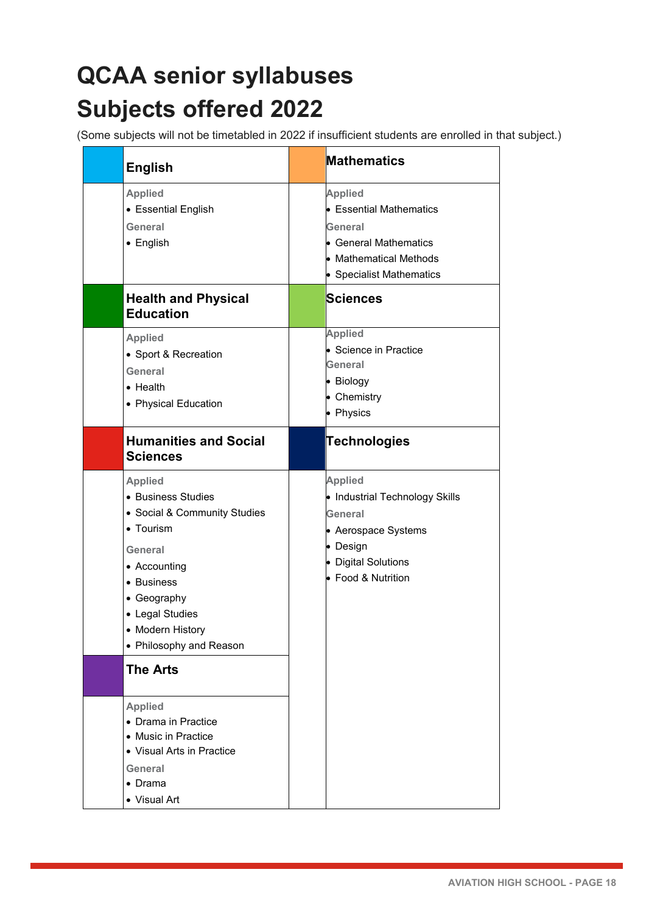# QCAA senior syllabuses

# Subjects offered 2022

(Some subjects will not be timetabled in 2022 if insufficient students are enrolled in that subject.)

### English

**Applied**

- Essential English

**General**

- English

### Mathematics

**Applied**

- Essential Mathematics

**General**

- General Mathematics
- Mathematical Methods
- Specialist Mathematics

### Health and Physical Education

**Applied**

- Sport & Recreation

**General**

- Health
- Physical Education

### Sciences

**Applied**

- Science in Practice

**General**

- Biology
- Chemistry
- Physics

### Humanities and Social Sciences

**Applied**

- Business Studies
- Social & Community Studies
- Tourism

**General**

- Accounting
- Business
- Geography
- Legal Studies
- Modern History
- Philosophy and Reason

### Technologies

**Applied**

- Industrial Technology Skills

**General**

- Aerospace Systems
- Design
- Digital Solutions
- Food & Nutrition

### The Arts

**Applied**

- Drama in Practice
- Music in Practice
- Visual Arts in Practice

**General**

- Drama
- Visual Art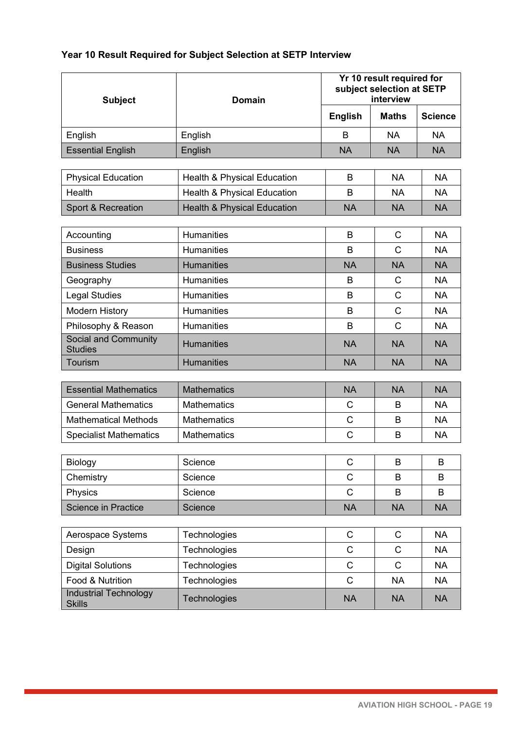### Year 10 Result Required for Subject Selection at SETP Interview

| Subject | Domain | Yr 10 result required for subject selection at SETP interview | | |
|---|---|---|---|---|
| | | English | Maths | Science |
| English | English | B | NA | NA |
| Essential English | English | NA | NA | NA |
| Physical Education | Health & Physical Education | B | NA | NA |
| Health | Health & Physical Education | B | NA | NA |
| Sport & Recreation | Health & Physical Education | NA | NA | NA |
| Accounting | Humanities | B | C | NA |
| Business | Humanities | B | C | NA |
| Business Studies | Humanities | NA | NA | NA |
| Geography | Humanities | B | C | NA |
| Legal Studies | Humanities | B | C | NA |
| Modern History | Humanities | B | C | NA |
| Philosophy & Reason | Humanities | B | C | NA |
| Social and Community Studies | Humanities | NA | NA | NA |
| Tourism | Humanities | NA | NA | NA |
| Essential Mathematics | Mathematics | NA | NA | NA |
| General Mathematics | Mathematics | C | B | NA |
| Mathematical Methods | Mathematics | C | B | NA |
| Specialist Mathematics | Mathematics | C | B | NA |
| Biology | Science | C | B | B |
| Chemistry | Science | C | B | B |
| Physics | Science | C | B | B |
| Science in Practice | Science | NA | NA | NA |
| Aerospace Systems | Technologies | C | C | NA |
| Design | Technologies | C | C | NA |
| Digital Solutions | Technologies | C | C | NA |
| Food & Nutrition | Technologies | C | NA | NA |
| Industrial Technology Skills | Technologies | NA | NA | NA |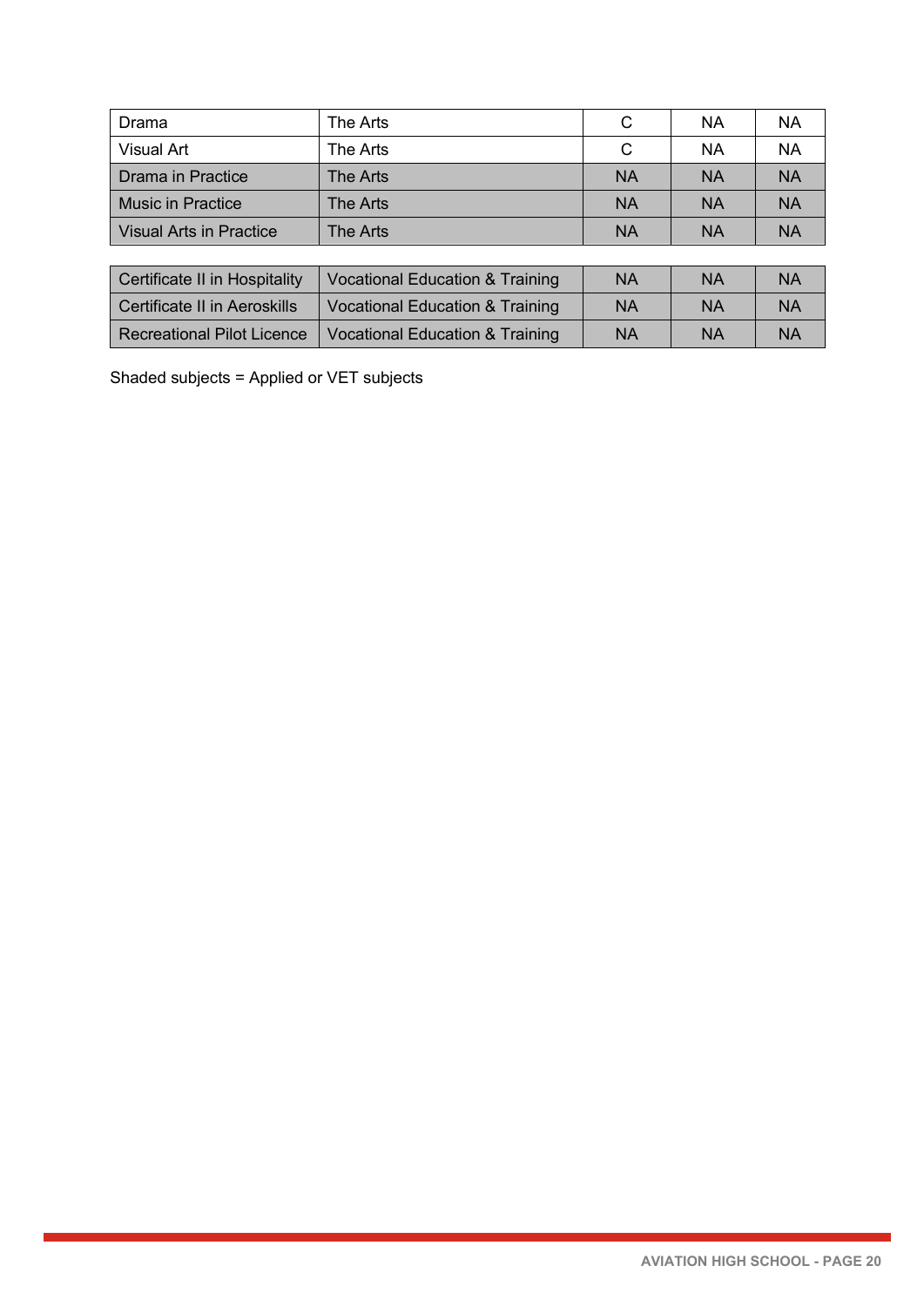| Drama | The Arts | C | NA | NA |
|---|---|---|---|---|
| Visual Art | The Arts | C | NA | NA |
| Drama in Practice | The Arts | NA | NA | NA |
| Music in Practice | The Arts | NA | NA | NA |
| Visual Arts in Practice | The Arts | NA | NA | NA |

| Certificate II in Hospitality | Vocational Education & Training | NA | NA | NA |
|---|---|---|---|---|
| Certificate II in Aeroskills | Vocational Education & Training | NA | NA | NA |
| Recreational Pilot Licence | Vocational Education & Training | NA | NA | NA |

Shaded subjects = Applied or VET subjects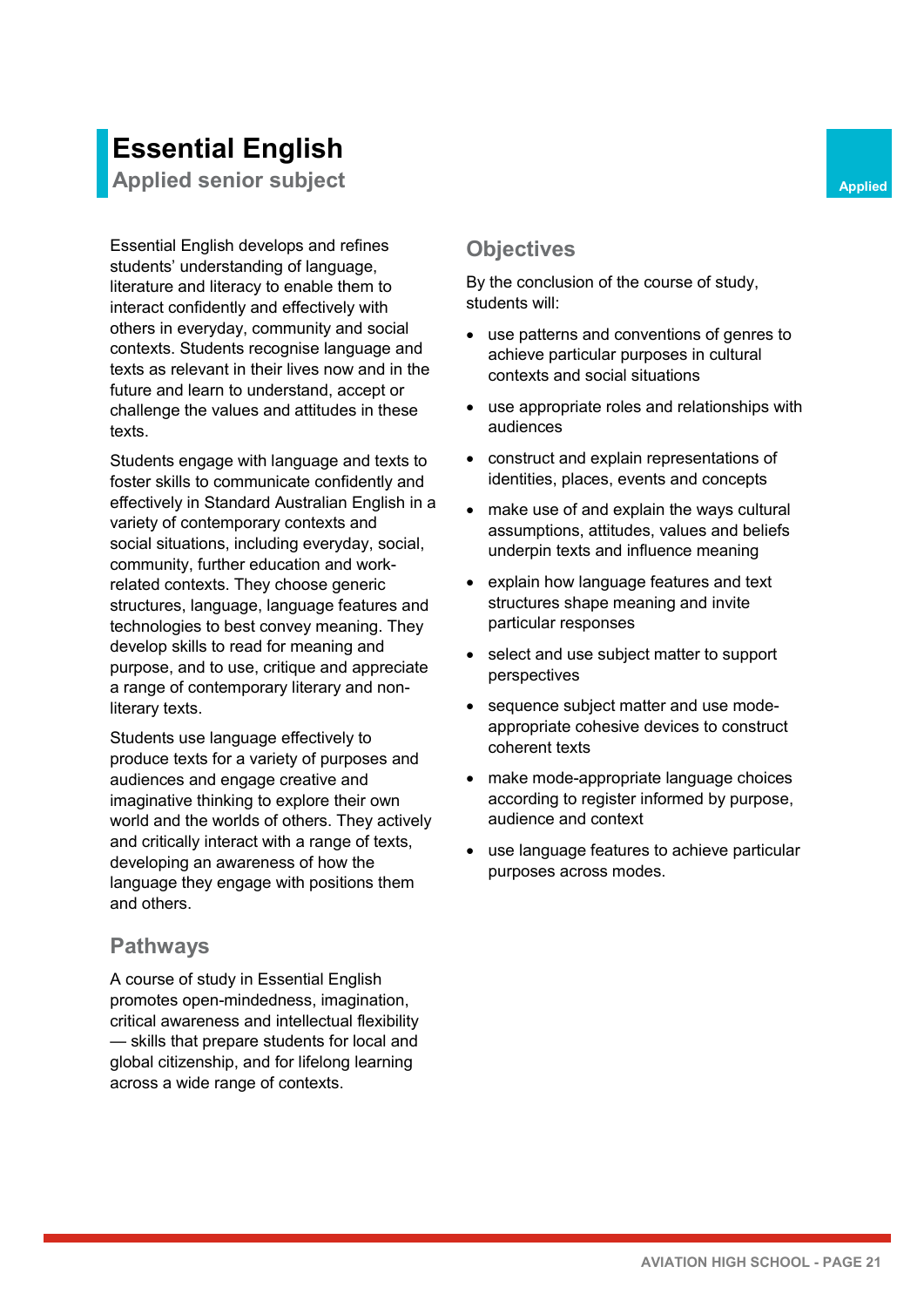# Essential English

## Applied senior subject

Applied

Essential English develops and refines students' understanding of language, literature and literacy to enable them to interact confidently and effectively with others in everyday, community and social contexts. Students recognise language and texts as relevant in their lives now and in the future and learn to understand, accept or challenge the values and attitudes in these texts.

Students engage with language and texts to foster skills to communicate confidently and effectively in Standard Australian English in a variety of contemporary contexts and social situations, including everyday, social, community, further education and work-related contexts. They choose generic structures, language, language features and technologies to best convey meaning. They develop skills to read for meaning and purpose, and to use, critique and appreciate a range of contemporary literary and non-literary texts.

Students use language effectively to produce texts for a variety of purposes and audiences and engage creative and imaginative thinking to explore their own world and the worlds of others. They actively and critically interact with a range of texts, developing an awareness of how the language they engage with positions them and others.

### Pathways

A course of study in Essential English promotes open-mindedness, imagination, critical awareness and intellectual flexibility — skills that prepare students for local and global citizenship, and for lifelong learning across a wide range of contexts.

### Objectives

By the conclusion of the course of study, students will:

- use patterns and conventions of genres to achieve particular purposes in cultural contexts and social situations
- use appropriate roles and relationships with audiences
- construct and explain representations of identities, places, events and concepts
- make use of and explain the ways cultural assumptions, attitudes, values and beliefs underpin texts and influence meaning
- explain how language features and text structures shape meaning and invite particular responses
- select and use subject matter to support perspectives
- sequence subject matter and use mode-appropriate cohesive devices to construct coherent texts
- make mode-appropriate language choices according to register informed by purpose, audience and context
- use language features to achieve particular purposes across modes.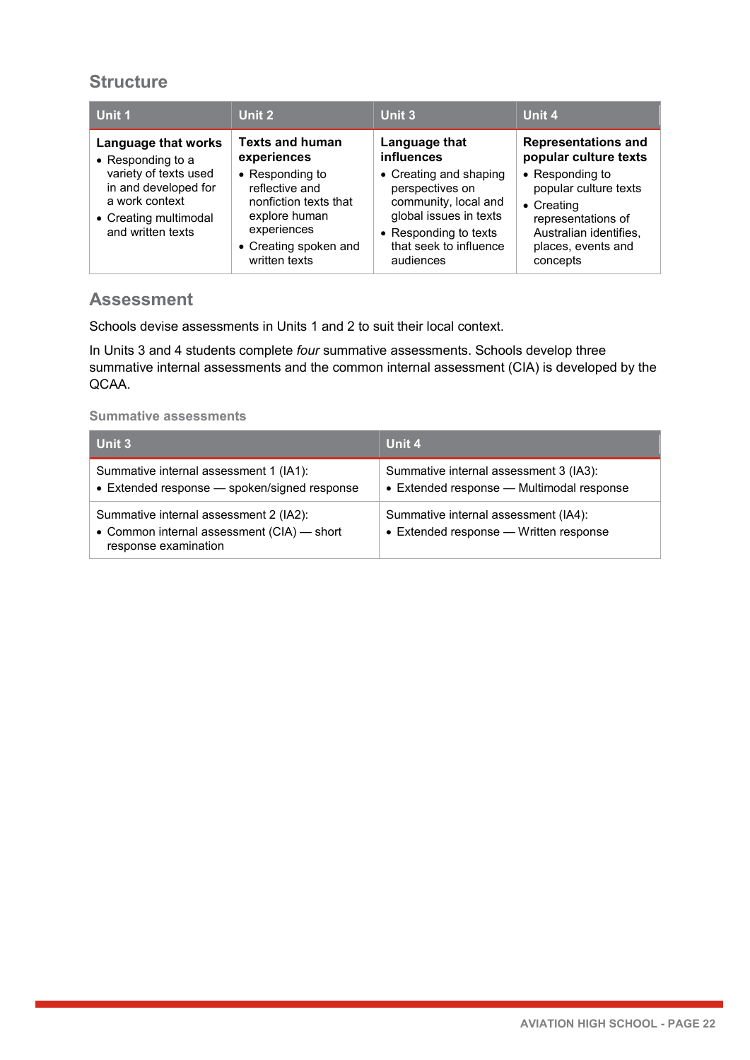## Structure

| Unit 1 | Unit 2 | Unit 3 | Unit 4 |
|---|---|---|---|
| **Language that works**<br>• Responding to a variety of texts used in and developed for a work context<br>• Creating multimodal and written texts | **Texts and human experiences**<br>• Responding to reflective and nonfiction texts that explore human experiences<br>• Creating spoken and written texts | **Language that influences**<br>• Creating and shaping perspectives on community, local and global issues in texts<br>• Responding to texts that seek to influence audiences | **Representations and popular culture texts**<br>• Responding to popular culture texts<br>• Creating representations of Australian identifies, places, events and concepts |

## Assessment

Schools devise assessments in Units 1 and 2 to suit their local context.

In Units 3 and 4 students complete *four* summative assessments. Schools develop three summative internal assessments and the common internal assessment (CIA) is developed by the QCAA.

### Summative assessments

| Unit 3 | Unit 4 |
|---|---|
| Summative internal assessment 1 (IA1):<br>• Extended response — spoken/signed response | Summative internal assessment 3 (IA3):<br>• Extended response — Multimodal response |
| Summative internal assessment 2 (IA2):<br>• Common internal assessment (CIA) — short response examination | Summative internal assessment (IA4):<br>• Extended response — Written response |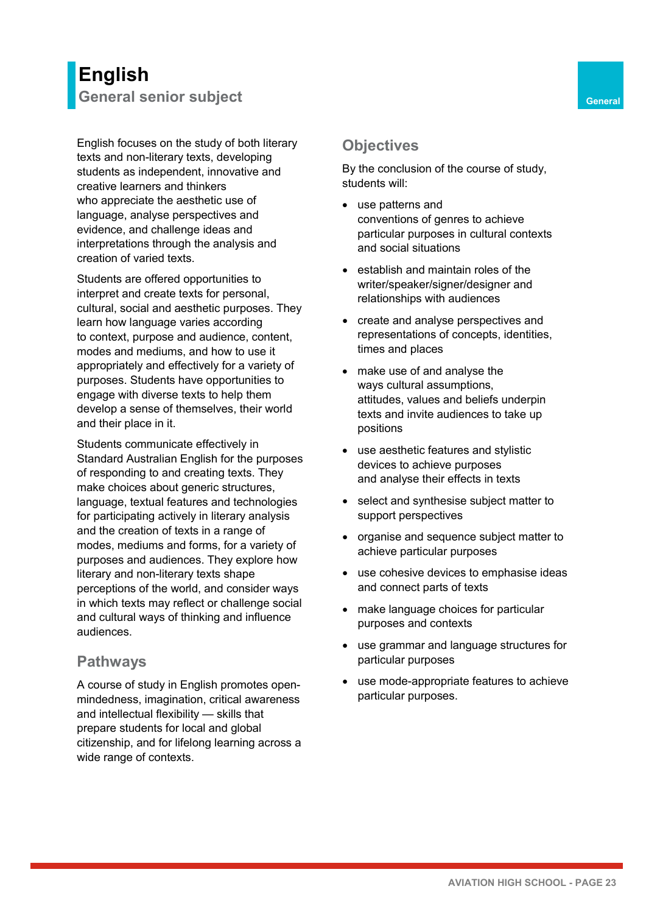# English

## General senior subject

General

English focuses on the study of both literary texts and non-literary texts, developing students as independent, innovative and creative learners and thinkers who appreciate the aesthetic use of language, analyse perspectives and evidence, and challenge ideas and interpretations through the analysis and creation of varied texts.

Students are offered opportunities to interpret and create texts for personal, cultural, social and aesthetic purposes. They learn how language varies according to context, purpose and audience, content, modes and mediums, and how to use it appropriately and effectively for a variety of purposes. Students have opportunities to engage with diverse texts to help them develop a sense of themselves, their world and their place in it.

Students communicate effectively in Standard Australian English for the purposes of responding to and creating texts. They make choices about generic structures, language, textual features and technologies for participating actively in literary analysis and the creation of texts in a range of modes, mediums and forms, for a variety of purposes and audiences. They explore how literary and non-literary texts shape perceptions of the world, and consider ways in which texts may reflect or challenge social and cultural ways of thinking and influence audiences.

## Pathways

A course of study in English promotes open-mindedness, imagination, critical awareness and intellectual flexibility — skills that prepare students for local and global citizenship, and for lifelong learning across a wide range of contexts.

## Objectives

By the conclusion of the course of study, students will:

- use patterns and conventions of genres to achieve particular purposes in cultural contexts and social situations
- establish and maintain roles of the writer/speaker/signer/designer and relationships with audiences
- create and analyse perspectives and representations of concepts, identities, times and places
- make use of and analyse the ways cultural assumptions, attitudes, values and beliefs underpin texts and invite audiences to take up positions
- use aesthetic features and stylistic devices to achieve purposes and analyse their effects in texts
- select and synthesise subject matter to support perspectives
- organise and sequence subject matter to achieve particular purposes
- use cohesive devices to emphasise ideas and connect parts of texts
- make language choices for particular purposes and contexts
- use grammar and language structures for particular purposes
- use mode-appropriate features to achieve particular purposes.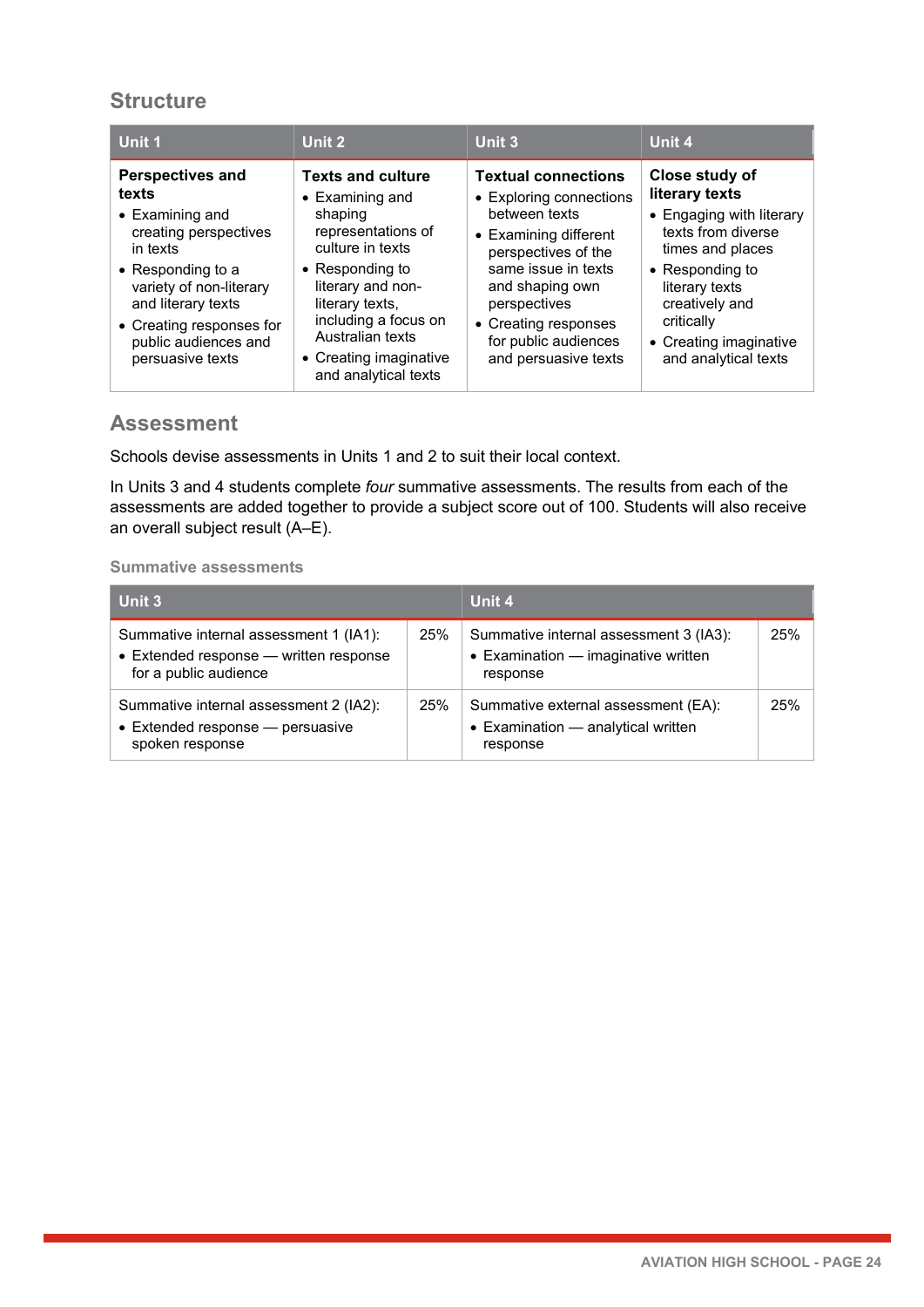## Structure

| Unit 1 | Unit 2 | Unit 3 | Unit 4 |
|---|---|---|---|
| **Perspectives and texts**<br>• Examining and creating perspectives in texts<br>• Responding to a variety of non-literary and literary texts<br>• Creating responses for public audiences and persuasive texts | **Texts and culture**<br>• Examining and shaping representations of culture in texts<br>• Responding to literary and non-literary texts, including a focus on Australian texts<br>• Creating imaginative and analytical texts | **Textual connections**<br>• Exploring connections between texts<br>• Examining different perspectives of the same issue in texts and shaping own perspectives<br>• Creating responses for public audiences and persuasive texts | **Close study of literary texts**<br>• Engaging with literary texts from diverse times and places<br>• Responding to literary texts creatively and critically<br>• Creating imaginative and analytical texts |

## Assessment

Schools devise assessments in Units 1 and 2 to suit their local context.

In Units 3 and 4 students complete *four* summative assessments. The results from each of the assessments are added together to provide a subject score out of 100. Students will also receive an overall subject result (A–E).

### Summative assessments

| Unit 3 | | Unit 4 | |
|---|---|---|---|
| Summative internal assessment 1 (IA1):<br>• Extended response — written response for a public audience | 25% | Summative internal assessment 3 (IA3):<br>• Examination — imaginative written response | 25% |
| Summative internal assessment 2 (IA2):<br>• Extended response — persuasive spoken response | 25% | Summative external assessment (EA):<br>• Examination — analytical written response | 25% |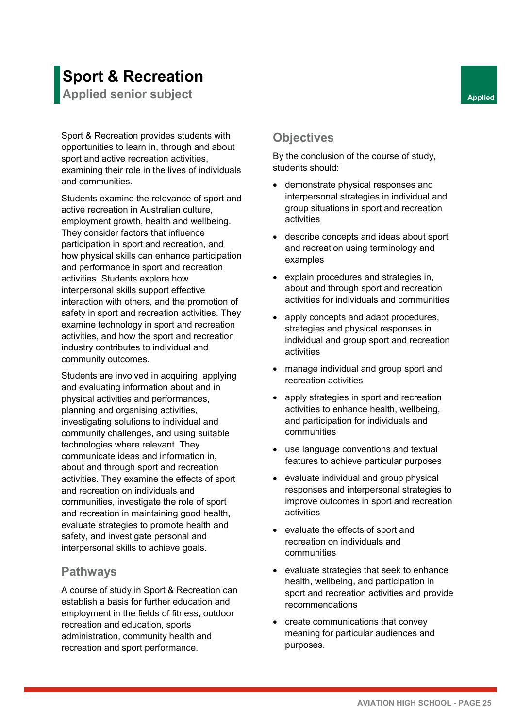# Sport & Recreation

## Applied senior subject

Applied

Sport & Recreation provides students with opportunities to learn in, through and about sport and active recreation activities, examining their role in the lives of individuals and communities.

Students examine the relevance of sport and active recreation in Australian culture, employment growth, health and wellbeing. They consider factors that influence participation in sport and recreation, and how physical skills can enhance participation and performance in sport and recreation activities. Students explore how interpersonal skills support effective interaction with others, and the promotion of safety in sport and recreation activities. They examine technology in sport and recreation activities, and how the sport and recreation industry contributes to individual and community outcomes.

Students are involved in acquiring, applying and evaluating information about and in physical activities and performances, planning and organising activities, investigating solutions to individual and community challenges, and using suitable technologies where relevant. They communicate ideas and information in, about and through sport and recreation activities. They examine the effects of sport and recreation on individuals and communities, investigate the role of sport and recreation in maintaining good health, evaluate strategies to promote health and safety, and investigate personal and interpersonal skills to achieve goals.

### Pathways

A course of study in Sport & Recreation can establish a basis for further education and employment in the fields of fitness, outdoor recreation and education, sports administration, community health and recreation and sport performance.

### Objectives

By the conclusion of the course of study, students should:

- demonstrate physical responses and interpersonal strategies in individual and group situations in sport and recreation activities
- describe concepts and ideas about sport and recreation using terminology and examples
- explain procedures and strategies in, about and through sport and recreation activities for individuals and communities
- apply concepts and adapt procedures, strategies and physical responses in individual and group sport and recreation activities
- manage individual and group sport and recreation activities
- apply strategies in sport and recreation activities to enhance health, wellbeing, and participation for individuals and communities
- use language conventions and textual features to achieve particular purposes
- evaluate individual and group physical responses and interpersonal strategies to improve outcomes in sport and recreation activities
- evaluate the effects of sport and recreation on individuals and communities
- evaluate strategies that seek to enhance health, wellbeing, and participation in sport and recreation activities and provide recommendations
- create communications that convey meaning for particular audiences and purposes.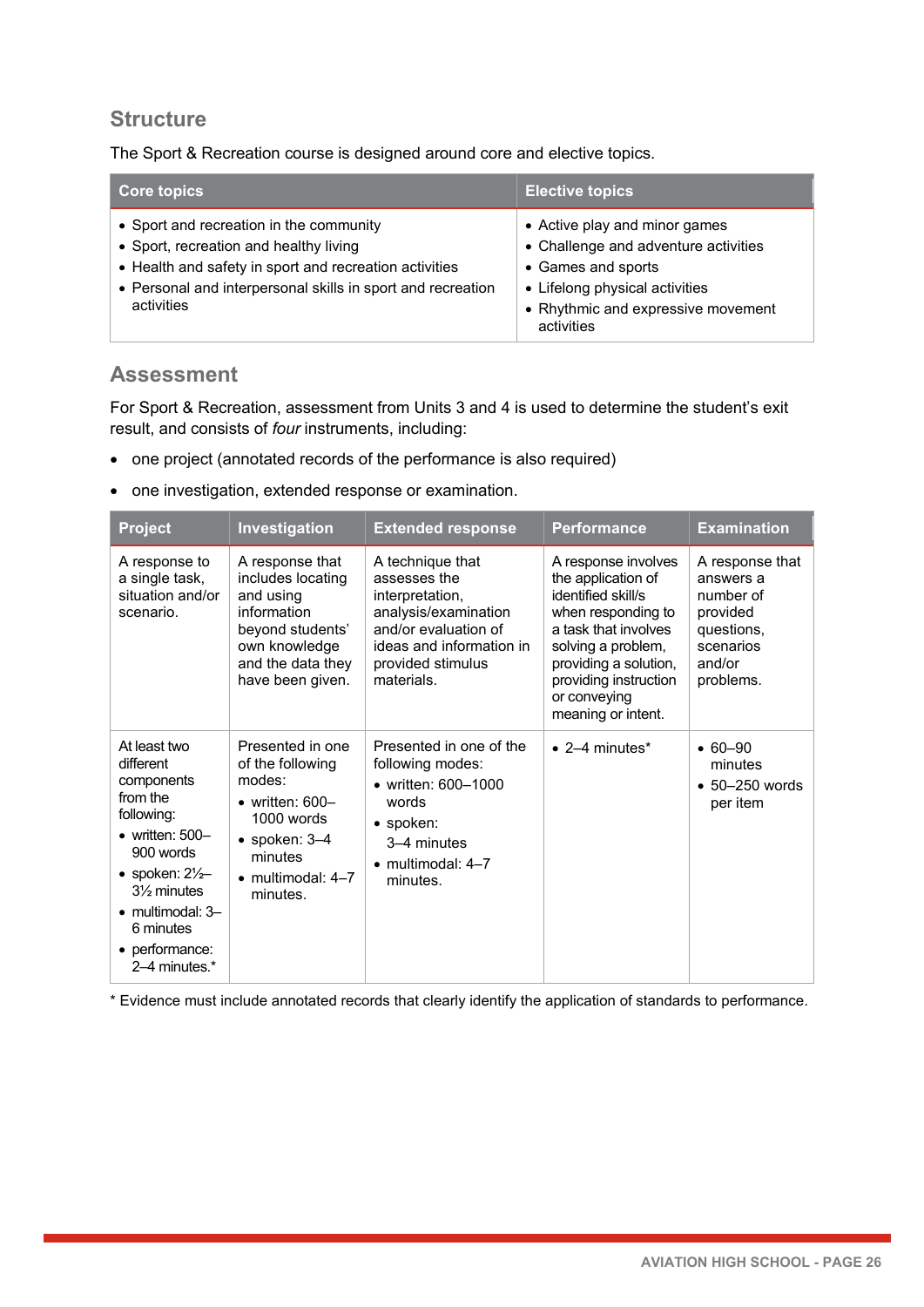## Structure

The Sport & Recreation course is designed around core and elective topics.

| Core topics | Elective topics |
|---|---|
| • Sport and recreation in the community<br>• Sport, recreation and healthy living<br>• Health and safety in sport and recreation activities<br>• Personal and interpersonal skills in sport and recreation activities | • Active play and minor games<br>• Challenge and adventure activities<br>• Games and sports<br>• Lifelong physical activities<br>• Rhythmic and expressive movement activities |

## Assessment

For Sport & Recreation, assessment from Units 3 and 4 is used to determine the student's exit result, and consists of *four* instruments, including:

- one project (annotated records of the performance is also required)
- one investigation, extended response or examination.

| Project | Investigation | Extended response | Performance | Examination |
|---|---|---|---|---|
| A response to a single task, situation and/or scenario. | A response that includes locating and using information beyond students' own knowledge and the data they have been given. | A technique that assesses the interpretation, analysis/examination and/or evaluation of ideas and information in provided stimulus materials. | A response involves the application of identified skill/s when responding to a task that involves solving a problem, providing a solution, providing instruction or conveying meaning or intent. | A response that answers a number of provided questions, scenarios and/or problems. |
| At least two different components from the following:<br>• written: 500–900 words<br>• spoken: 2½–3½ minutes<br>• multimodal: 3–6 minutes<br>• performance: 2–4 minutes.* | Presented in one of the following modes:<br>• written: 600–1000 words<br>• spoken: 3–4 minutes<br>• multimodal: 4–7 minutes. | Presented in one of the following modes:<br>• written: 600–1000 words<br>• spoken: 3–4 minutes<br>• multimodal: 4–7 minutes. | • 2–4 minutes* | • 60–90 minutes<br>• 50–250 words per item |

\* Evidence must include annotated records that clearly identify the application of standards to performance.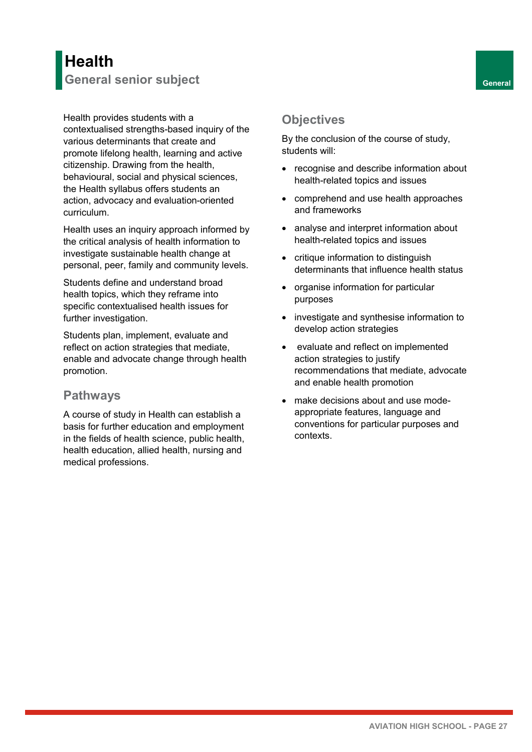# Health

## General senior subject

General

Health provides students with a contextualised strengths-based inquiry of the various determinants that create and promote lifelong health, learning and active citizenship. Drawing from the health, behavioural, social and physical sciences, the Health syllabus offers students an action, advocacy and evaluation-oriented curriculum.

Health uses an inquiry approach informed by the critical analysis of health information to investigate sustainable health change at personal, peer, family and community levels.

Students define and understand broad health topics, which they reframe into specific contextualised health issues for further investigation.

Students plan, implement, evaluate and reflect on action strategies that mediate, enable and advocate change through health promotion.

### Pathways

A course of study in Health can establish a basis for further education and employment in the fields of health science, public health, health education, allied health, nursing and medical professions.

### Objectives

By the conclusion of the course of study, students will:

- recognise and describe information about health-related topics and issues
- comprehend and use health approaches and frameworks
- analyse and interpret information about health-related topics and issues
- critique information to distinguish determinants that influence health status
- organise information for particular purposes
- investigate and synthesise information to develop action strategies
- evaluate and reflect on implemented action strategies to justify recommendations that mediate, advocate and enable health promotion
- make decisions about and use mode-appropriate features, language and conventions for particular purposes and contexts.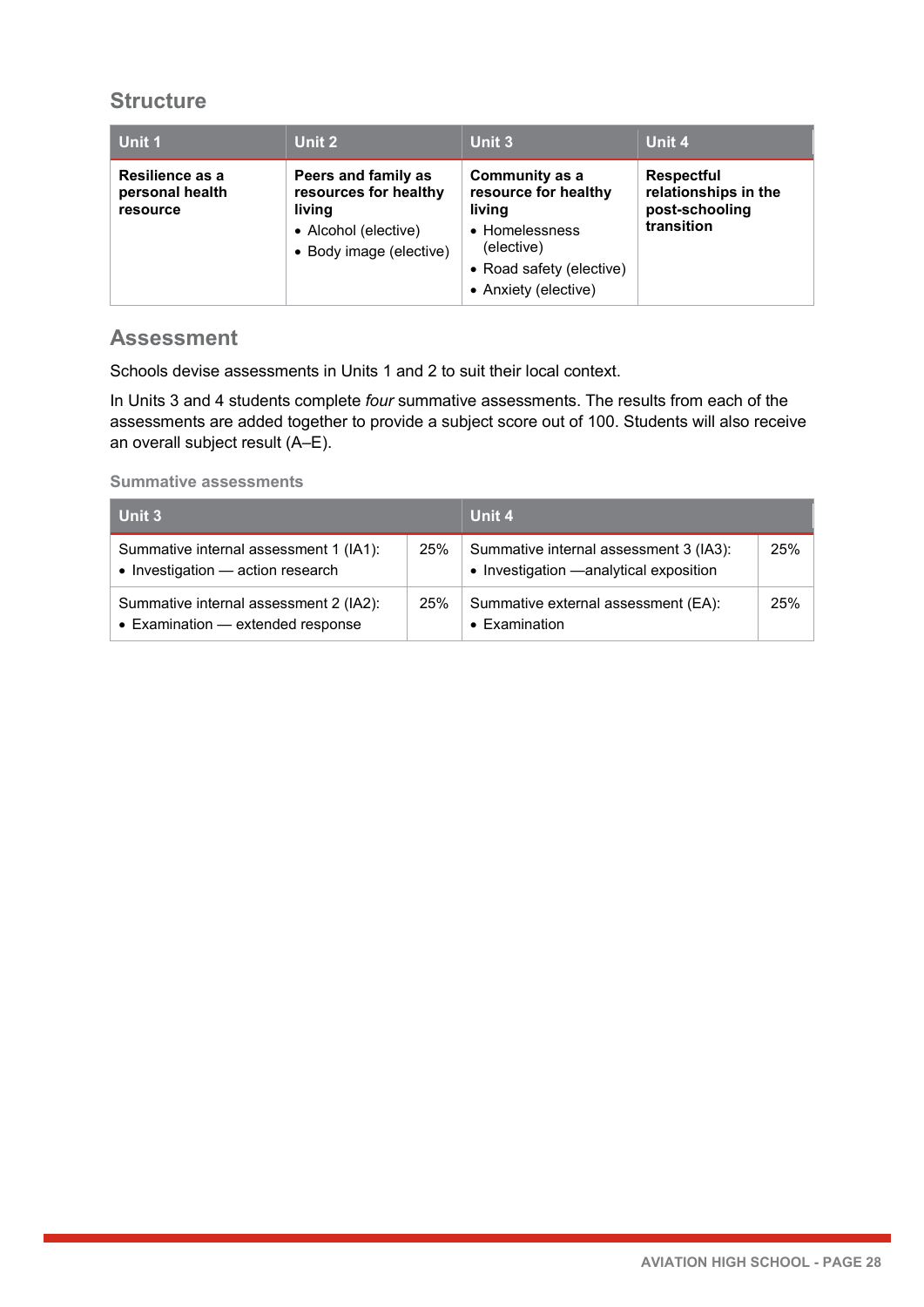## Structure

| Unit 1 | Unit 2 | Unit 3 | Unit 4 |
|---|---|---|---|
| **Resilience as a personal health resource** | **Peers and family as resources for healthy living**<br>• Alcohol (elective)<br>• Body image (elective) | **Community as a resource for healthy living**<br>• Homelessness (elective)<br>• Road safety (elective)<br>• Anxiety (elective) | **Respectful relationships in the post-schooling transition** |

## Assessment

Schools devise assessments in Units 1 and 2 to suit their local context.

In Units 3 and 4 students complete *four* summative assessments. The results from each of the assessments are added together to provide a subject score out of 100. Students will also receive an overall subject result (A–E).

### Summative assessments

| Unit 3 | | Unit 4 | |
|---|---|---|---|
| Summative internal assessment 1 (IA1):<br>• Investigation — action research | 25% | Summative internal assessment 3 (IA3):<br>• Investigation —analytical exposition | 25% |
| Summative internal assessment 2 (IA2):<br>• Examination — extended response | 25% | Summative external assessment (EA):<br>• Examination | 25% |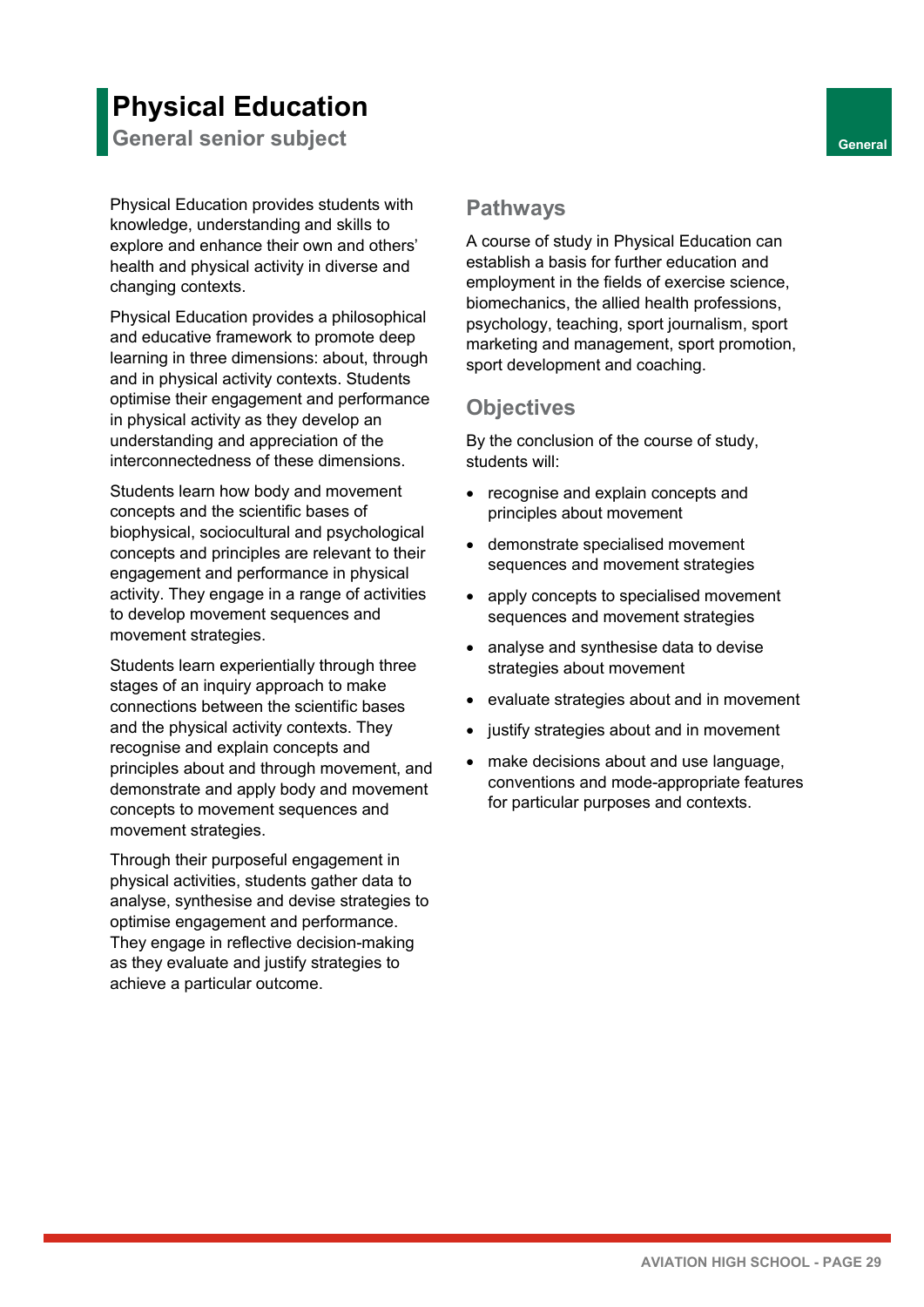# Physical Education

## General senior subject

General

Physical Education provides students with knowledge, understanding and skills to explore and enhance their own and others' health and physical activity in diverse and changing contexts.

Physical Education provides a philosophical and educative framework to promote deep learning in three dimensions: about, through and in physical activity contexts. Students optimise their engagement and performance in physical activity as they develop an understanding and appreciation of the interconnectedness of these dimensions.

Students learn how body and movement concepts and the scientific bases of biophysical, sociocultural and psychological concepts and principles are relevant to their engagement and performance in physical activity. They engage in a range of activities to develop movement sequences and movement strategies.

Students learn experientially through three stages of an inquiry approach to make connections between the scientific bases and the physical activity contexts. They recognise and explain concepts and principles about and through movement, and demonstrate and apply body and movement concepts to movement sequences and movement strategies.

Through their purposeful engagement in physical activities, students gather data to analyse, synthesise and devise strategies to optimise engagement and performance. They engage in reflective decision-making as they evaluate and justify strategies to achieve a particular outcome.

### Pathways

A course of study in Physical Education can establish a basis for further education and employment in the fields of exercise science, biomechanics, the allied health professions, psychology, teaching, sport journalism, sport marketing and management, sport promotion, sport development and coaching.

### Objectives

By the conclusion of the course of study, students will:

- recognise and explain concepts and principles about movement
- demonstrate specialised movement sequences and movement strategies
- apply concepts to specialised movement sequences and movement strategies
- analyse and synthesise data to devise strategies about movement
- evaluate strategies about and in movement
- justify strategies about and in movement
- make decisions about and use language, conventions and mode-appropriate features for particular purposes and contexts.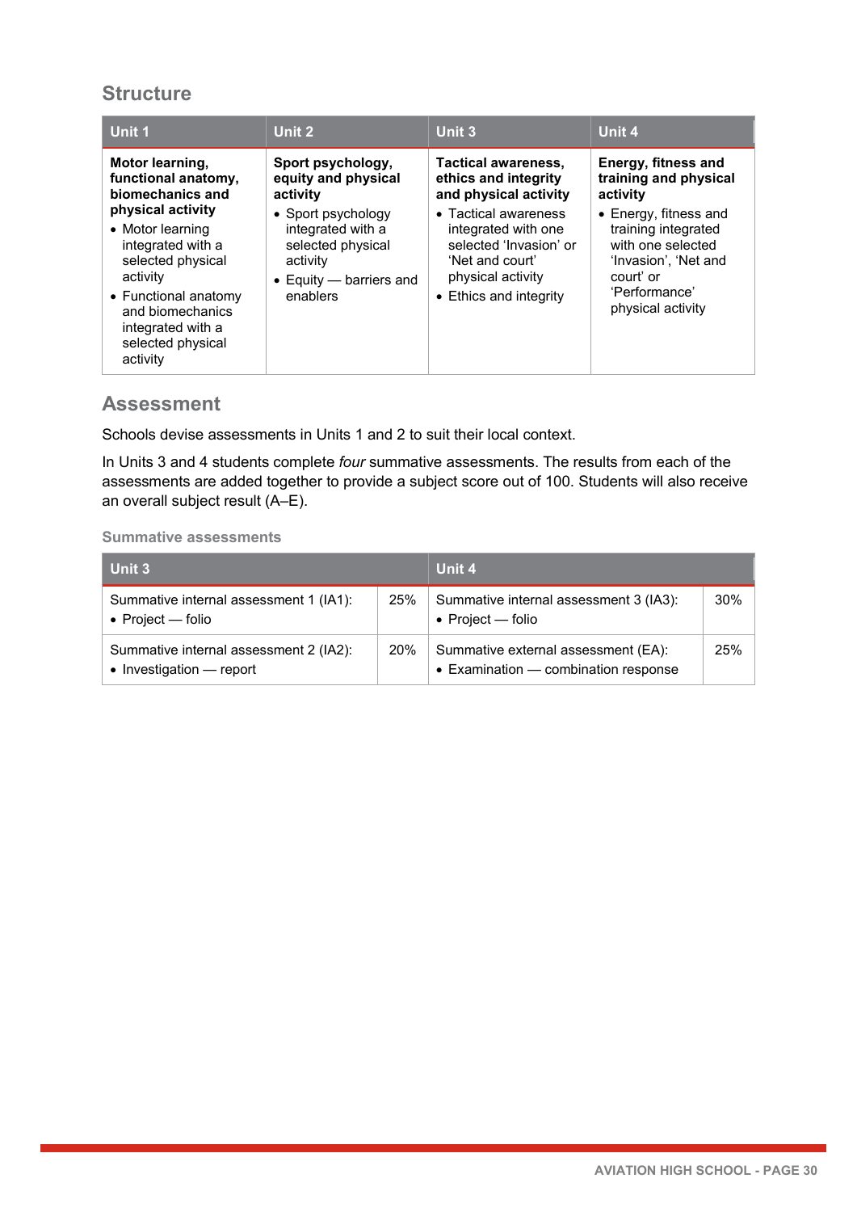## Structure

| Unit 1 | Unit 2 | Unit 3 | Unit 4 |
|---|---|---|---|
| **Motor learning, functional anatomy, biomechanics and physical activity**<br>• Motor learning integrated with a selected physical activity<br>• Functional anatomy and biomechanics integrated with a selected physical activity | **Sport psychology, equity and physical activity**<br>• Sport psychology integrated with a selected physical activity<br>• Equity — barriers and enablers | **Tactical awareness, ethics and integrity and physical activity**<br>• Tactical awareness integrated with one selected 'Invasion' or 'Net and court' physical activity<br>• Ethics and integrity | **Energy, fitness and training and physical activity**<br>• Energy, fitness and training integrated with one selected 'Invasion', 'Net and court' or 'Performance' physical activity |

## Assessment

Schools devise assessments in Units 1 and 2 to suit their local context.

In Units 3 and 4 students complete *four* summative assessments. The results from each of the assessments are added together to provide a subject score out of 100. Students will also receive an overall subject result (A–E).

#### Summative assessments

| Unit 3 | | Unit 4 | |
|---|---|---|---|
| Summative internal assessment 1 (IA1):<br>• Project — folio | 25% | Summative internal assessment 3 (IA3):<br>• Project — folio | 30% |
| Summative internal assessment 2 (IA2):<br>• Investigation — report | 20% | Summative external assessment (EA):<br>• Examination — combination response | 25% |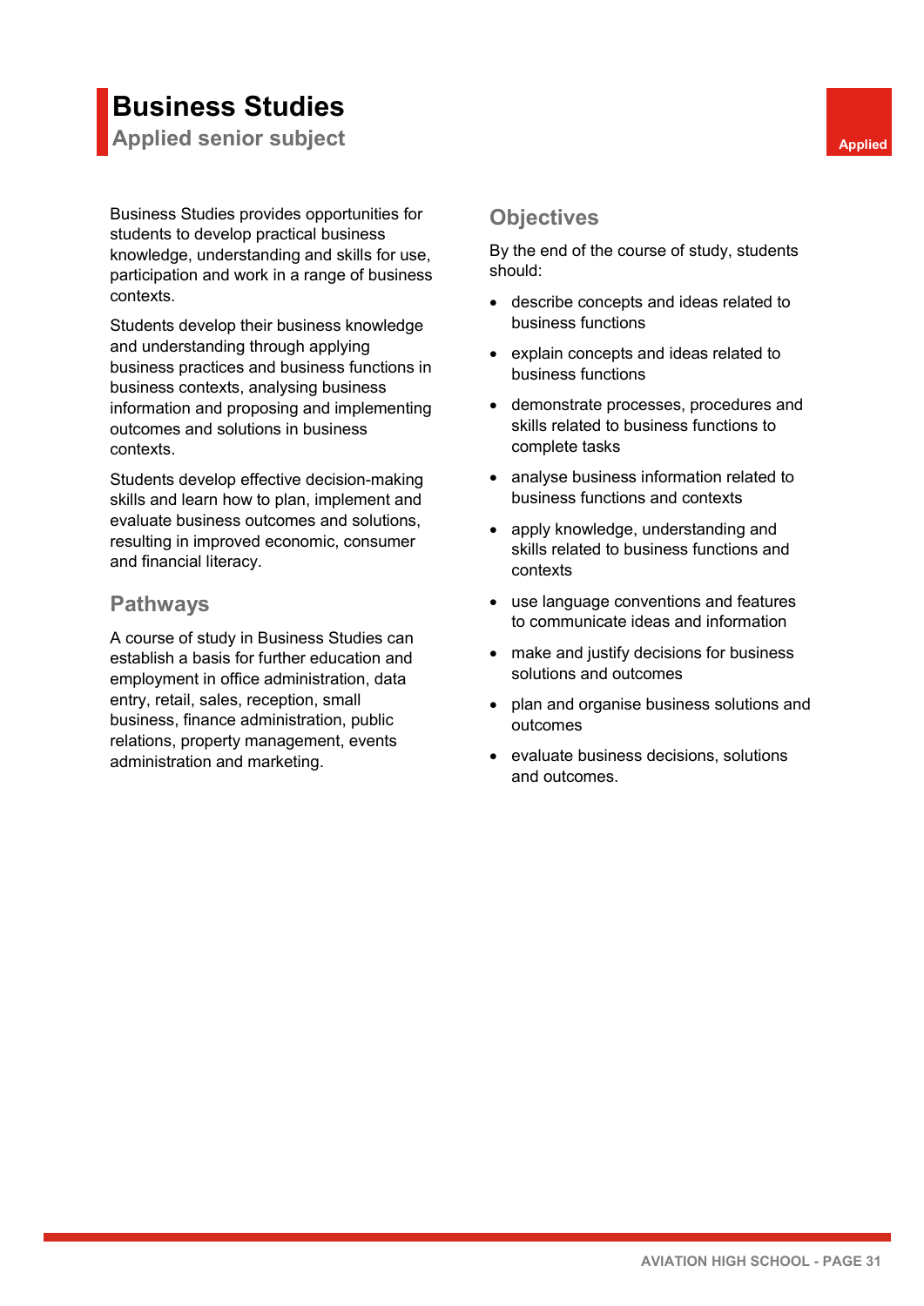# Business Studies

## Applied senior subject

Applied

Business Studies provides opportunities for students to develop practical business knowledge, understanding and skills for use, participation and work in a range of business contexts.

Students develop their business knowledge and understanding through applying business practices and business functions in business contexts, analysing business information and proposing and implementing outcomes and solutions in business contexts.

Students develop effective decision-making skills and learn how to plan, implement and evaluate business outcomes and solutions, resulting in improved economic, consumer and financial literacy.

### Pathways

A course of study in Business Studies can establish a basis for further education and employment in office administration, data entry, retail, sales, reception, small business, finance administration, public relations, property management, events administration and marketing.

### Objectives

By the end of the course of study, students should:

- describe concepts and ideas related to business functions
- explain concepts and ideas related to business functions
- demonstrate processes, procedures and skills related to business functions to complete tasks
- analyse business information related to business functions and contexts
- apply knowledge, understanding and skills related to business functions and contexts
- use language conventions and features to communicate ideas and information
- make and justify decisions for business solutions and outcomes
- plan and organise business solutions and outcomes
- evaluate business decisions, solutions and outcomes.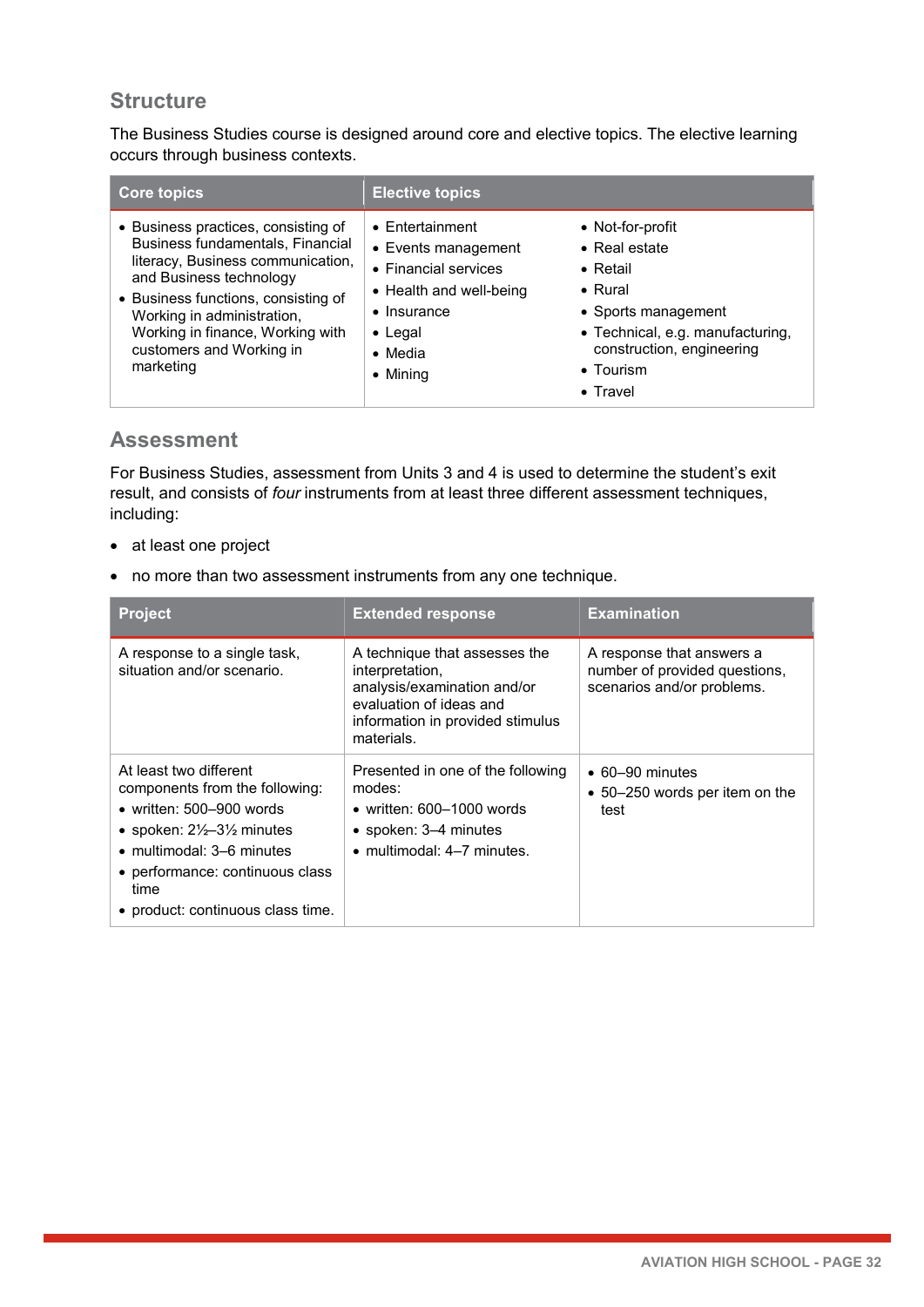## Structure

The Business Studies course is designed around core and elective topics. The elective learning occurs through business contexts.

| Core topics | Elective topics | |
|---|---|---|
| • Business practices, consisting of Business fundamentals, Financial literacy, Business communication, and Business technology<br>• Business functions, consisting of Working in administration, Working in finance, Working with customers and Working in marketing | • Entertainment<br>• Events management<br>• Financial services<br>• Health and well-being<br>• Insurance<br>• Legal<br>• Media<br>• Mining | • Not-for-profit<br>• Real estate<br>• Retail<br>• Rural<br>• Sports management<br>• Technical, e.g. manufacturing, construction, engineering<br>• Tourism<br>• Travel |

## Assessment

For Business Studies, assessment from Units 3 and 4 is used to determine the student's exit result, and consists of *four* instruments from at least three different assessment techniques, including:

- at least one project
- no more than two assessment instruments from any one technique.

| Project | Extended response | Examination |
|---|---|---|
| A response to a single task, situation and/or scenario. | A technique that assesses the interpretation, analysis/examination and/or evaluation of ideas and information in provided stimulus materials. | A response that answers a number of provided questions, scenarios and/or problems. |
| At least two different components from the following:<br>• written: 500–900 words<br>• spoken: 2½–3½ minutes<br>• multimodal: 3–6 minutes<br>• performance: continuous class time<br>• product: continuous class time. | Presented in one of the following modes:<br>• written: 600–1000 words<br>• spoken: 3–4 minutes<br>• multimodal: 4–7 minutes. | • 60–90 minutes<br>• 50–250 words per item on the test |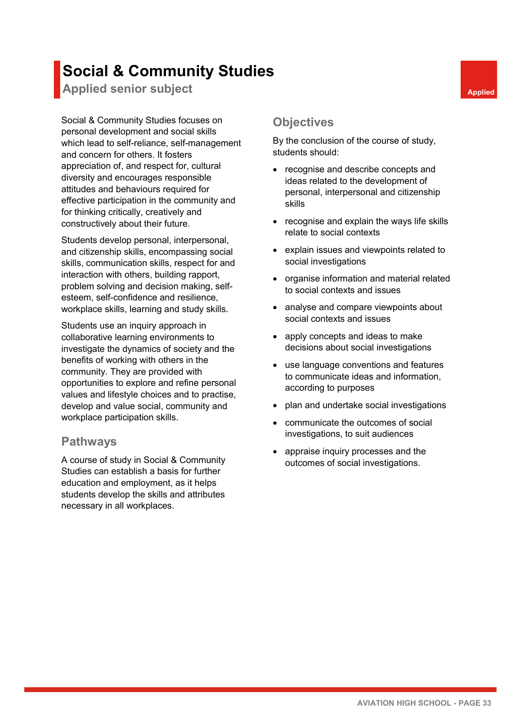# Social & Community Studies

## Applied senior subject

Applied

Social & Community Studies focuses on personal development and social skills which lead to self-reliance, self-management and concern for others. It fosters appreciation of, and respect for, cultural diversity and encourages responsible attitudes and behaviours required for effective participation in the community and for thinking critically, creatively and constructively about their future.

Students develop personal, interpersonal, and citizenship skills, encompassing social skills, communication skills, respect for and interaction with others, building rapport, problem solving and decision making, self-esteem, self-confidence and resilience, workplace skills, learning and study skills.

Students use an inquiry approach in collaborative learning environments to investigate the dynamics of society and the benefits of working with others in the community. They are provided with opportunities to explore and refine personal values and lifestyle choices and to practise, develop and value social, community and workplace participation skills.

### Pathways

A course of study in Social & Community Studies can establish a basis for further education and employment, as it helps students develop the skills and attributes necessary in all workplaces.

### Objectives

By the conclusion of the course of study, students should:

- recognise and describe concepts and ideas related to the development of personal, interpersonal and citizenship skills
- recognise and explain the ways life skills relate to social contexts
- explain issues and viewpoints related to social investigations
- organise information and material related to social contexts and issues
- analyse and compare viewpoints about social contexts and issues
- apply concepts and ideas to make decisions about social investigations
- use language conventions and features to communicate ideas and information, according to purposes
- plan and undertake social investigations
- communicate the outcomes of social investigations, to suit audiences
- appraise inquiry processes and the outcomes of social investigations.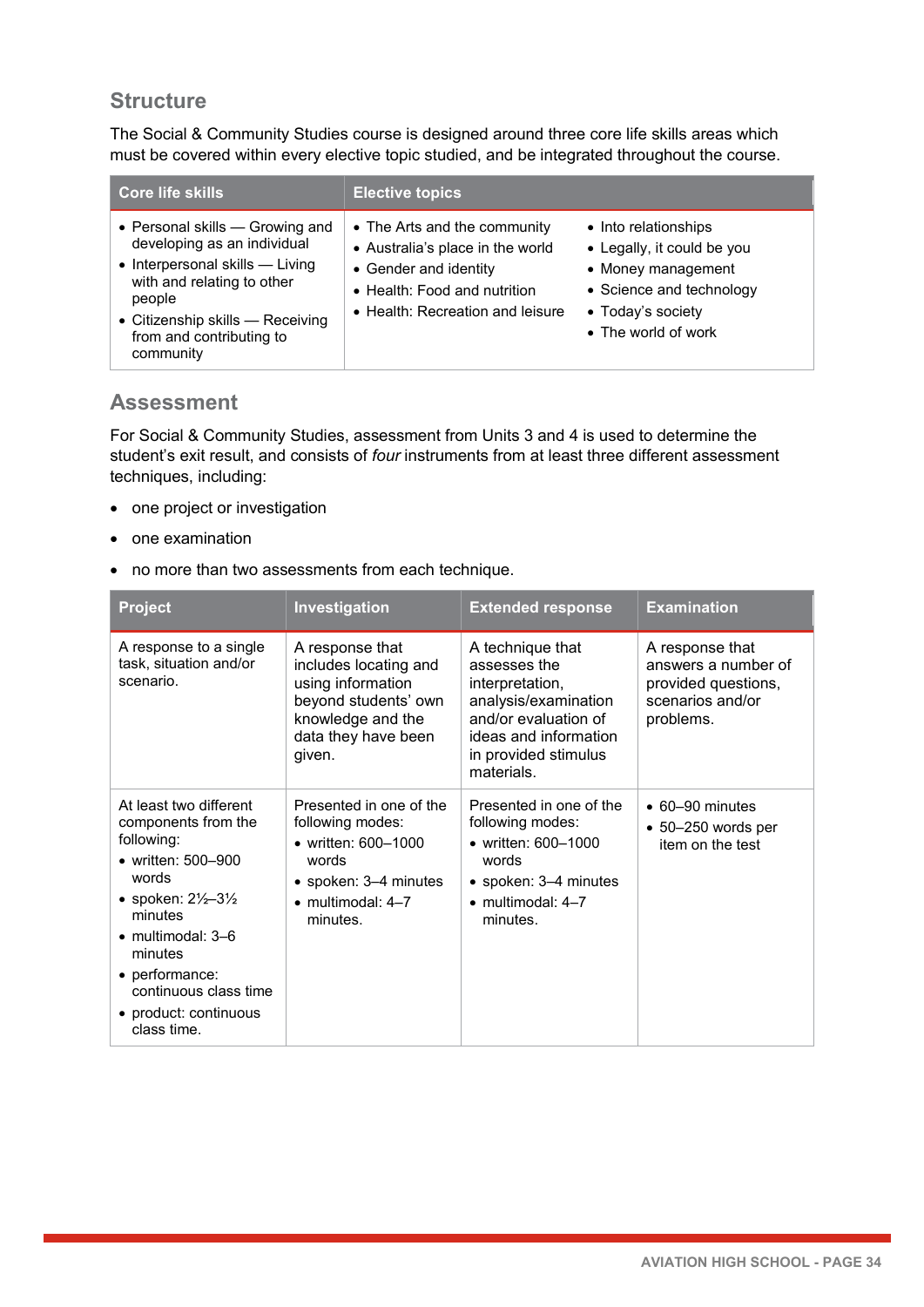## Structure

The Social & Community Studies course is designed around three core life skills areas which must be covered within every elective topic studied, and be integrated throughout the course.

| Core life skills | Elective topics | |
|---|---|---|
| • Personal skills — Growing and developing as an individual<br>• Interpersonal skills — Living with and relating to other people<br>• Citizenship skills — Receiving from and contributing to community | • The Arts and the community<br>• Australia's place in the world<br>• Gender and identity<br>• Health: Food and nutrition<br>• Health: Recreation and leisure | • Into relationships<br>• Legally, it could be you<br>• Money management<br>• Science and technology<br>• Today's society<br>• The world of work |

## Assessment

For Social & Community Studies, assessment from Units 3 and 4 is used to determine the student's exit result, and consists of *four* instruments from at least three different assessment techniques, including:

- one project or investigation
- one examination
- no more than two assessments from each technique.

| Project | Investigation | Extended response | Examination |
|---|---|---|---|
| A response to a single task, situation and/or scenario. | A response that includes locating and using information beyond students' own knowledge and the data they have been given. | A technique that assesses the interpretation, analysis/examination and/or evaluation of ideas and information in provided stimulus materials. | A response that answers a number of provided questions, scenarios and/or problems. |
| At least two different components from the following:<br>• written: 500–900 words<br>• spoken: 2½–3½ minutes<br>• multimodal: 3–6 minutes<br>• performance: continuous class time<br>• product: continuous class time. | Presented in one of the following modes:<br>• written: 600–1000 words<br>• spoken: 3–4 minutes<br>• multimodal: 4–7 minutes. | Presented in one of the following modes:<br>• written: 600–1000 words<br>• spoken: 3–4 minutes<br>• multimodal: 4–7 minutes. | • 60–90 minutes<br>• 50–250 words per item on the test |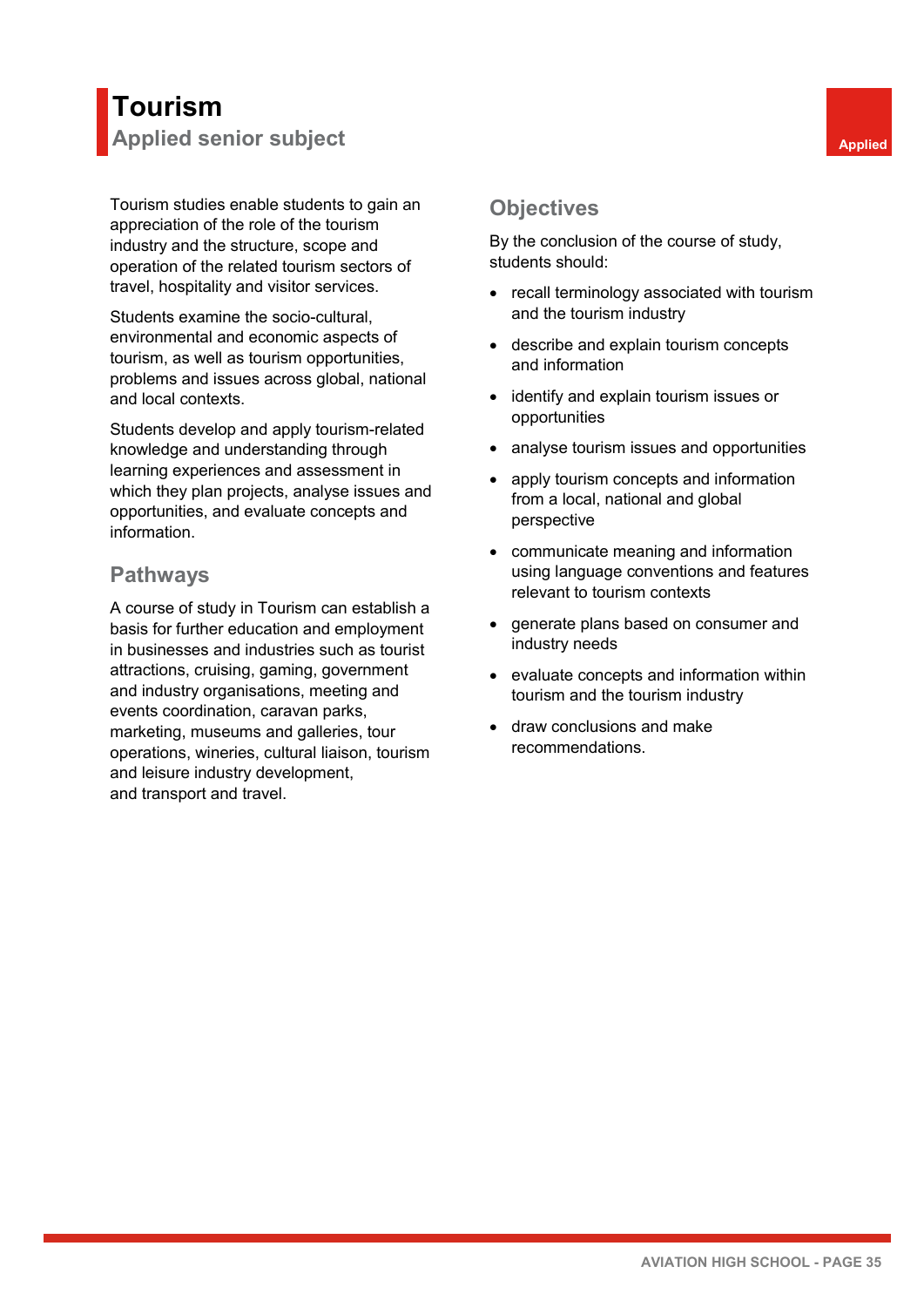# Tourism

## Applied senior subject

Applied

Tourism studies enable students to gain an appreciation of the role of the tourism industry and the structure, scope and operation of the related tourism sectors of travel, hospitality and visitor services.

Students examine the socio-cultural, environmental and economic aspects of tourism, as well as tourism opportunities, problems and issues across global, national and local contexts.

Students develop and apply tourism-related knowledge and understanding through learning experiences and assessment in which they plan projects, analyse issues and opportunities, and evaluate concepts and information.

### Pathways

A course of study in Tourism can establish a basis for further education and employment in businesses and industries such as tourist attractions, cruising, gaming, government and industry organisations, meeting and events coordination, caravan parks, marketing, museums and galleries, tour operations, wineries, cultural liaison, tourism and leisure industry development, and transport and travel.

### Objectives

By the conclusion of the course of study, students should:

- recall terminology associated with tourism and the tourism industry
- describe and explain tourism concepts and information
- identify and explain tourism issues or opportunities
- analyse tourism issues and opportunities
- apply tourism concepts and information from a local, national and global perspective
- communicate meaning and information using language conventions and features relevant to tourism contexts
- generate plans based on consumer and industry needs
- evaluate concepts and information within tourism and the tourism industry
- draw conclusions and make recommendations.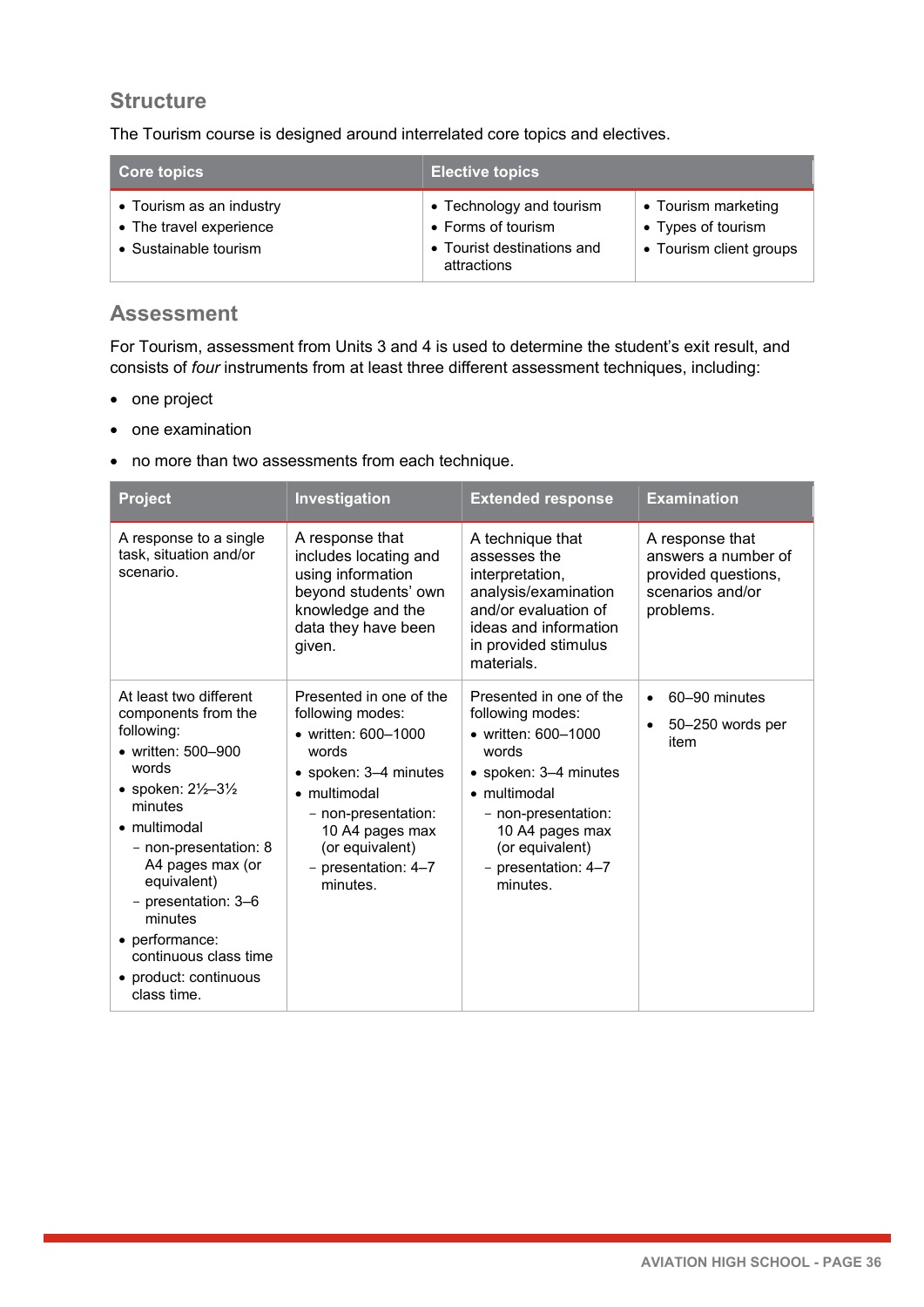## Structure

The Tourism course is designed around interrelated core topics and electives.

| Core topics | Elective topics | |
|---|---|---|
| • Tourism as an industry<br>• The travel experience<br>• Sustainable tourism | • Technology and tourism<br>• Forms of tourism<br>• Tourist destinations and attractions | • Tourism marketing<br>• Types of tourism<br>• Tourism client groups |

## Assessment

For Tourism, assessment from Units 3 and 4 is used to determine the student's exit result, and consists of *four* instruments from at least three different assessment techniques, including:

- one project
- one examination
- no more than two assessments from each technique.

| Project | Investigation | Extended response | Examination |
|---|---|---|---|
| A response to a single task, situation and/or scenario. | A response that includes locating and using information beyond students' own knowledge and the data they have been given. | A technique that assesses the interpretation, analysis/examination and/or evaluation of ideas and information in provided stimulus materials. | A response that answers a number of provided questions, scenarios and/or problems. |
| At least two different components from the following:<br>• written: 500–900 words<br>• spoken: 2½–3½ minutes<br>• multimodal<br>  – non-presentation: 8 A4 pages max (or equivalent)<br>  – presentation: 3–6 minutes<br>• performance: continuous class time<br>• product: continuous class time. | Presented in one of the following modes:<br>• written: 600–1000 words<br>• spoken: 3–4 minutes<br>• multimodal<br>  – non-presentation: 10 A4 pages max (or equivalent)<br>  – presentation: 4–7 minutes. | Presented in one of the following modes:<br>• written: 600–1000 words<br>• spoken: 3–4 minutes<br>• multimodal<br>  – non-presentation: 10 A4 pages max (or equivalent)<br>  – presentation: 4–7 minutes. | • 60–90 minutes<br>• 50–250 words per item |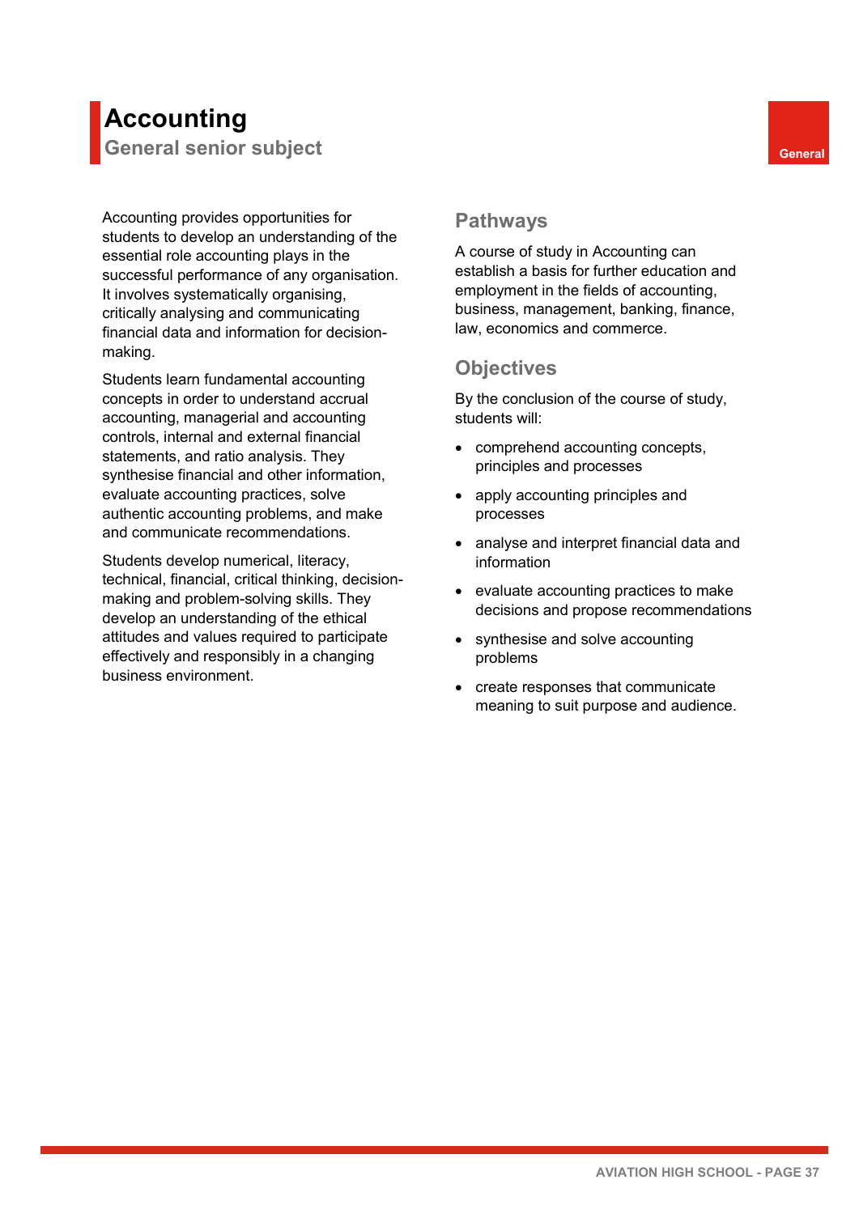# Accounting

## General senior subject

General

Accounting provides opportunities for students to develop an understanding of the essential role accounting plays in the successful performance of any organisation. It involves systematically organising, critically analysing and communicating financial data and information for decision-making.

Students learn fundamental accounting concepts in order to understand accrual accounting, managerial and accounting controls, internal and external financial statements, and ratio analysis. They synthesise financial and other information, evaluate accounting practices, solve authentic accounting problems, and make and communicate recommendations.

Students develop numerical, literacy, technical, financial, critical thinking, decision-making and problem-solving skills. They develop an understanding of the ethical attitudes and values required to participate effectively and responsibly in a changing business environment.

## Pathways

A course of study in Accounting can establish a basis for further education and employment in the fields of accounting, business, management, banking, finance, law, economics and commerce.

## Objectives

By the conclusion of the course of study, students will:

- comprehend accounting concepts, principles and processes
- apply accounting principles and processes
- analyse and interpret financial data and information
- evaluate accounting practices to make decisions and propose recommendations
- synthesise and solve accounting problems
- create responses that communicate meaning to suit purpose and audience.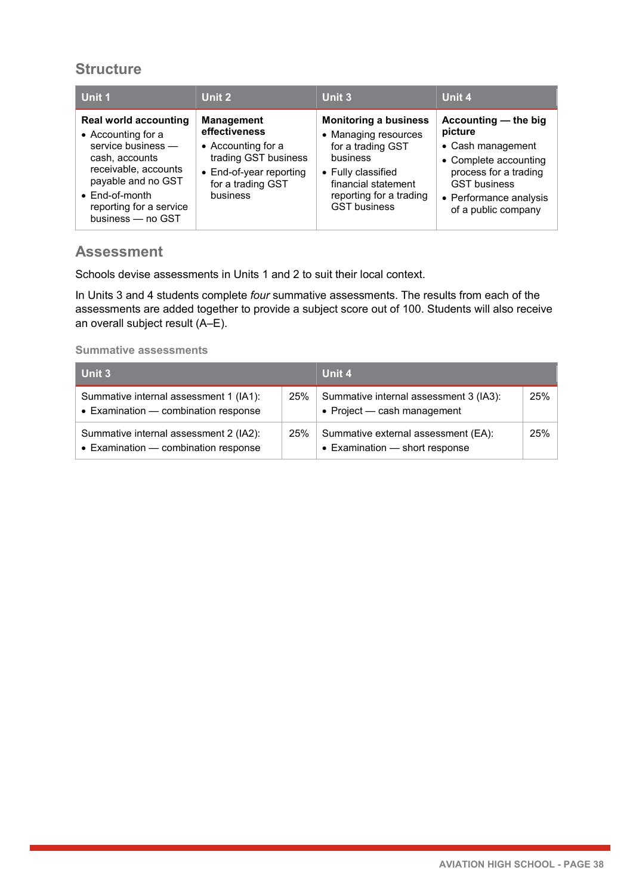## Structure

| Unit 1 | Unit 2 | Unit 3 | Unit 4 |
|---|---|---|---|
| **Real world accounting**<br>• Accounting for a service business — cash, accounts receivable, accounts payable and no GST<br>• End-of-month reporting for a service business — no GST | **Management effectiveness**<br>• Accounting for a trading GST business<br>• End-of-year reporting for a trading GST business | **Monitoring a business**<br>• Managing resources for a trading GST business<br>• Fully classified financial statement reporting for a trading GST business | **Accounting — the big picture**<br>• Cash management<br>• Complete accounting process for a trading GST business<br>• Performance analysis of a public company |

## Assessment

Schools devise assessments in Units 1 and 2 to suit their local context.

In Units 3 and 4 students complete *four* summative assessments. The results from each of the assessments are added together to provide a subject score out of 100. Students will also receive an overall subject result (A–E).

### Summative assessments

| Unit 3 | | Unit 4 | |
|---|---|---|---|
| Summative internal assessment 1 (IA1):<br>• Examination — combination response | 25% | Summative internal assessment 3 (IA3):<br>• Project — cash management | 25% |
| Summative internal assessment 2 (IA2):<br>• Examination — combination response | 25% | Summative external assessment (EA):<br>• Examination — short response | 25% |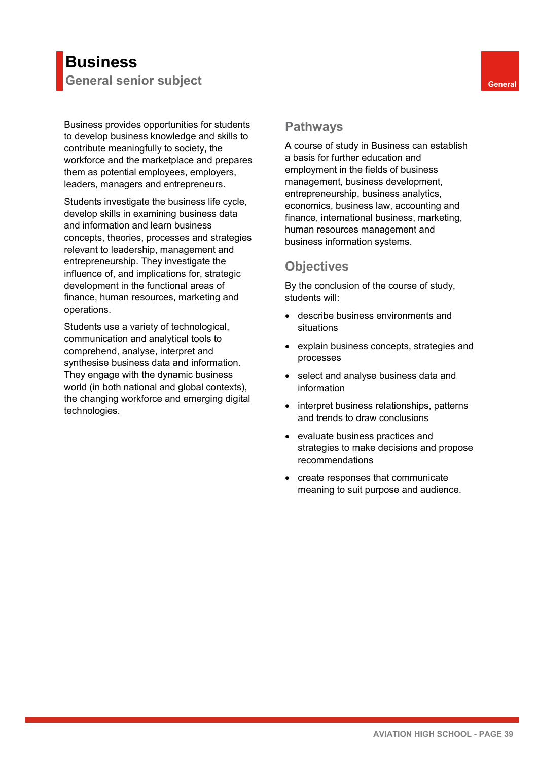# Business

## General senior subject

General

Business provides opportunities for students to develop business knowledge and skills to contribute meaningfully to society, the workforce and the marketplace and prepares them as potential employees, employers, leaders, managers and entrepreneurs.

Students investigate the business life cycle, develop skills in examining business data and information and learn business concepts, theories, processes and strategies relevant to leadership, management and entrepreneurship. They investigate the influence of, and implications for, strategic development in the functional areas of finance, human resources, marketing and operations.

Students use a variety of technological, communication and analytical tools to comprehend, analyse, interpret and synthesise business data and information. They engage with the dynamic business world (in both national and global contexts), the changing workforce and emerging digital technologies.

## Pathways

A course of study in Business can establish a basis for further education and employment in the fields of business management, business development, entrepreneurship, business analytics, economics, business law, accounting and finance, international business, marketing, human resources management and business information systems.

## Objectives

By the conclusion of the course of study, students will:

- describe business environments and situations
- explain business concepts, strategies and processes
- select and analyse business data and information
- interpret business relationships, patterns and trends to draw conclusions
- evaluate business practices and strategies to make decisions and propose recommendations
- create responses that communicate meaning to suit purpose and audience.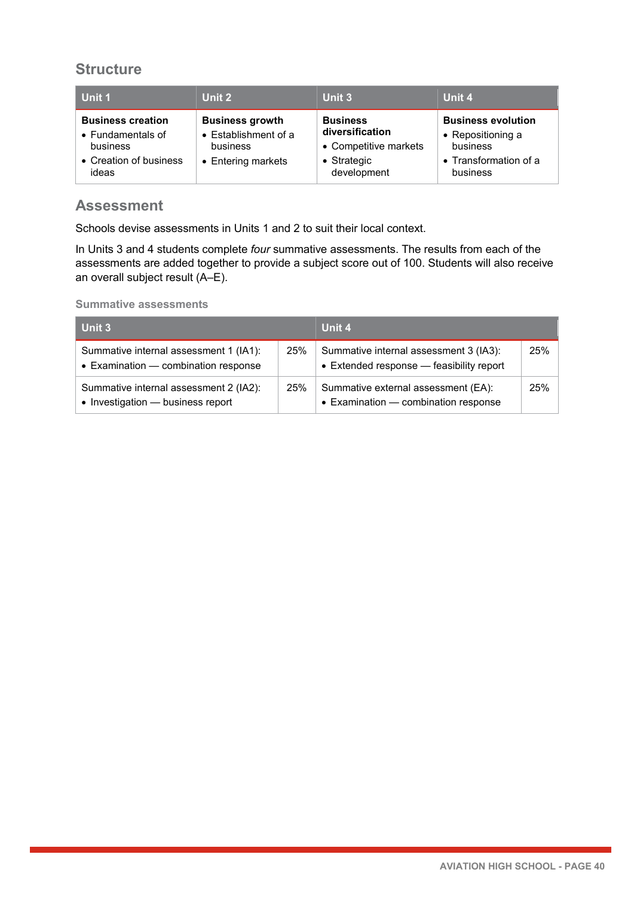## Structure

| Unit 1 | Unit 2 | Unit 3 | Unit 4 |
|---|---|---|---|
| **Business creation**<br>• Fundamentals of business<br>• Creation of business ideas | **Business growth**<br>• Establishment of a business<br>• Entering markets | **Business diversification**<br>• Competitive markets<br>• Strategic development | **Business evolution**<br>• Repositioning a business<br>• Transformation of a business |

## Assessment

Schools devise assessments in Units 1 and 2 to suit their local context.

In Units 3 and 4 students complete *four* summative assessments. The results from each of the assessments are added together to provide a subject score out of 100. Students will also receive an overall subject result (A–E).

### Summative assessments

| Unit 3 | | Unit 4 | |
|---|---|---|---|
| Summative internal assessment 1 (IA1):<br>• Examination — combination response | 25% | Summative internal assessment 3 (IA3):<br>• Extended response — feasibility report | 25% |
| Summative internal assessment 2 (IA2):<br>• Investigation — business report | 25% | Summative external assessment (EA):<br>• Examination — combination response | 25% |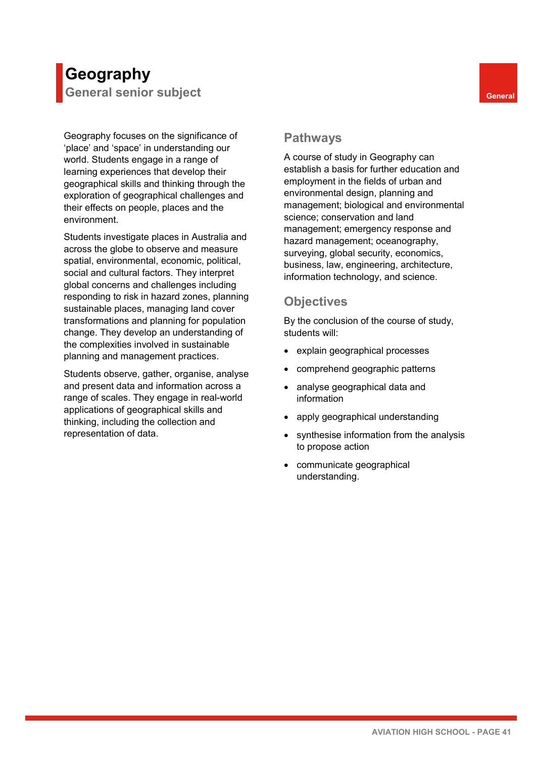# Geography

## General senior subject

General

Geography focuses on the significance of ‘place’ and ‘space’ in understanding our world. Students engage in a range of learning experiences that develop their geographical skills and thinking through the exploration of geographical challenges and their effects on people, places and the environment.

Students investigate places in Australia and across the globe to observe and measure spatial, environmental, economic, political, social and cultural factors. They interpret global concerns and challenges including responding to risk in hazard zones, planning sustainable places, managing land cover transformations and planning for population change. They develop an understanding of the complexities involved in sustainable planning and management practices.

Students observe, gather, organise, analyse and present data and information across a range of scales. They engage in real-world applications of geographical skills and thinking, including the collection and representation of data.

## Pathways

A course of study in Geography can establish a basis for further education and employment in the fields of urban and environmental design, planning and management; biological and environmental science; conservation and land management; emergency response and hazard management; oceanography, surveying, global security, economics, business, law, engineering, architecture, information technology, and science.

## Objectives

By the conclusion of the course of study, students will:

- explain geographical processes
- comprehend geographic patterns
- analyse geographical data and information
- apply geographical understanding
- synthesise information from the analysis to propose action
- communicate geographical understanding.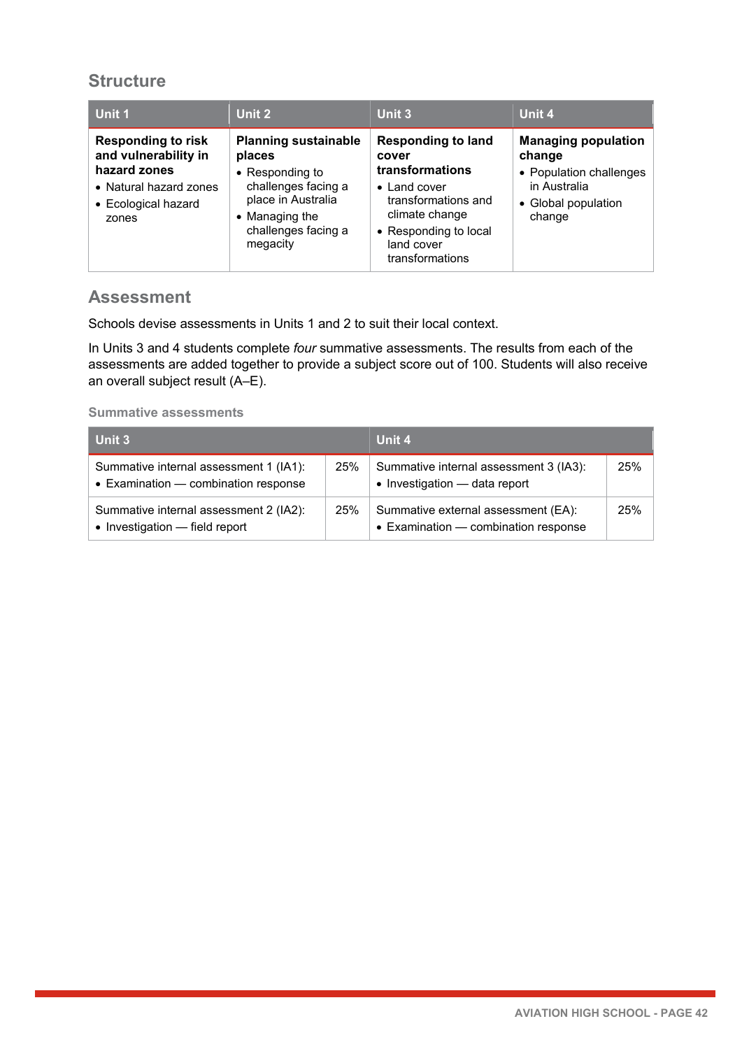## Structure

| Unit 1 | Unit 2 | Unit 3 | Unit 4 |
|---|---|---|---|
| **Responding to risk and vulnerability in hazard zones**<br>• Natural hazard zones<br>• Ecological hazard zones | **Planning sustainable places**<br>• Responding to challenges facing a place in Australia<br>• Managing the challenges facing a megacity | **Responding to land cover transformations**<br>• Land cover transformations and climate change<br>• Responding to local land cover transformations | **Managing population change**<br>• Population challenges in Australia<br>• Global population change |

## Assessment

Schools devise assessments in Units 1 and 2 to suit their local context.

In Units 3 and 4 students complete *four* summative assessments. The results from each of the assessments are added together to provide a subject score out of 100. Students will also receive an overall subject result (A–E).

### Summative assessments

| Unit 3 | | Unit 4 | |
|---|---|---|---|
| Summative internal assessment 1 (IA1):<br>• Examination — combination response | 25% | Summative internal assessment 3 (IA3):<br>• Investigation — data report | 25% |
| Summative internal assessment 2 (IA2):<br>• Investigation — field report | 25% | Summative external assessment (EA):<br>• Examination — combination response | 25% |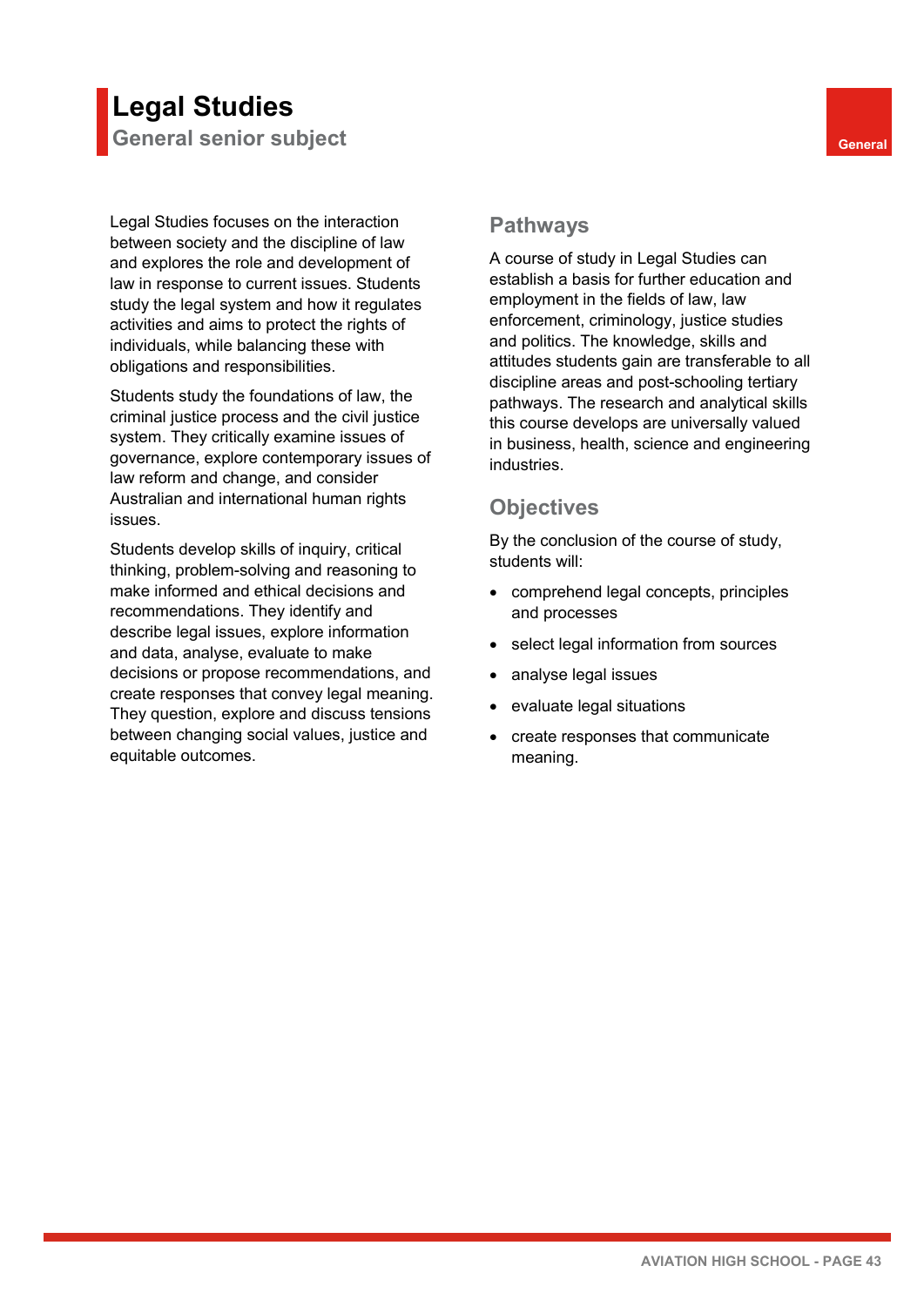# Legal Studies

## General senior subject

General

Legal Studies focuses on the interaction between society and the discipline of law and explores the role and development of law in response to current issues. Students study the legal system and how it regulates activities and aims to protect the rights of individuals, while balancing these with obligations and responsibilities.

Students study the foundations of law, the criminal justice process and the civil justice system. They critically examine issues of governance, explore contemporary issues of law reform and change, and consider Australian and international human rights issues.

Students develop skills of inquiry, critical thinking, problem-solving and reasoning to make informed and ethical decisions and recommendations. They identify and describe legal issues, explore information and data, analyse, evaluate to make decisions or propose recommendations, and create responses that convey legal meaning. They question, explore and discuss tensions between changing social values, justice and equitable outcomes.

## Pathways

A course of study in Legal Studies can establish a basis for further education and employment in the fields of law, law enforcement, criminology, justice studies and politics. The knowledge, skills and attitudes students gain are transferable to all discipline areas and post-schooling tertiary pathways. The research and analytical skills this course develops are universally valued in business, health, science and engineering industries.

## Objectives

By the conclusion of the course of study, students will:

- comprehend legal concepts, principles and processes
- select legal information from sources
- analyse legal issues
- evaluate legal situations
- create responses that communicate meaning.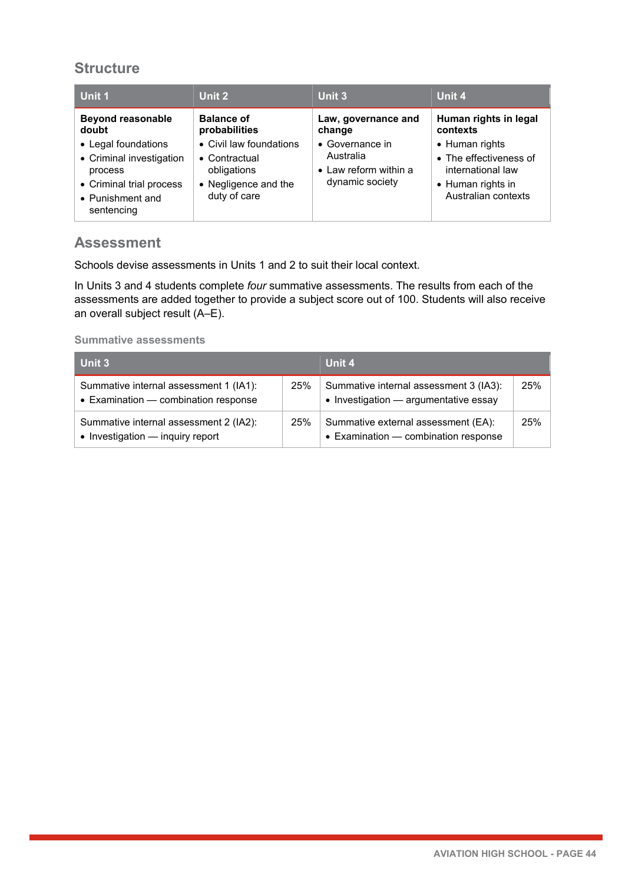## Structure

| Unit 1 | Unit 2 | Unit 3 | Unit 4 |
|---|---|---|---|
| **Beyond reasonable doubt**<br>• Legal foundations<br>• Criminal investigation process<br>• Criminal trial process<br>• Punishment and sentencing | **Balance of probabilities**<br>• Civil law foundations<br>• Contractual obligations<br>• Negligence and the duty of care | **Law, governance and change**<br>• Governance in Australia<br>• Law reform within a dynamic society | **Human rights in legal contexts**<br>• Human rights<br>• The effectiveness of international law<br>• Human rights in Australian contexts |

## Assessment

Schools devise assessments in Units 1 and 2 to suit their local context.

In Units 3 and 4 students complete *four* summative assessments. The results from each of the assessments are added together to provide a subject score out of 100. Students will also receive an overall subject result (A–E).

### Summative assessments

| Unit 3 | | Unit 4 | |
|---|---|---|---|
| Summative internal assessment 1 (IA1):<br>• Examination — combination response | 25% | Summative internal assessment 3 (IA3):<br>• Investigation — argumentative essay | 25% |
| Summative internal assessment 2 (IA2):<br>• Investigation — inquiry report | 25% | Summative external assessment (EA):<br>• Examination — combination response | 25% |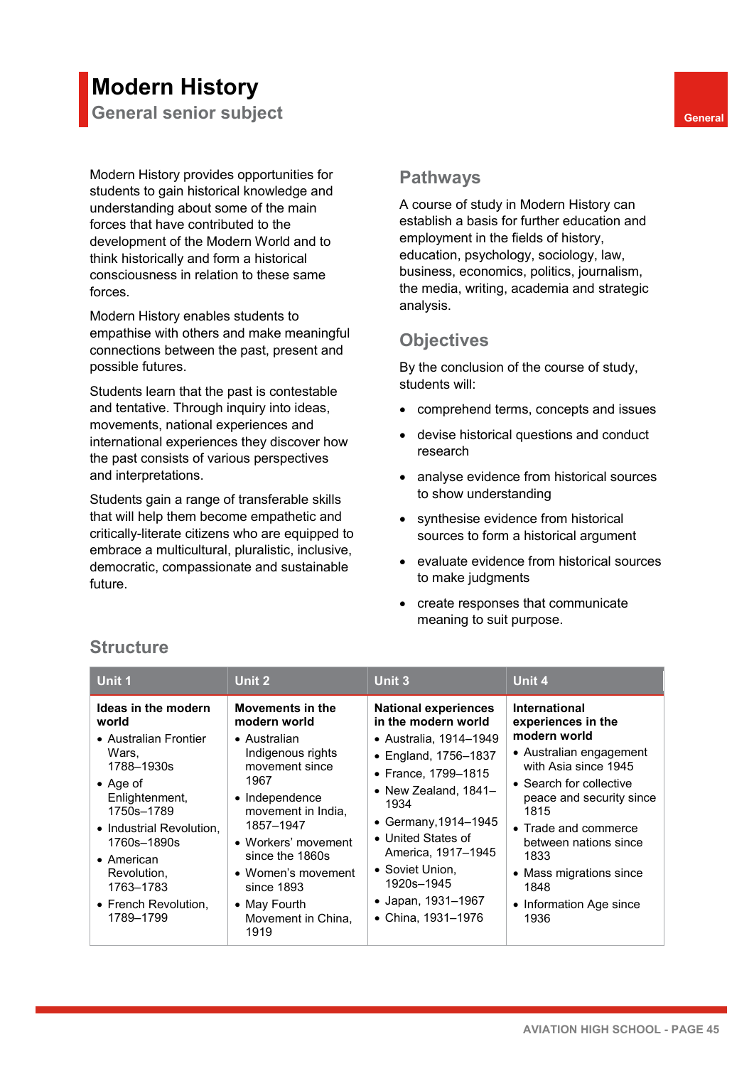# Modern History

## General senior subject

General

Modern History provides opportunities for students to gain historical knowledge and understanding about some of the main forces that have contributed to the development of the Modern World and to think historically and form a historical consciousness in relation to these same forces.

Modern History enables students to empathise with others and make meaningful connections between the past, present and possible futures.

Students learn that the past is contestable and tentative. Through inquiry into ideas, movements, national experiences and international experiences they discover how the past consists of various perspectives and interpretations.

Students gain a range of transferable skills that will help them become empathetic and critically-literate citizens who are equipped to embrace a multicultural, pluralistic, inclusive, democratic, compassionate and sustainable future.

## Pathways

A course of study in Modern History can establish a basis for further education and employment in the fields of history, education, psychology, sociology, law, business, economics, politics, journalism, the media, writing, academia and strategic analysis.

## Objectives

By the conclusion of the course of study, students will:

- comprehend terms, concepts and issues
- devise historical questions and conduct research
- analyse evidence from historical sources to show understanding
- synthesise evidence from historical sources to form a historical argument
- evaluate evidence from historical sources to make judgments
- create responses that communicate meaning to suit purpose.

## Structure

| Unit 1 | Unit 2 | Unit 3 | Unit 4 |
|---|---|---|---|
| **Ideas in the modern world**<br>• Australian Frontier Wars, 1788–1930s<br>• Age of Enlightenment, 1750s–1789<br>• Industrial Revolution, 1760s–1890s<br>• American Revolution, 1763–1783<br>• French Revolution, 1789–1799 | **Movements in the modern world**<br>• Australian Indigenous rights movement since 1967<br>• Independence movement in India, 1857–1947<br>• Workers' movement since the 1860s<br>• Women's movement since 1893<br>• May Fourth Movement in China, 1919 | **National experiences in the modern world**<br>• Australia, 1914–1949<br>• England, 1756–1837<br>• France, 1799–1815<br>• New Zealand, 1841–1934<br>• Germany,1914–1945<br>• United States of America, 1917–1945<br>• Soviet Union, 1920s–1945<br>• Japan, 1931–1967<br>• China, 1931–1976 | **International experiences in the modern world**<br>• Australian engagement with Asia since 1945<br>• Search for collective peace and security since 1815<br>• Trade and commerce between nations since 1833<br>• Mass migrations since 1848<br>• Information Age since 1936 |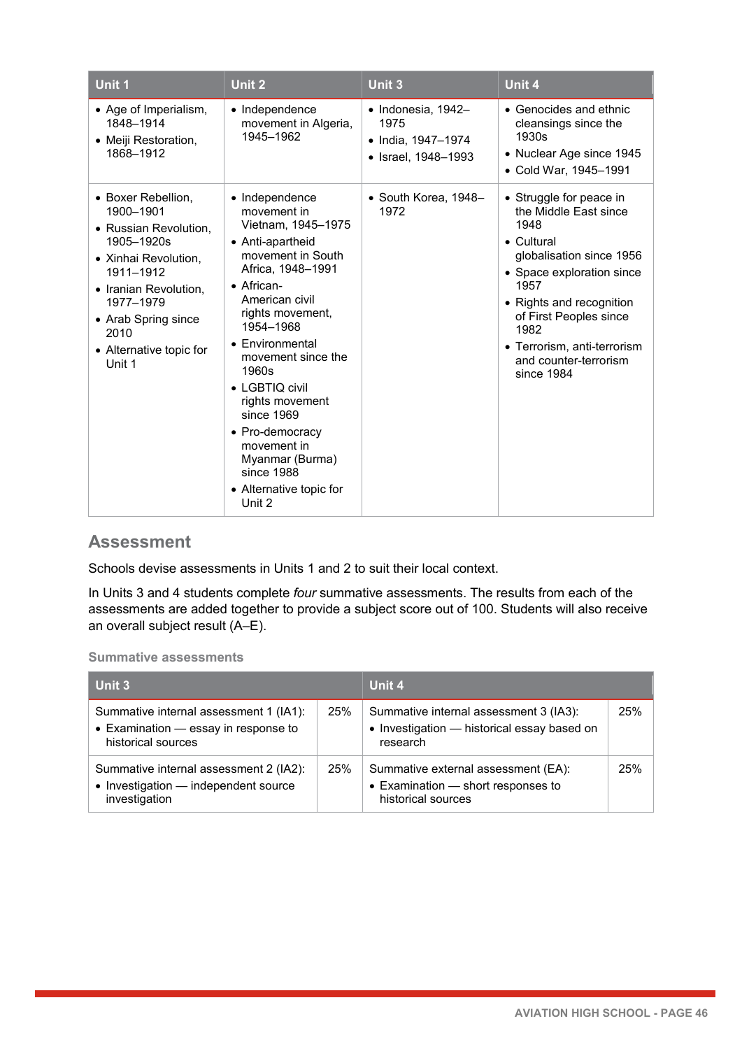| Unit 1 | Unit 2 | Unit 3 | Unit 4 |
|---|---|---|---|
| • Age of Imperialism, 1848–1914<br>• Meiji Restoration, 1868–1912 | • Independence movement in Algeria, 1945–1962 | • Indonesia, 1942–1975<br>• India, 1947–1974<br>• Israel, 1948–1993 | • Genocides and ethnic cleansings since the 1930s<br>• Nuclear Age since 1945<br>• Cold War, 1945–1991 |
| • Boxer Rebellion, 1900–1901<br>• Russian Revolution, 1905–1920s<br>• Xinhai Revolution, 1911–1912<br>• Iranian Revolution, 1977–1979<br>• Arab Spring since 2010<br>• Alternative topic for Unit 1 | • Independence movement in Vietnam, 1945–1975<br>• Anti-apartheid movement in South Africa, 1948–1991<br>• African-American civil rights movement, 1954–1968<br>• Environmental movement since the 1960s<br>• LGBTIQ civil rights movement since 1969<br>• Pro-democracy movement in Myanmar (Burma) since 1988<br>• Alternative topic for Unit 2 | • South Korea, 1948–1972 | • Struggle for peace in the Middle East since 1948<br>• Cultural globalisation since 1956<br>• Space exploration since 1957<br>• Rights and recognition of First Peoples since 1982<br>• Terrorism, anti-terrorism and counter-terrorism since 1984 |

## Assessment

Schools devise assessments in Units 1 and 2 to suit their local context.

In Units 3 and 4 students complete *four* summative assessments. The results from each of the assessments are added together to provide a subject score out of 100. Students will also receive an overall subject result (A–E).

### Summative assessments

| Unit 3 | | Unit 4 | |
|---|---|---|---|
| Summative internal assessment 1 (IA1):<br>• Examination — essay in response to historical sources | 25% | Summative internal assessment 3 (IA3):<br>• Investigation — historical essay based on research | 25% |
| Summative internal assessment 2 (IA2):<br>• Investigation — independent source investigation | 25% | Summative external assessment (EA):<br>• Examination — short responses to historical sources | 25% |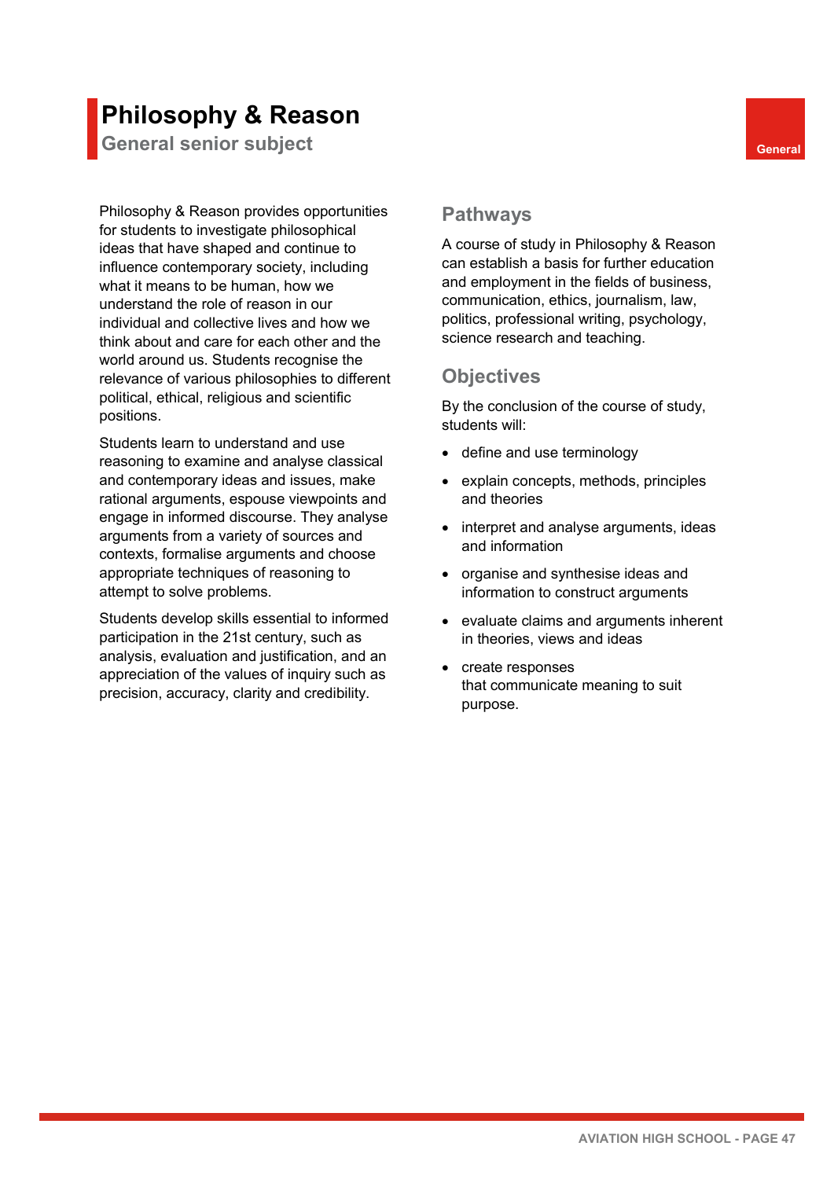# Philosophy & Reason

## General senior subject

General

Philosophy & Reason provides opportunities for students to investigate philosophical ideas that have shaped and continue to influence contemporary society, including what it means to be human, how we understand the role of reason in our individual and collective lives and how we think about and care for each other and the world around us. Students recognise the relevance of various philosophies to different political, ethical, religious and scientific positions.

Students learn to understand and use reasoning to examine and analyse classical and contemporary ideas and issues, make rational arguments, espouse viewpoints and engage in informed discourse. They analyse arguments from a variety of sources and contexts, formalise arguments and choose appropriate techniques of reasoning to attempt to solve problems.

Students develop skills essential to informed participation in the 21st century, such as analysis, evaluation and justification, and an appreciation of the values of inquiry such as precision, accuracy, clarity and credibility.

### Pathways

A course of study in Philosophy & Reason can establish a basis for further education and employment in the fields of business, communication, ethics, journalism, law, politics, professional writing, psychology, science research and teaching.

### Objectives

By the conclusion of the course of study, students will:

- define and use terminology
- explain concepts, methods, principles and theories
- interpret and analyse arguments, ideas and information
- organise and synthesise ideas and information to construct arguments
- evaluate claims and arguments inherent in theories, views and ideas
- create responses that communicate meaning to suit purpose.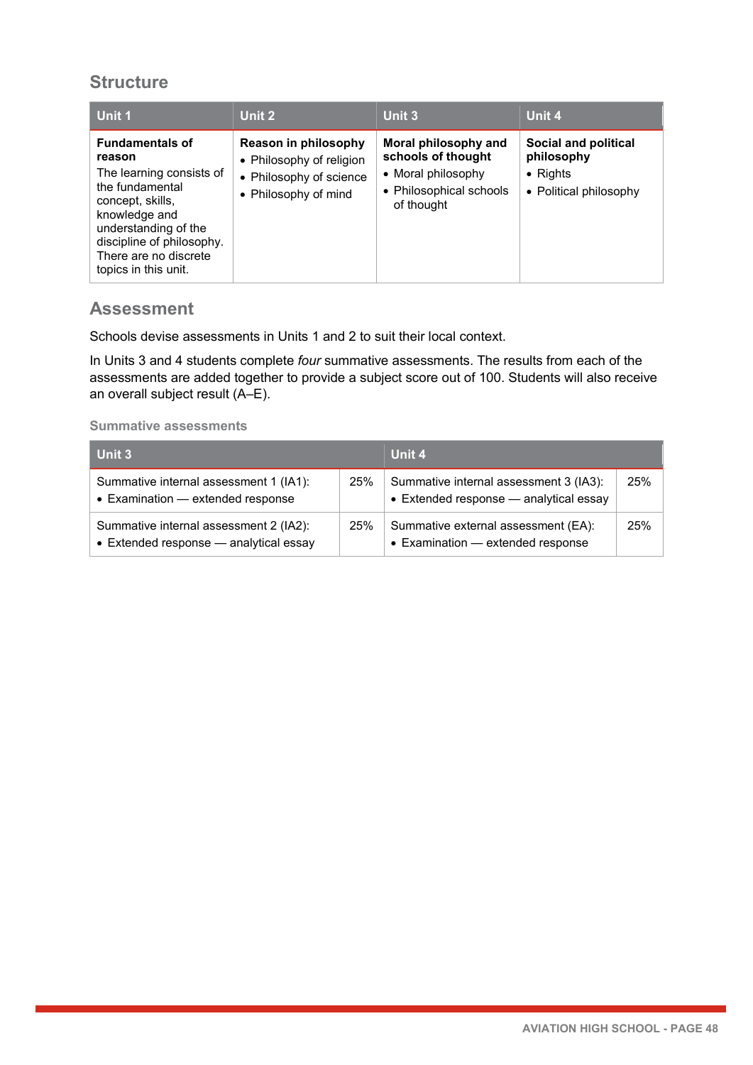## Structure

| Unit 1 | Unit 2 | Unit 3 | Unit 4 |
|---|---|---|---|
| **Fundamentals of reason**<br>The learning consists of the fundamental concept, skills, knowledge and understanding of the discipline of philosophy. There are no discrete topics in this unit. | **Reason in philosophy**<br>• Philosophy of religion<br>• Philosophy of science<br>• Philosophy of mind | **Moral philosophy and schools of thought**<br>• Moral philosophy<br>• Philosophical schools of thought | **Social and political philosophy**<br>• Rights<br>• Political philosophy |

## Assessment

Schools devise assessments in Units 1 and 2 to suit their local context.

In Units 3 and 4 students complete *four* summative assessments. The results from each of the assessments are added together to provide a subject score out of 100. Students will also receive an overall subject result (A–E).

### Summative assessments

| Unit 3 | | Unit 4 | |
|---|---|---|---|
| Summative internal assessment 1 (IA1):<br>• Examination — extended response | 25% | Summative internal assessment 3 (IA3):<br>• Extended response — analytical essay | 25% |
| Summative internal assessment 2 (IA2):<br>• Extended response — analytical essay | 25% | Summative external assessment (EA):<br>• Examination — extended response | 25% |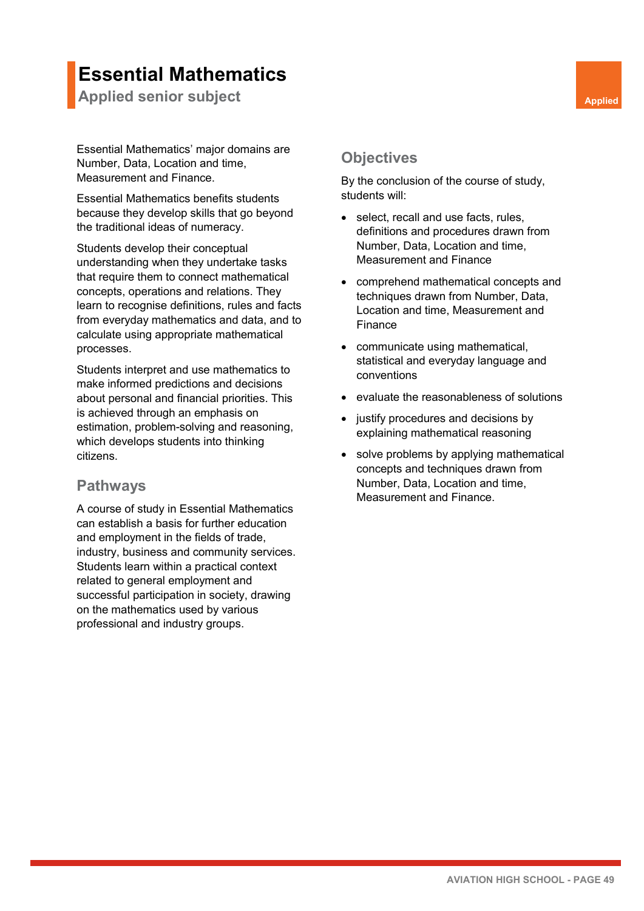# Essential Mathematics

## Applied senior subject

Applied

Essential Mathematics' major domains are Number, Data, Location and time, Measurement and Finance.

Essential Mathematics benefits students because they develop skills that go beyond the traditional ideas of numeracy.

Students develop their conceptual understanding when they undertake tasks that require them to connect mathematical concepts, operations and relations. They learn to recognise definitions, rules and facts from everyday mathematics and data, and to calculate using appropriate mathematical processes.

Students interpret and use mathematics to make informed predictions and decisions about personal and financial priorities. This is achieved through an emphasis on estimation, problem-solving and reasoning, which develops students into thinking citizens.

### Pathways

A course of study in Essential Mathematics can establish a basis for further education and employment in the fields of trade, industry, business and community services. Students learn within a practical context related to general employment and successful participation in society, drawing on the mathematics used by various professional and industry groups.

### Objectives

By the conclusion of the course of study, students will:

- select, recall and use facts, rules, definitions and procedures drawn from Number, Data, Location and time, Measurement and Finance
- comprehend mathematical concepts and techniques drawn from Number, Data, Location and time, Measurement and Finance
- communicate using mathematical, statistical and everyday language and conventions
- evaluate the reasonableness of solutions
- justify procedures and decisions by explaining mathematical reasoning
- solve problems by applying mathematical concepts and techniques drawn from Number, Data, Location and time, Measurement and Finance.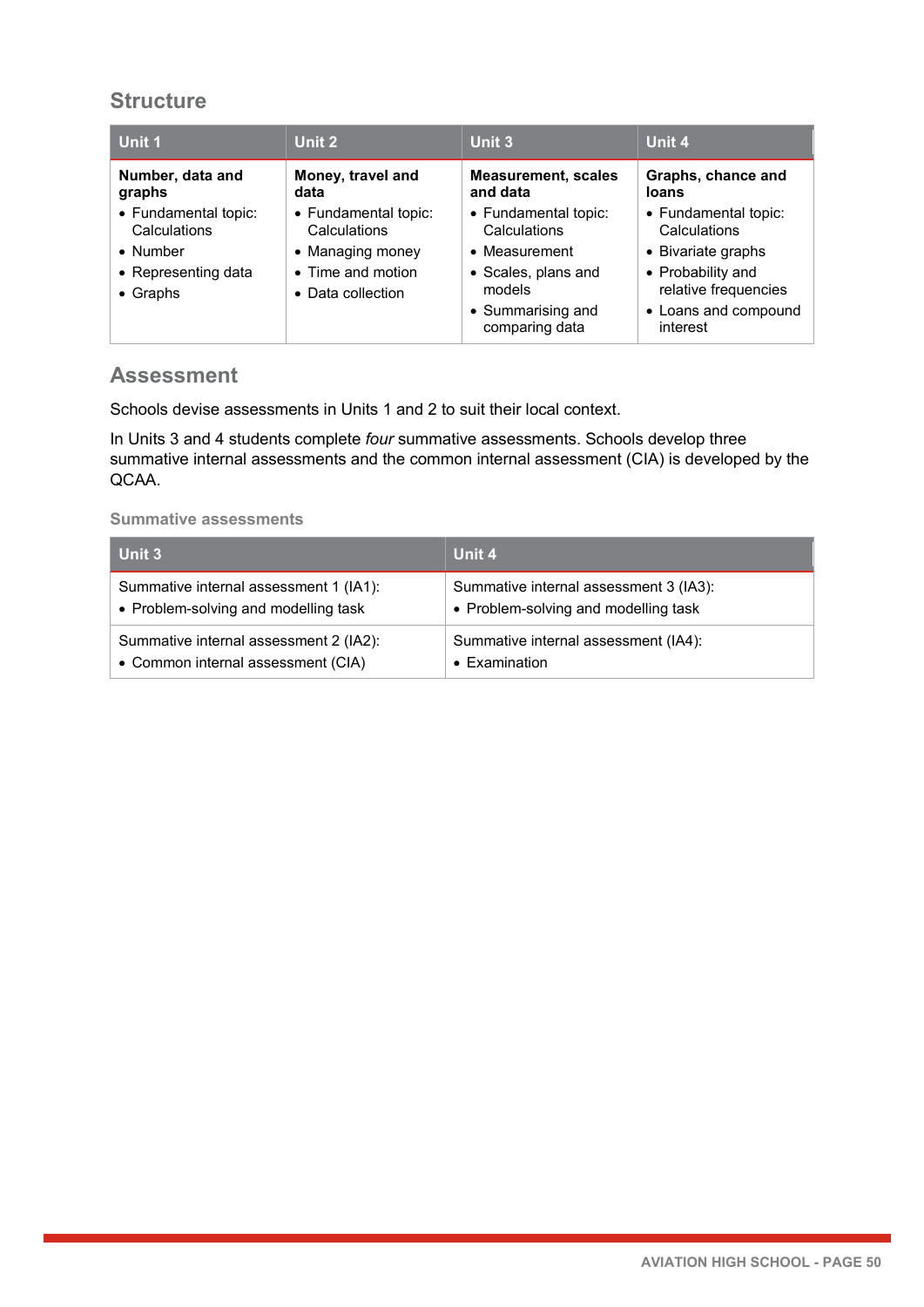## Structure

| Unit 1 | Unit 2 | Unit 3 | Unit 4 |
|---|---|---|---|
| **Number, data and graphs**<br>• Fundamental topic: Calculations<br>• Number<br>• Representing data<br>• Graphs | **Money, travel and data**<br>• Fundamental topic: Calculations<br>• Managing money<br>• Time and motion<br>• Data collection | **Measurement, scales and data**<br>• Fundamental topic: Calculations<br>• Measurement<br>• Scales, plans and models<br>• Summarising and comparing data | **Graphs, chance and loans**<br>• Fundamental topic: Calculations<br>• Bivariate graphs<br>• Probability and relative frequencies<br>• Loans and compound interest |

## Assessment

Schools devise assessments in Units 1 and 2 to suit their local context.

In Units 3 and 4 students complete *four* summative assessments. Schools develop three summative internal assessments and the common internal assessment (CIA) is developed by the QCAA.

### Summative assessments

| Unit 3 | Unit 4 |
|---|---|
| Summative internal assessment 1 (IA1):<br>• Problem-solving and modelling task | Summative internal assessment 3 (IA3):<br>• Problem-solving and modelling task |
| Summative internal assessment 2 (IA2):<br>• Common internal assessment (CIA) | Summative internal assessment (IA4):<br>• Examination |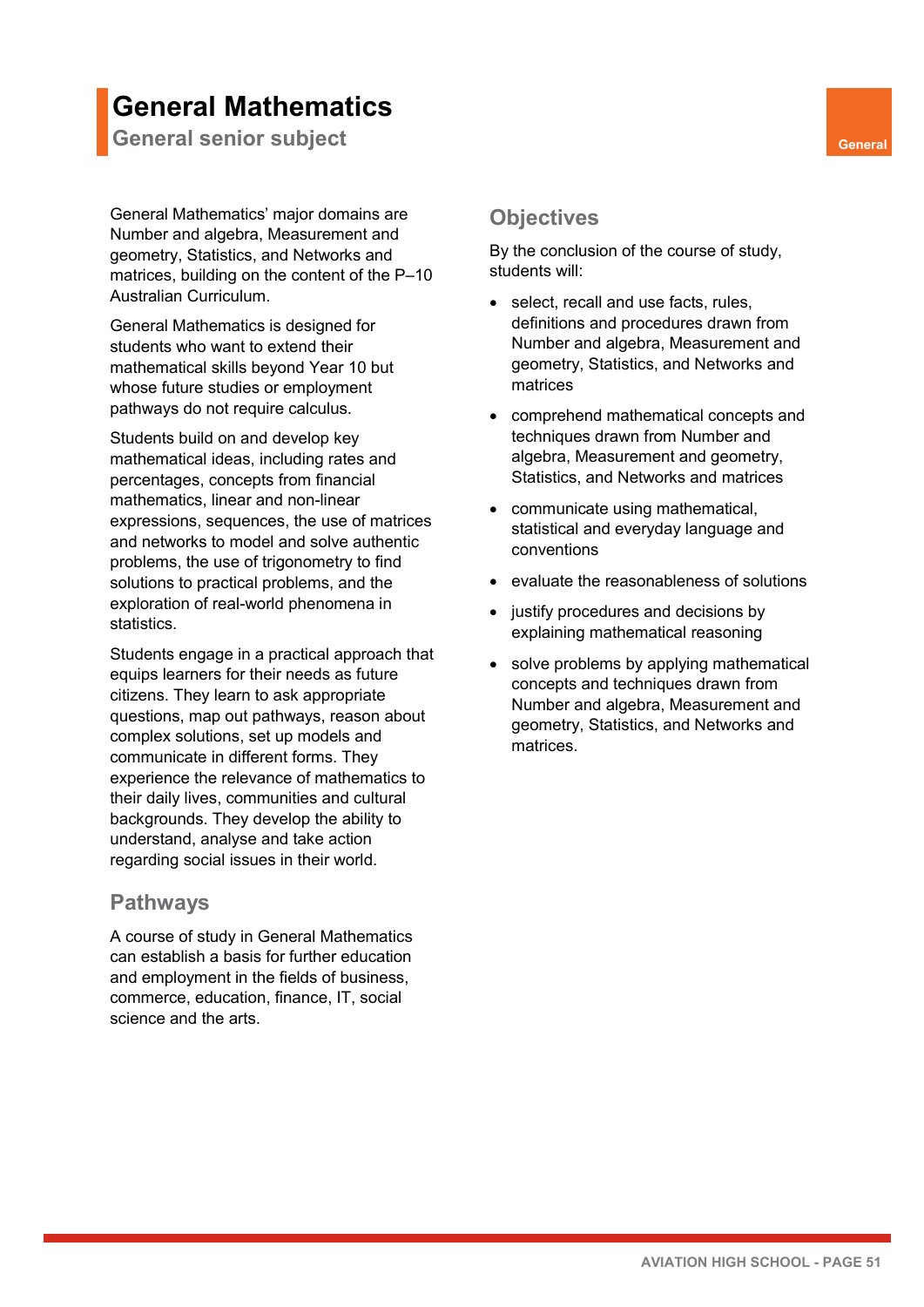# General Mathematics

## General senior subject

General

General Mathematics' major domains are Number and algebra, Measurement and geometry, Statistics, and Networks and matrices, building on the content of the P–10 Australian Curriculum.

General Mathematics is designed for students who want to extend their mathematical skills beyond Year 10 but whose future studies or employment pathways do not require calculus.

Students build on and develop key mathematical ideas, including rates and percentages, concepts from financial mathematics, linear and non-linear expressions, sequences, the use of matrices and networks to model and solve authentic problems, the use of trigonometry to find solutions to practical problems, and the exploration of real-world phenomena in statistics.

Students engage in a practical approach that equips learners for their needs as future citizens. They learn to ask appropriate questions, map out pathways, reason about complex solutions, set up models and communicate in different forms. They experience the relevance of mathematics to their daily lives, communities and cultural backgrounds. They develop the ability to understand, analyse and take action regarding social issues in their world.

### Pathways

A course of study in General Mathematics can establish a basis for further education and employment in the fields of business, commerce, education, finance, IT, social science and the arts.

### Objectives

By the conclusion of the course of study, students will:

- select, recall and use facts, rules, definitions and procedures drawn from Number and algebra, Measurement and geometry, Statistics, and Networks and matrices
- comprehend mathematical concepts and techniques drawn from Number and algebra, Measurement and geometry, Statistics, and Networks and matrices
- communicate using mathematical, statistical and everyday language and conventions
- evaluate the reasonableness of solutions
- justify procedures and decisions by explaining mathematical reasoning
- solve problems by applying mathematical concepts and techniques drawn from Number and algebra, Measurement and geometry, Statistics, and Networks and matrices.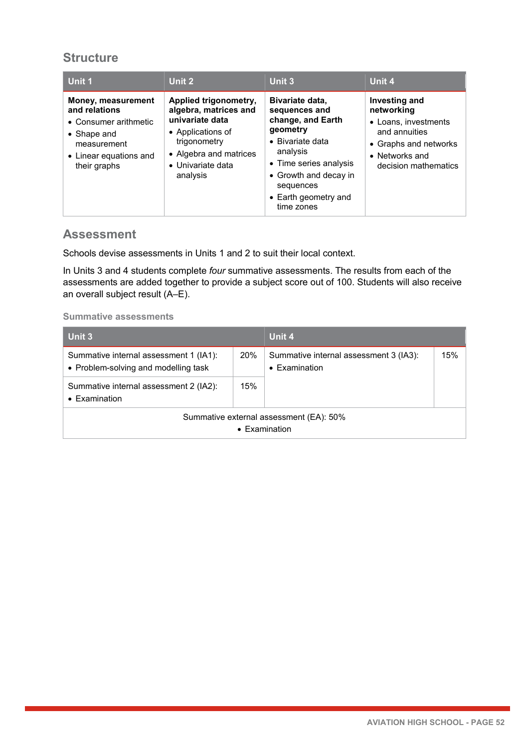## Structure

| Unit 1 | Unit 2 | Unit 3 | Unit 4 |
|---|---|---|---|
| **Money, measurement and relations**<br>• Consumer arithmetic<br>• Shape and measurement<br>• Linear equations and their graphs | **Applied trigonometry, algebra, matrices and univariate data**<br>• Applications of trigonometry<br>• Algebra and matrices<br>• Univariate data analysis | **Bivariate data, sequences and change, and Earth geometry**<br>• Bivariate data analysis<br>• Time series analysis<br>• Growth and decay in sequences<br>• Earth geometry and time zones | **Investing and networking**<br>• Loans, investments and annuities<br>• Graphs and networks<br>• Networks and decision mathematics |

## Assessment

Schools devise assessments in Units 1 and 2 to suit their local context.

In Units 3 and 4 students complete *four* summative assessments. The results from each of the assessments are added together to provide a subject score out of 100. Students will also receive an overall subject result (A–E).

### Summative assessments

| Unit 3 | | Unit 4 | |
|---|---|---|---|
| Summative internal assessment 1 (IA1):<br>• Problem-solving and modelling task | 20% | Summative internal assessment 3 (IA3):<br>• Examination | 15% |
| Summative internal assessment 2 (IA2):<br>• Examination | 15% | | |
| Summative external assessment (EA): 50%<br>• Examination | | | |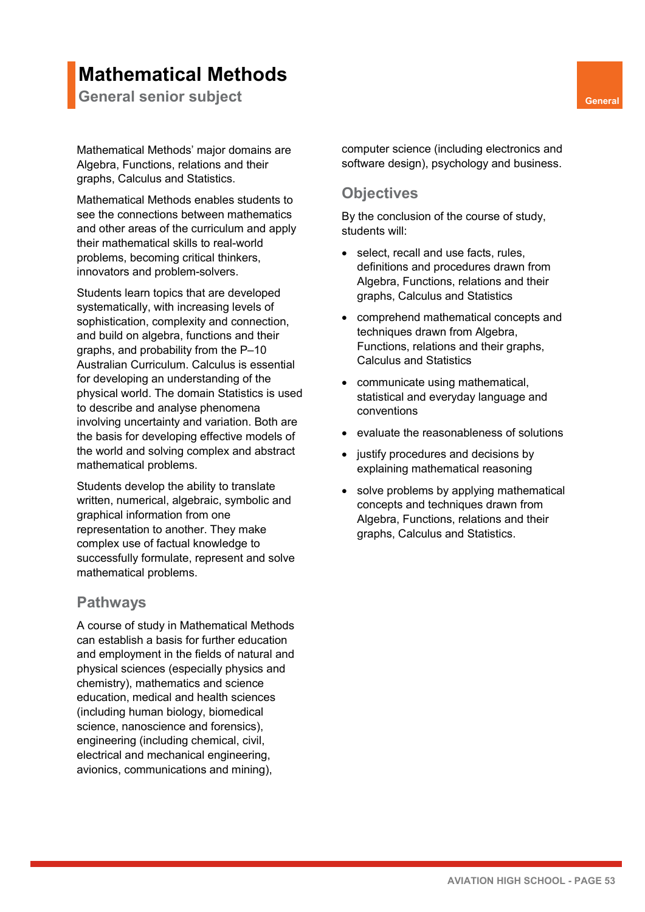# Mathematical Methods

## General senior subject

General

Mathematical Methods' major domains are Algebra, Functions, relations and their graphs, Calculus and Statistics.

Mathematical Methods enables students to see the connections between mathematics and other areas of the curriculum and apply their mathematical skills to real-world problems, becoming critical thinkers, innovators and problem-solvers.

Students learn topics that are developed systematically, with increasing levels of sophistication, complexity and connection, and build on algebra, functions and their graphs, and probability from the P–10 Australian Curriculum. Calculus is essential for developing an understanding of the physical world. The domain Statistics is used to describe and analyse phenomena involving uncertainty and variation. Both are the basis for developing effective models of the world and solving complex and abstract mathematical problems.

Students develop the ability to translate written, numerical, algebraic, symbolic and graphical information from one representation to another. They make complex use of factual knowledge to successfully formulate, represent and solve mathematical problems.

## Pathways

A course of study in Mathematical Methods can establish a basis for further education and employment in the fields of natural and physical sciences (especially physics and chemistry), mathematics and science education, medical and health sciences (including human biology, biomedical science, nanoscience and forensics), engineering (including chemical, civil, electrical and mechanical engineering, avionics, communications and mining), computer science (including electronics and software design), psychology and business.

## Objectives

By the conclusion of the course of study, students will:

- select, recall and use facts, rules, definitions and procedures drawn from Algebra, Functions, relations and their graphs, Calculus and Statistics
- comprehend mathematical concepts and techniques drawn from Algebra, Functions, relations and their graphs, Calculus and Statistics
- communicate using mathematical, statistical and everyday language and conventions
- evaluate the reasonableness of solutions
- justify procedures and decisions by explaining mathematical reasoning
- solve problems by applying mathematical concepts and techniques drawn from Algebra, Functions, relations and their graphs, Calculus and Statistics.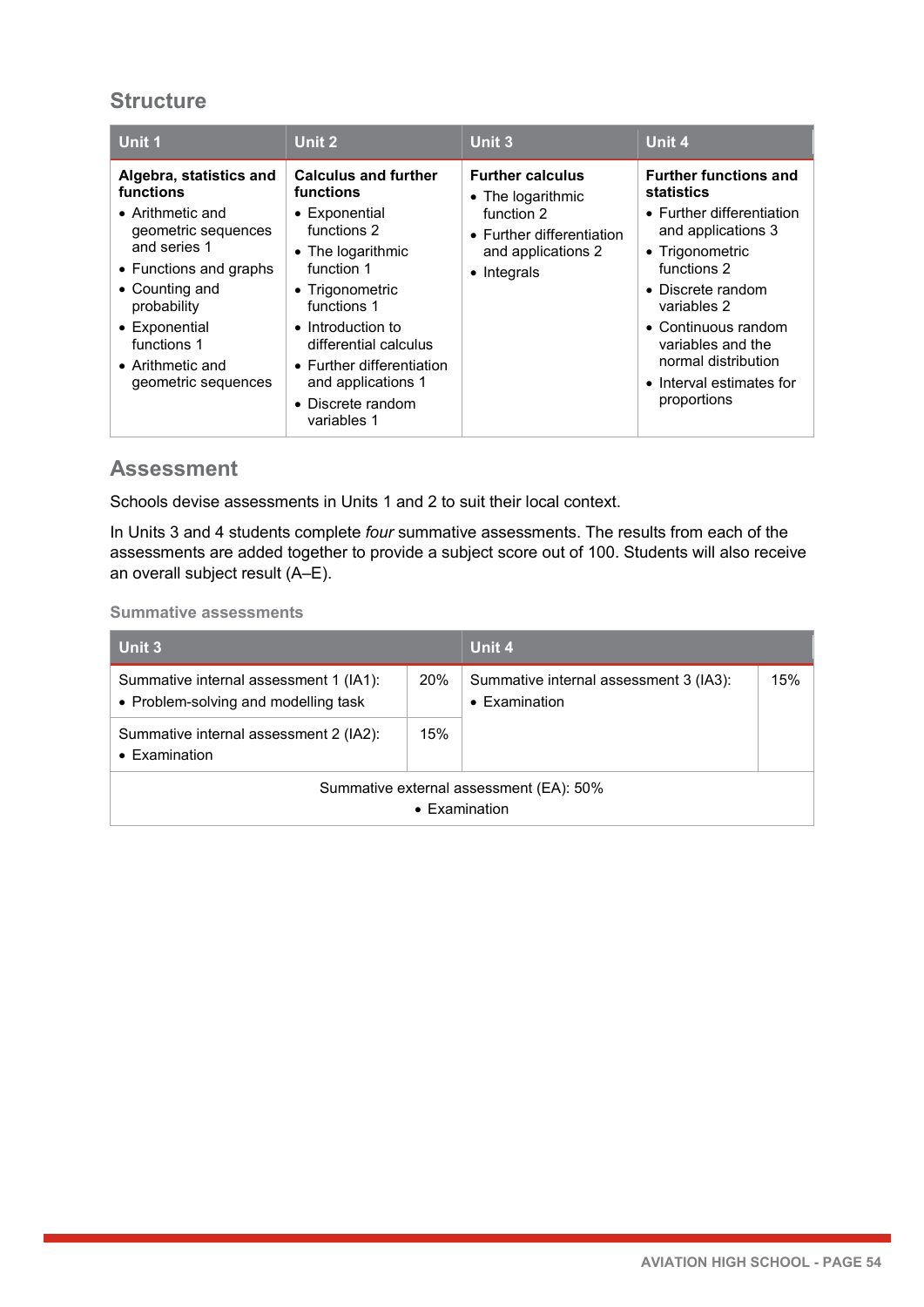## Structure

| Unit 1 | Unit 2 | Unit 3 | Unit 4 |
|---|---|---|---|
| **Algebra, statistics and functions**<br>• Arithmetic and geometric sequences and series 1<br>• Functions and graphs<br>• Counting and probability<br>• Exponential functions 1<br>• Arithmetic and geometric sequences | **Calculus and further functions**<br>• Exponential functions 2<br>• The logarithmic function 1<br>• Trigonometric functions 1<br>• Introduction to differential calculus<br>• Further differentiation and applications 1<br>• Discrete random variables 1 | **Further calculus**<br>• The logarithmic function 2<br>• Further differentiation and applications 2<br>• Integrals | **Further functions and statistics**<br>• Further differentiation and applications 3<br>• Trigonometric functions 2<br>• Discrete random variables 2<br>• Continuous random variables and the normal distribution<br>• Interval estimates for proportions |

## Assessment

Schools devise assessments in Units 1 and 2 to suit their local context.

In Units 3 and 4 students complete *four* summative assessments. The results from each of the assessments are added together to provide a subject score out of 100. Students will also receive an overall subject result (A–E).

### Summative assessments

| Unit 3 | | Unit 4 | |
|---|---|---|---|
| Summative internal assessment 1 (IA1):<br>• Problem-solving and modelling task | 20% | Summative internal assessment 3 (IA3):<br>• Examination | 15% |
| Summative internal assessment 2 (IA2):<br>• Examination | 15% | | |
| Summative external assessment (EA): 50%<br>• Examination | | | |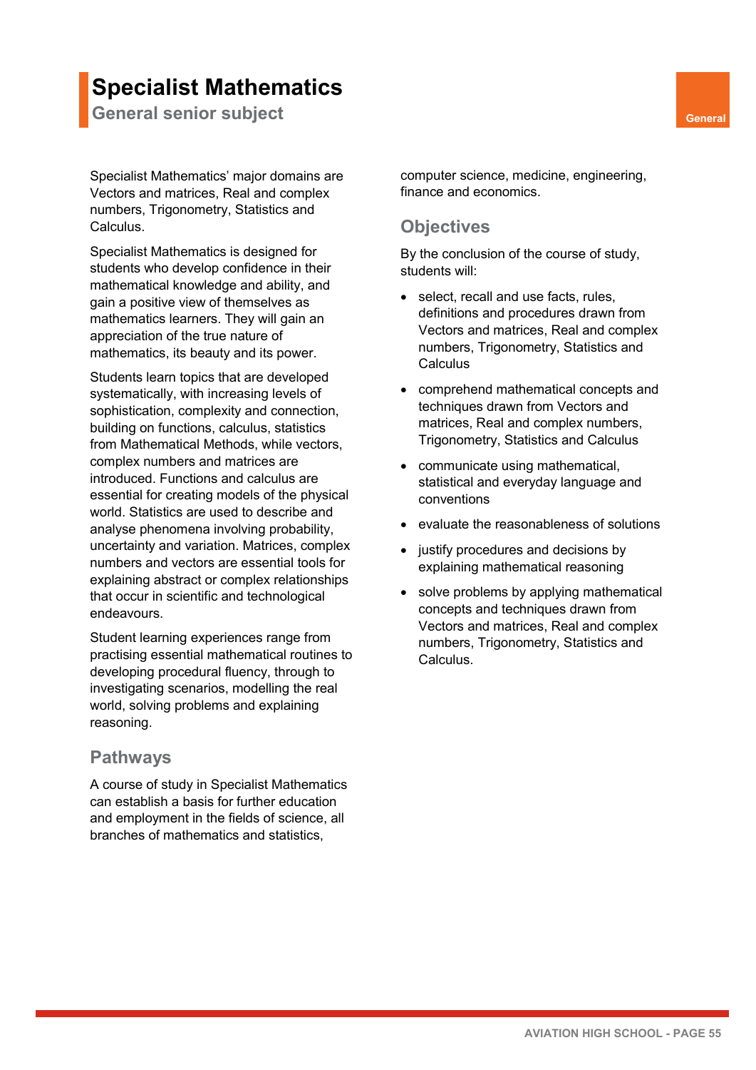# Specialist Mathematics

## General senior subject

General

Specialist Mathematics' major domains are Vectors and matrices, Real and complex numbers, Trigonometry, Statistics and Calculus.

Specialist Mathematics is designed for students who develop confidence in their mathematical knowledge and ability, and gain a positive view of themselves as mathematics learners. They will gain an appreciation of the true nature of mathematics, its beauty and its power.

Students learn topics that are developed systematically, with increasing levels of sophistication, complexity and connection, building on functions, calculus, statistics from Mathematical Methods, while vectors, complex numbers and matrices are introduced. Functions and calculus are essential for creating models of the physical world. Statistics are used to describe and analyse phenomena involving probability, uncertainty and variation. Matrices, complex numbers and vectors are essential tools for explaining abstract or complex relationships that occur in scientific and technological endeavours.

Student learning experiences range from practising essential mathematical routines to developing procedural fluency, through to investigating scenarios, modelling the real world, solving problems and explaining reasoning.

## Pathways

A course of study in Specialist Mathematics can establish a basis for further education and employment in the fields of science, all branches of mathematics and statistics, computer science, medicine, engineering, finance and economics.

## Objectives

By the conclusion of the course of study, students will:

- select, recall and use facts, rules, definitions and procedures drawn from Vectors and matrices, Real and complex numbers, Trigonometry, Statistics and Calculus
- comprehend mathematical concepts and techniques drawn from Vectors and matrices, Real and complex numbers, Trigonometry, Statistics and Calculus
- communicate using mathematical, statistical and everyday language and conventions
- evaluate the reasonableness of solutions
- justify procedures and decisions by explaining mathematical reasoning
- solve problems by applying mathematical concepts and techniques drawn from Vectors and matrices, Real and complex numbers, Trigonometry, Statistics and Calculus.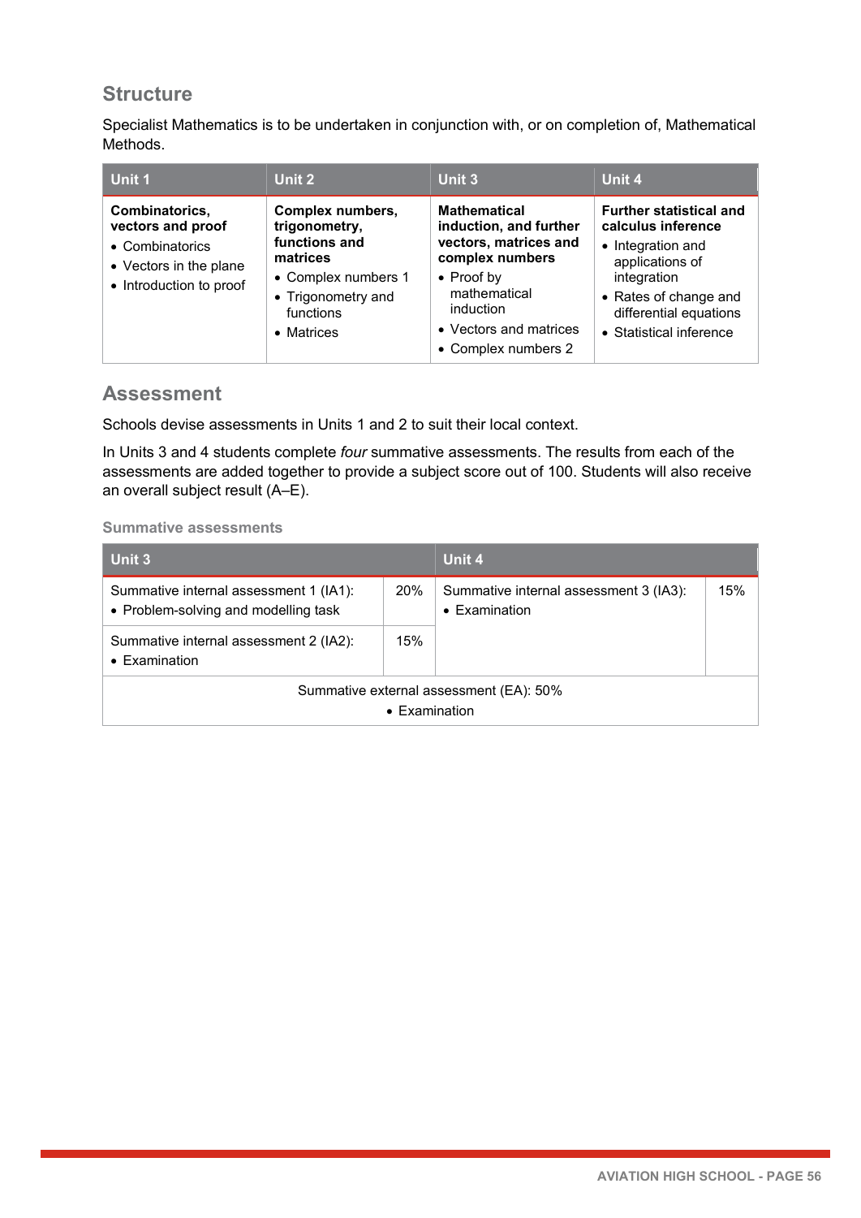## Structure

Specialist Mathematics is to be undertaken in conjunction with, or on completion of, Mathematical Methods.

| Unit 1 | Unit 2 | Unit 3 | Unit 4 |
|---|---|---|---|
| **Combinatorics, vectors and proof**<br>• Combinatorics<br>• Vectors in the plane<br>• Introduction to proof | **Complex numbers, trigonometry, functions and matrices**<br>• Complex numbers 1<br>• Trigonometry and functions<br>• Matrices | **Mathematical induction, and further vectors, matrices and complex numbers**<br>• Proof by mathematical induction<br>• Vectors and matrices<br>• Complex numbers 2 | **Further statistical and calculus inference**<br>• Integration and applications of integration<br>• Rates of change and differential equations<br>• Statistical inference |

## Assessment

Schools devise assessments in Units 1 and 2 to suit their local context.

In Units 3 and 4 students complete *four* summative assessments. The results from each of the assessments are added together to provide a subject score out of 100. Students will also receive an overall subject result (A–E).

### Summative assessments

| Unit 3 | | Unit 4 | |
|---|---|---|---|
| Summative internal assessment 1 (IA1):<br>• Problem-solving and modelling task | 20% | Summative internal assessment 3 (IA3):<br>• Examination | 15% |
| Summative internal assessment 2 (IA2):<br>• Examination | 15% | | |
| Summative external assessment (EA): 50%<br>• Examination | | | |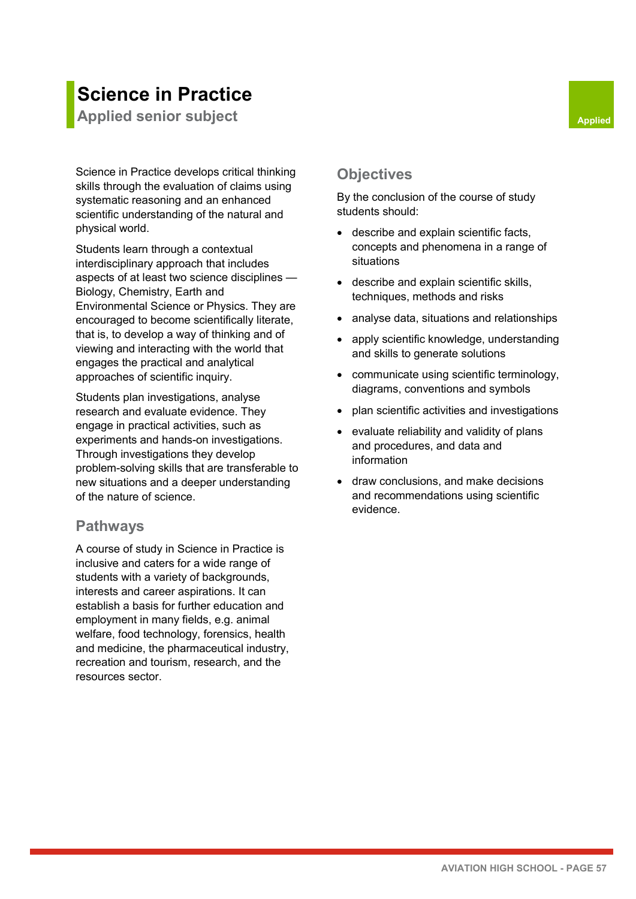# Science in Practice

## Applied senior subject

Applied

Science in Practice develops critical thinking skills through the evaluation of claims using systematic reasoning and an enhanced scientific understanding of the natural and physical world.

Students learn through a contextual interdisciplinary approach that includes aspects of at least two science disciplines — Biology, Chemistry, Earth and Environmental Science or Physics. They are encouraged to become scientifically literate, that is, to develop a way of thinking and of viewing and interacting with the world that engages the practical and analytical approaches of scientific inquiry.

Students plan investigations, analyse research and evaluate evidence. They engage in practical activities, such as experiments and hands-on investigations. Through investigations they develop problem-solving skills that are transferable to new situations and a deeper understanding of the nature of science.

### Pathways

A course of study in Science in Practice is inclusive and caters for a wide range of students with a variety of backgrounds, interests and career aspirations. It can establish a basis for further education and employment in many fields, e.g. animal welfare, food technology, forensics, health and medicine, the pharmaceutical industry, recreation and tourism, research, and the resources sector.

### Objectives

By the conclusion of the course of study students should:

- describe and explain scientific facts, concepts and phenomena in a range of situations
- describe and explain scientific skills, techniques, methods and risks
- analyse data, situations and relationships
- apply scientific knowledge, understanding and skills to generate solutions
- communicate using scientific terminology, diagrams, conventions and symbols
- plan scientific activities and investigations
- evaluate reliability and validity of plans and procedures, and data and information
- draw conclusions, and make decisions and recommendations using scientific evidence.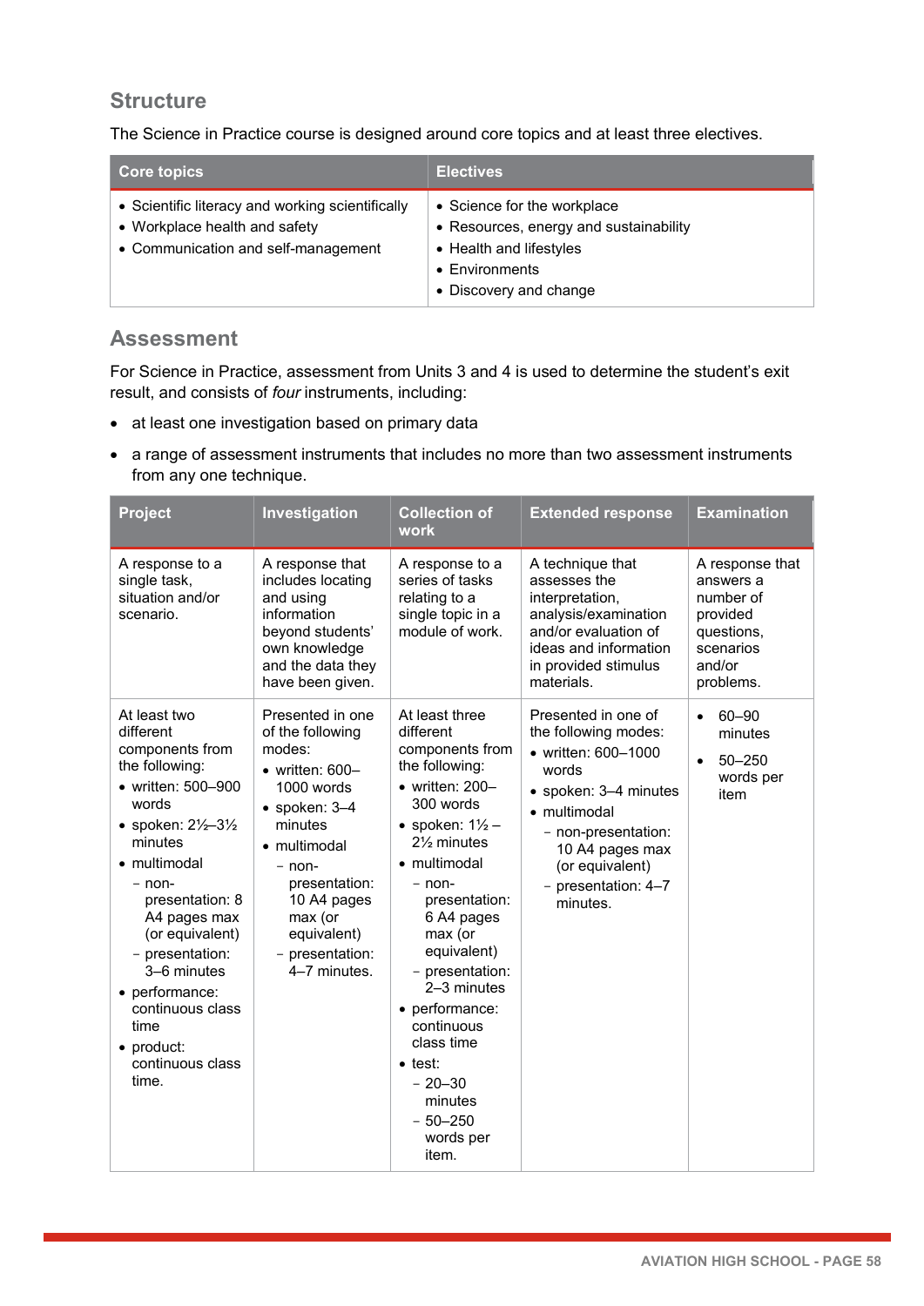## Structure

The Science in Practice course is designed around core topics and at least three electives.

| Core topics | Electives |
|---|---|
| • Scientific literacy and working scientifically<br>• Workplace health and safety<br>• Communication and self-management | • Science for the workplace<br>• Resources, energy and sustainability<br>• Health and lifestyles<br>• Environments<br>• Discovery and change |

## Assessment

For Science in Practice, assessment from Units 3 and 4 is used to determine the student's exit result, and consists of *four* instruments, including:

- at least one investigation based on primary data
- a range of assessment instruments that includes no more than two assessment instruments from any one technique.

| Project | Investigation | Collection of work | Extended response | Examination |
|---|---|---|---|---|
| A response to a single task, situation and/or scenario. | A response that includes locating and using information beyond students' own knowledge and the data they have been given. | A response to a series of tasks relating to a single topic in a module of work. | A technique that assesses the interpretation, analysis/examination and/or evaluation of ideas and information in provided stimulus materials. | A response that answers a number of provided questions, scenarios and/or problems. |
| At least two different components from the following:<br>• written: 500–900 words<br>• spoken: 2½–3½ minutes<br>• multimodal<br>– non-presentation: 8 A4 pages max (or equivalent)<br>– presentation: 3–6 minutes<br>• performance: continuous class time<br>• product: continuous class time. | Presented in one of the following modes:<br>• written: 600–1000 words<br>• spoken: 3–4 minutes<br>• multimodal<br>– non-presentation: 10 A4 pages max (or equivalent)<br>– presentation: 4–7 minutes. | At least three different components from the following:<br>• written: 200–300 words<br>• spoken: 1½ – 2½ minutes<br>• multimodal<br>– non-presentation: 6 A4 pages max (or equivalent)<br>– presentation: 2–3 minutes<br>• performance: continuous class time<br>• test:<br>– 20–30 minutes<br>– 50–250 words per item. | Presented in one of the following modes:<br>• written: 600–1000 words<br>• spoken: 3–4 minutes<br>• multimodal<br>– non-presentation: 10 A4 pages max (or equivalent)<br>– presentation: 4–7 minutes. | • 60–90 minutes<br>• 50–250 words per item |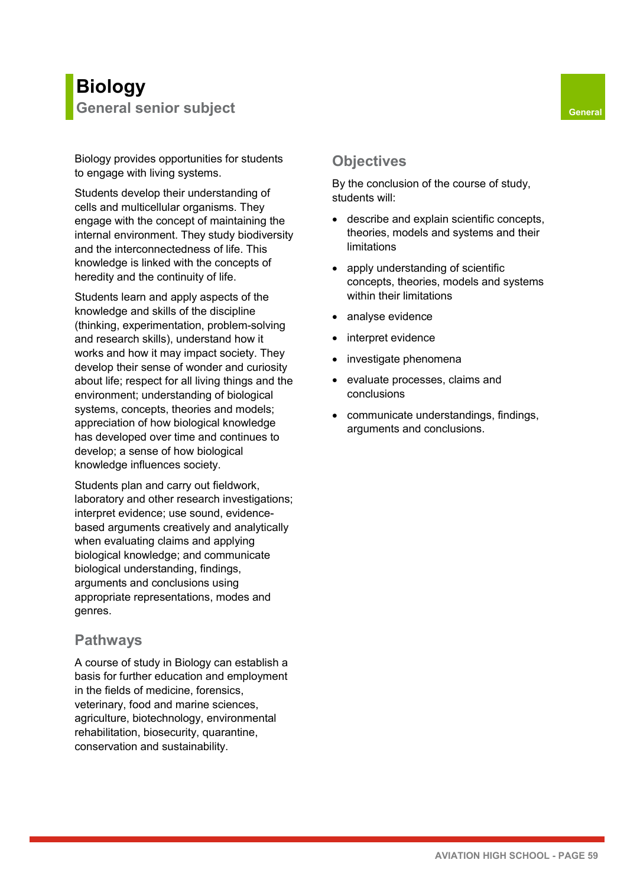# Biology

## General senior subject

General

Biology provides opportunities for students to engage with living systems.

Students develop their understanding of cells and multicellular organisms. They engage with the concept of maintaining the internal environment. They study biodiversity and the interconnectedness of life. This knowledge is linked with the concepts of heredity and the continuity of life.

Students learn and apply aspects of the knowledge and skills of the discipline (thinking, experimentation, problem-solving and research skills), understand how it works and how it may impact society. They develop their sense of wonder and curiosity about life; respect for all living things and the environment; understanding of biological systems, concepts, theories and models; appreciation of how biological knowledge has developed over time and continues to develop; a sense of how biological knowledge influences society.

Students plan and carry out fieldwork, laboratory and other research investigations; interpret evidence; use sound, evidence-based arguments creatively and analytically when evaluating claims and applying biological knowledge; and communicate biological understanding, findings, arguments and conclusions using appropriate representations, modes and genres.

### Pathways

A course of study in Biology can establish a basis for further education and employment in the fields of medicine, forensics, veterinary, food and marine sciences, agriculture, biotechnology, environmental rehabilitation, biosecurity, quarantine, conservation and sustainability.

### Objectives

By the conclusion of the course of study, students will:

- describe and explain scientific concepts, theories, models and systems and their limitations
- apply understanding of scientific concepts, theories, models and systems within their limitations
- analyse evidence
- interpret evidence
- investigate phenomena
- evaluate processes, claims and conclusions
- communicate understandings, findings, arguments and conclusions.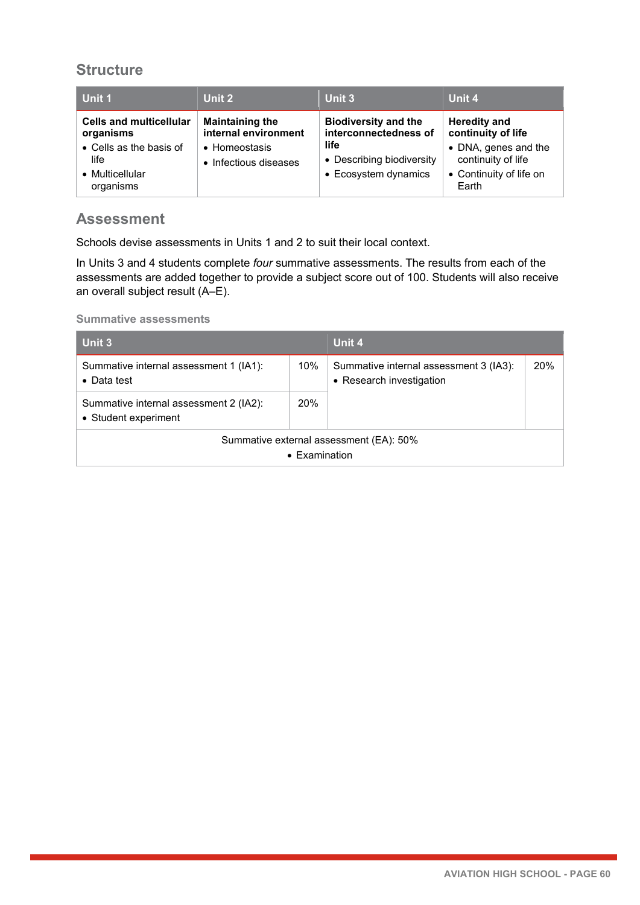## Structure

| Unit 1 | Unit 2 | Unit 3 | Unit 4 |
|---|---|---|---|
| **Cells and multicellular organisms**<br>• Cells as the basis of life<br>• Multicellular organisms | **Maintaining the internal environment**<br>• Homeostasis<br>• Infectious diseases | **Biodiversity and the interconnectedness of life**<br>• Describing biodiversity<br>• Ecosystem dynamics | **Heredity and continuity of life**<br>• DNA, genes and the continuity of life<br>• Continuity of life on Earth |

## Assessment

Schools devise assessments in Units 1 and 2 to suit their local context.

In Units 3 and 4 students complete *four* summative assessments. The results from each of the assessments are added together to provide a subject score out of 100. Students will also receive an overall subject result (A–E).

### Summative assessments

| Unit 3 | | Unit 4 | |
|---|---|---|---|
| Summative internal assessment 1 (IA1):<br>• Data test | 10% | Summative internal assessment 3 (IA3):<br>• Research investigation | 20% |
| Summative internal assessment 2 (IA2):<br>• Student experiment | 20% | | |
| Summative external assessment (EA): 50%<br>• Examination | | | |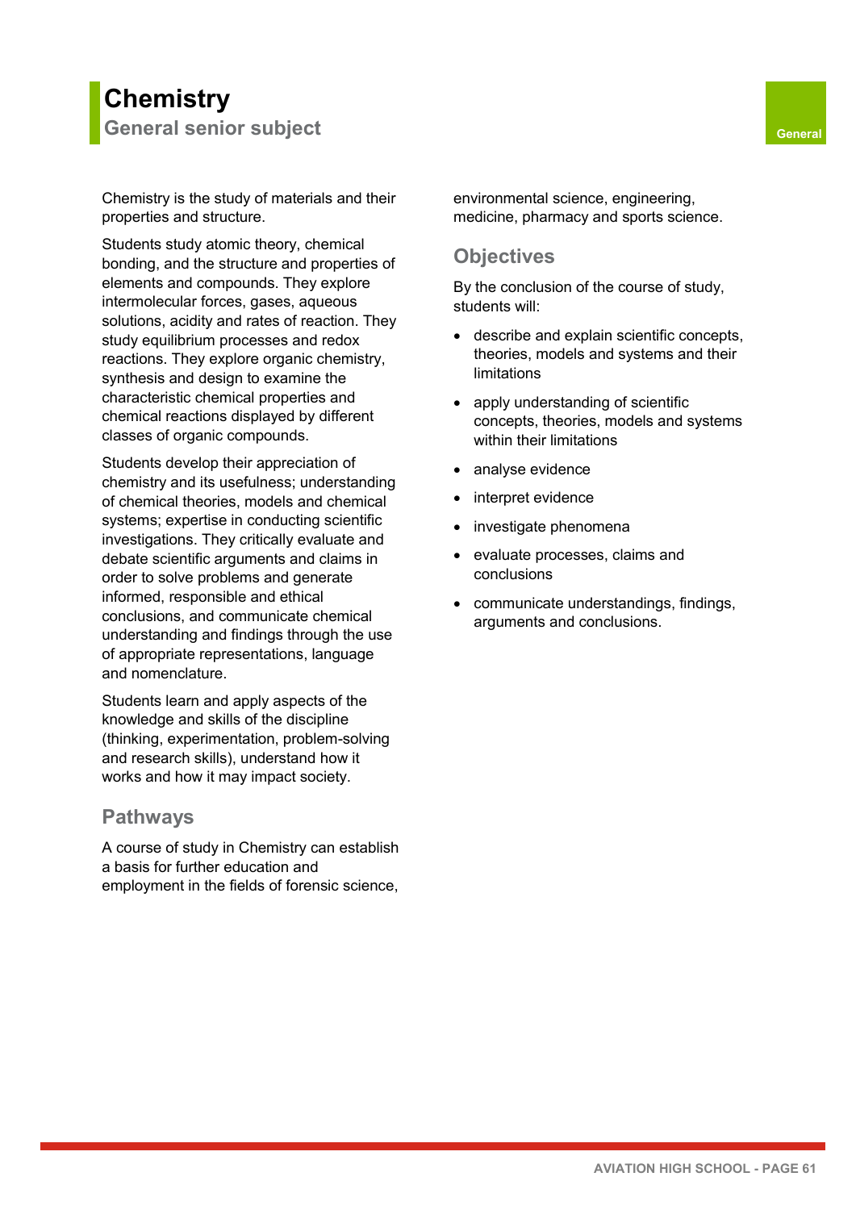# Chemistry

## General senior subject

General

Chemistry is the study of materials and their properties and structure.

Students study atomic theory, chemical bonding, and the structure and properties of elements and compounds. They explore intermolecular forces, gases, aqueous solutions, acidity and rates of reaction. They study equilibrium processes and redox reactions. They explore organic chemistry, synthesis and design to examine the characteristic chemical properties and chemical reactions displayed by different classes of organic compounds.

Students develop their appreciation of chemistry and its usefulness; understanding of chemical theories, models and chemical systems; expertise in conducting scientific investigations. They critically evaluate and debate scientific arguments and claims in order to solve problems and generate informed, responsible and ethical conclusions, and communicate chemical understanding and findings through the use of appropriate representations, language and nomenclature.

Students learn and apply aspects of the knowledge and skills of the discipline (thinking, experimentation, problem-solving and research skills), understand how it works and how it may impact society.

### Pathways

A course of study in Chemistry can establish a basis for further education and employment in the fields of forensic science, environmental science, engineering, medicine, pharmacy and sports science.

### Objectives

By the conclusion of the course of study, students will:

- describe and explain scientific concepts, theories, models and systems and their limitations
- apply understanding of scientific concepts, theories, models and systems within their limitations
- analyse evidence
- interpret evidence
- investigate phenomena
- evaluate processes, claims and conclusions
- communicate understandings, findings, arguments and conclusions.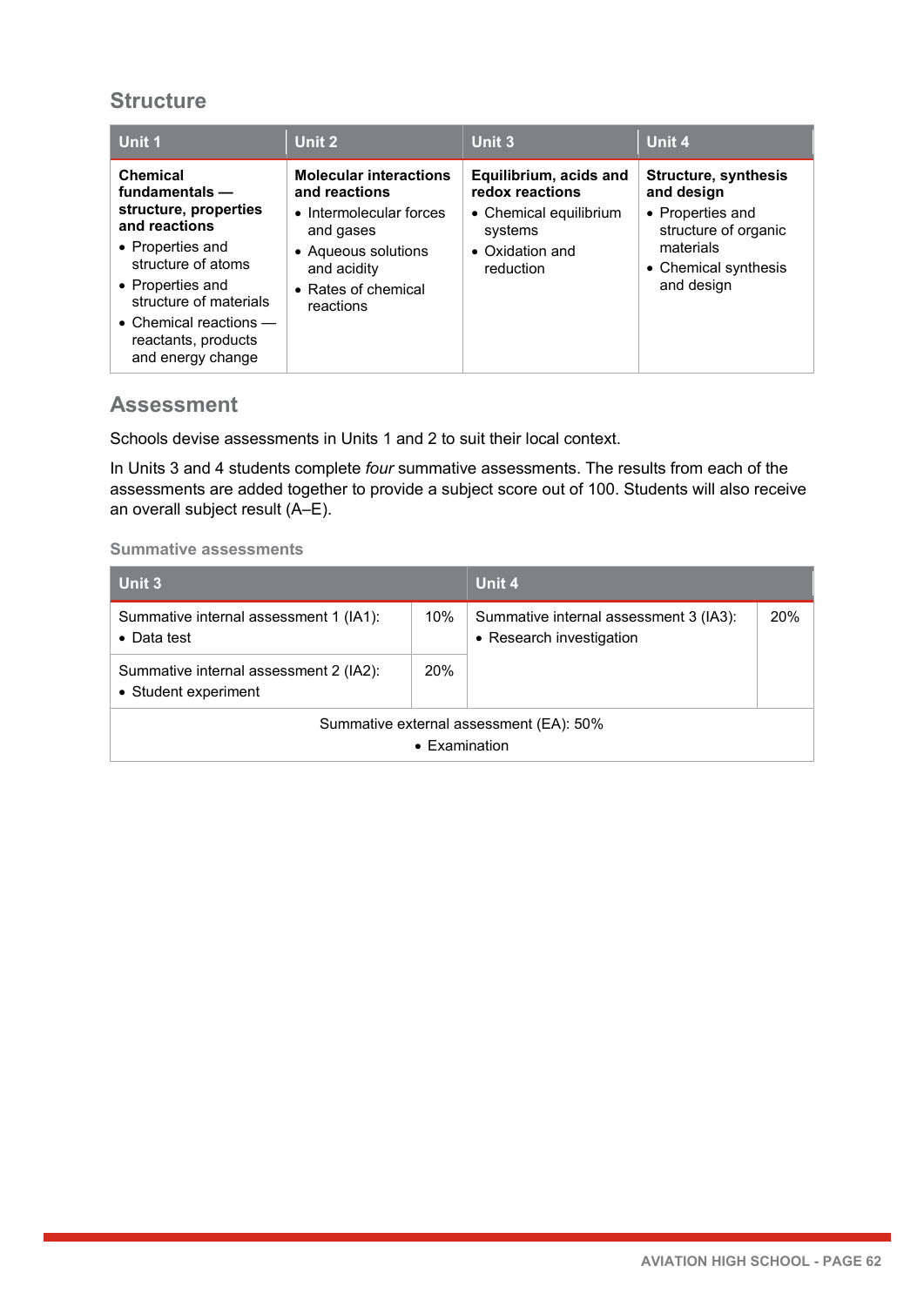## Structure

| Unit 1 | Unit 2 | Unit 3 | Unit 4 |
|---|---|---|---|
| **Chemical fundamentals — structure, properties and reactions**<br>• Properties and structure of atoms<br>• Properties and structure of materials<br>• Chemical reactions — reactants, products and energy change | **Molecular interactions and reactions**<br>• Intermolecular forces and gases<br>• Aqueous solutions and acidity<br>• Rates of chemical reactions | **Equilibrium, acids and redox reactions**<br>• Chemical equilibrium systems<br>• Oxidation and reduction | **Structure, synthesis and design**<br>• Properties and structure of organic materials<br>• Chemical synthesis and design |

## Assessment

Schools devise assessments in Units 1 and 2 to suit their local context.

In Units 3 and 4 students complete *four* summative assessments. The results from each of the assessments are added together to provide a subject score out of 100. Students will also receive an overall subject result (A–E).

### Summative assessments

| Unit 3 | | Unit 4 | |
|---|---|---|---|
| Summative internal assessment 1 (IA1):<br>• Data test | 10% | Summative internal assessment 3 (IA3):<br>• Research investigation | 20% |
| Summative internal assessment 2 (IA2):<br>• Student experiment | 20% | | |
| Summative external assessment (EA): 50%<br>• Examination | | | |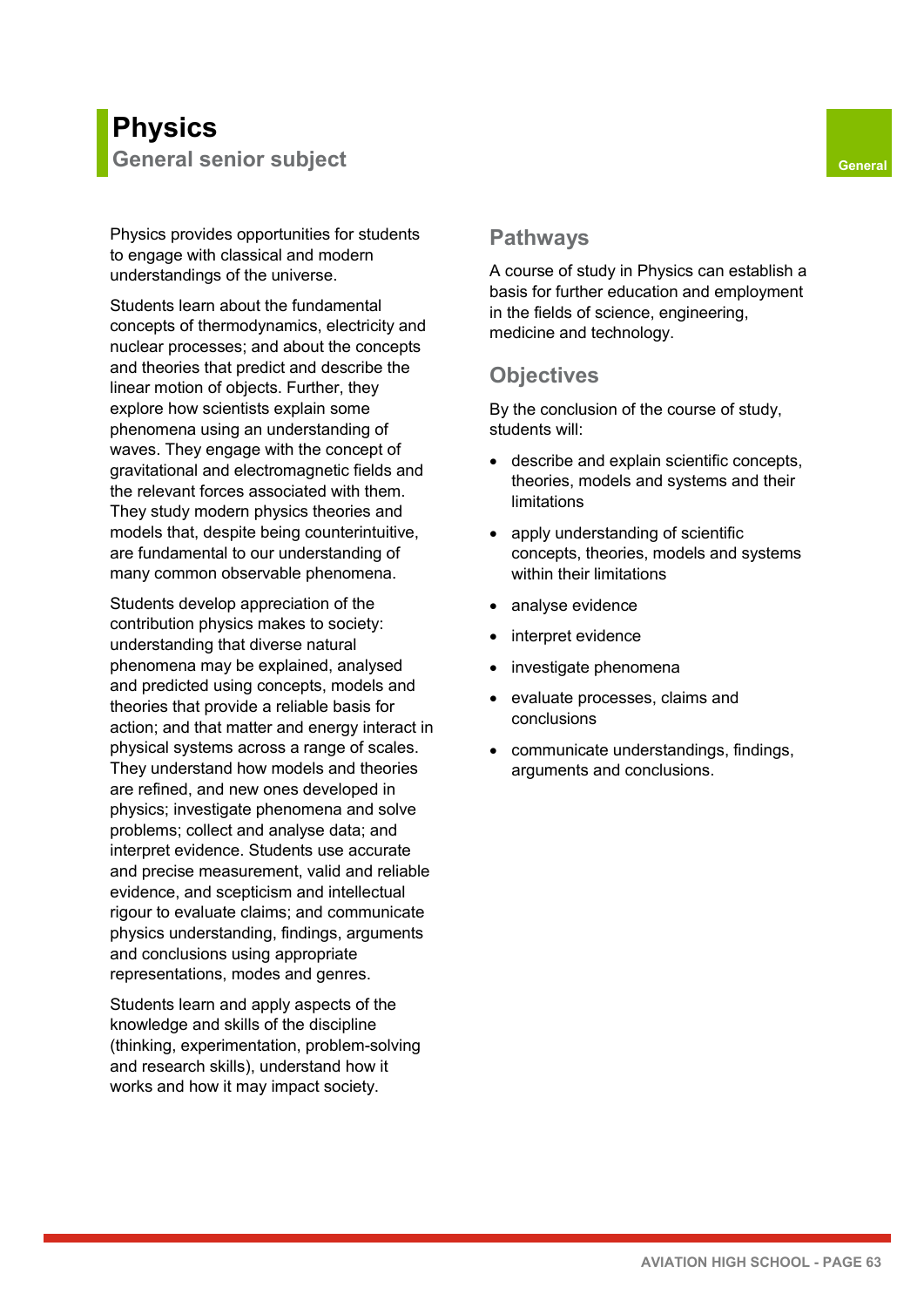# Physics

## General senior subject

General

Physics provides opportunities for students to engage with classical and modern understandings of the universe.

Students learn about the fundamental concepts of thermodynamics, electricity and nuclear processes; and about the concepts and theories that predict and describe the linear motion of objects. Further, they explore how scientists explain some phenomena using an understanding of waves. They engage with the concept of gravitational and electromagnetic fields and the relevant forces associated with them. They study modern physics theories and models that, despite being counterintuitive, are fundamental to our understanding of many common observable phenomena.

Students develop appreciation of the contribution physics makes to society: understanding that diverse natural phenomena may be explained, analysed and predicted using concepts, models and theories that provide a reliable basis for action; and that matter and energy interact in physical systems across a range of scales. They understand how models and theories are refined, and new ones developed in physics; investigate phenomena and solve problems; collect and analyse data; and interpret evidence. Students use accurate and precise measurement, valid and reliable evidence, and scepticism and intellectual rigour to evaluate claims; and communicate physics understanding, findings, arguments and conclusions using appropriate representations, modes and genres.

Students learn and apply aspects of the knowledge and skills of the discipline (thinking, experimentation, problem-solving and research skills), understand how it works and how it may impact society.

### Pathways

A course of study in Physics can establish a basis for further education and employment in the fields of science, engineering, medicine and technology.

### Objectives

By the conclusion of the course of study, students will:

- describe and explain scientific concepts, theories, models and systems and their limitations
- apply understanding of scientific concepts, theories, models and systems within their limitations
- analyse evidence
- interpret evidence
- investigate phenomena
- evaluate processes, claims and conclusions
- communicate understandings, findings, arguments and conclusions.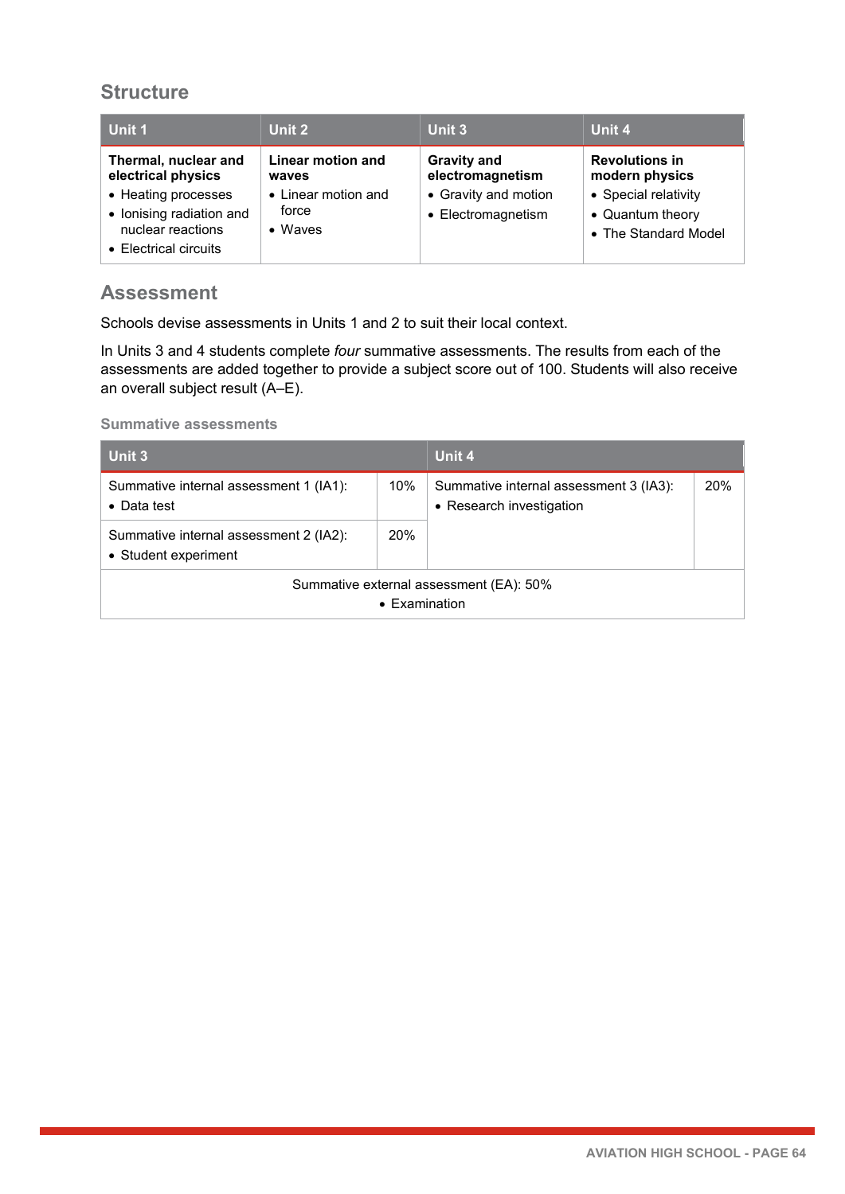## Structure

| Unit 1 | Unit 2 | Unit 3 | Unit 4 |
|---|---|---|---|
| **Thermal, nuclear and electrical physics**<br>• Heating processes<br>• Ionising radiation and nuclear reactions<br>• Electrical circuits | **Linear motion and waves**<br>• Linear motion and force<br>• Waves | **Gravity and electromagnetism**<br>• Gravity and motion<br>• Electromagnetism | **Revolutions in modern physics**<br>• Special relativity<br>• Quantum theory<br>• The Standard Model |

## Assessment

Schools devise assessments in Units 1 and 2 to suit their local context.

In Units 3 and 4 students complete *four* summative assessments. The results from each of the assessments are added together to provide a subject score out of 100. Students will also receive an overall subject result (A–E).

### Summative assessments

| Unit 3 | | Unit 4 | |
|---|---|---|---|
| Summative internal assessment 1 (IA1):<br>• Data test | 10% | Summative internal assessment 3 (IA3):<br>• Research investigation | 20% |
| Summative internal assessment 2 (IA2):<br>• Student experiment | 20% | | |
| Summative external assessment (EA): 50%<br>• Examination | | | |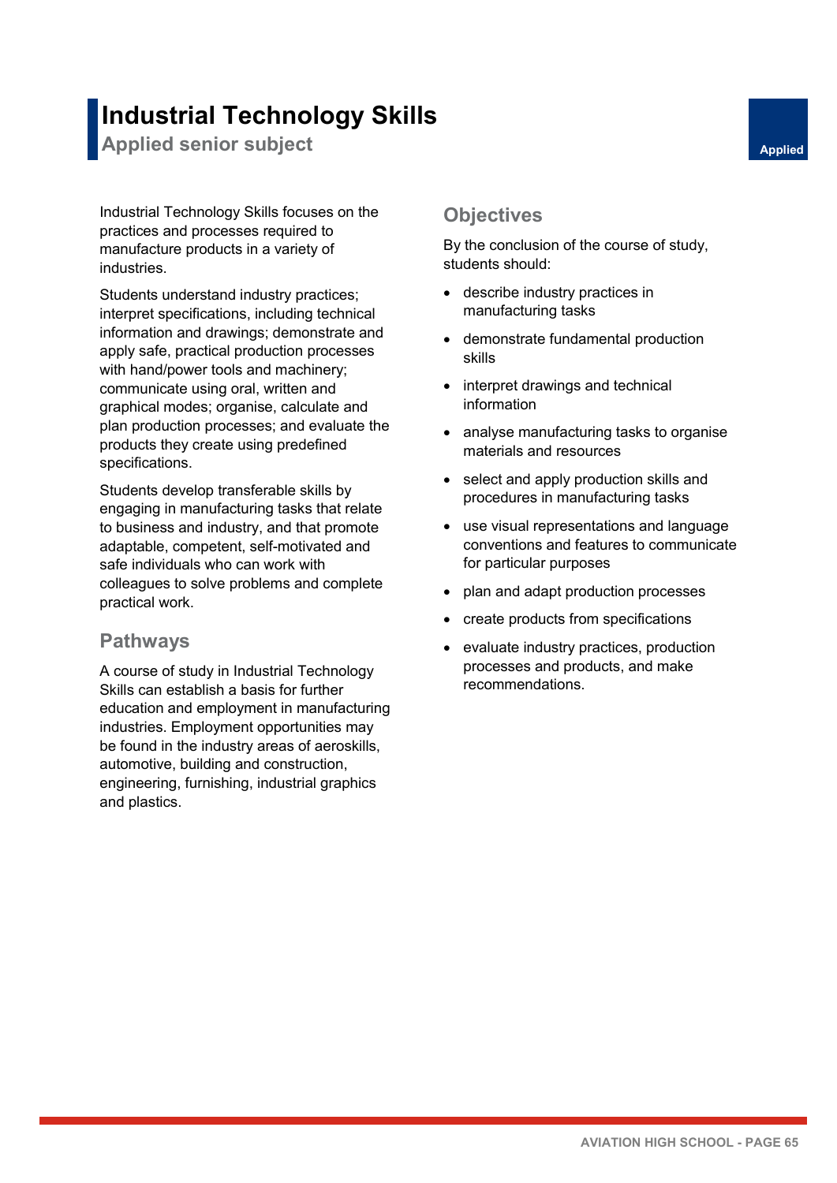# Industrial Technology Skills

## Applied senior subject

Applied

Industrial Technology Skills focuses on the practices and processes required to manufacture products in a variety of industries.

Students understand industry practices; interpret specifications, including technical information and drawings; demonstrate and apply safe, practical production processes with hand/power tools and machinery; communicate using oral, written and graphical modes; organise, calculate and plan production processes; and evaluate the products they create using predefined specifications.

Students develop transferable skills by engaging in manufacturing tasks that relate to business and industry, and that promote adaptable, competent, self-motivated and safe individuals who can work with colleagues to solve problems and complete practical work.

### Pathways

A course of study in Industrial Technology Skills can establish a basis for further education and employment in manufacturing industries. Employment opportunities may be found in the industry areas of aeroskills, automotive, building and construction, engineering, furnishing, industrial graphics and plastics.

### Objectives

By the conclusion of the course of study, students should:

- describe industry practices in manufacturing tasks
- demonstrate fundamental production skills
- interpret drawings and technical information
- analyse manufacturing tasks to organise materials and resources
- select and apply production skills and procedures in manufacturing tasks
- use visual representations and language conventions and features to communicate for particular purposes
- plan and adapt production processes
- create products from specifications
- evaluate industry practices, production processes and products, and make recommendations.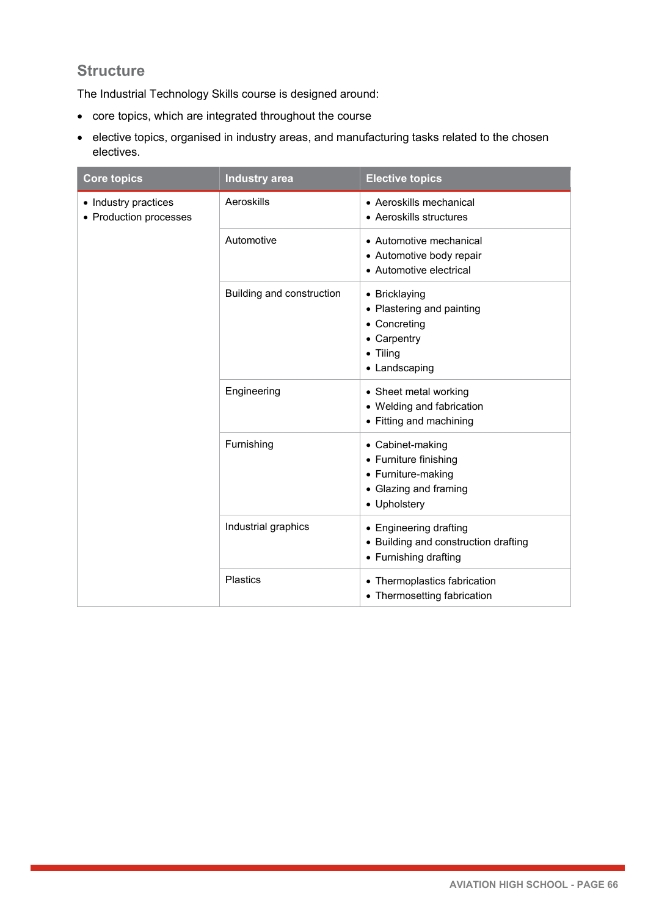## Structure

The Industrial Technology Skills course is designed around:

- core topics, which are integrated throughout the course
- elective topics, organised in industry areas, and manufacturing tasks related to the chosen electives.

| Core topics | Industry area | Elective topics |
|---|---|---|
| • Industry practices<br>• Production processes | Aeroskills | • Aeroskills mechanical<br>• Aeroskills structures |
| | Automotive | • Automotive mechanical<br>• Automotive body repair<br>• Automotive electrical |
| | Building and construction | • Bricklaying<br>• Plastering and painting<br>• Concreting<br>• Carpentry<br>• Tiling<br>• Landscaping |
| | Engineering | • Sheet metal working<br>• Welding and fabrication<br>• Fitting and machining |
| | Furnishing | • Cabinet-making<br>• Furniture finishing<br>• Furniture-making<br>• Glazing and framing<br>• Upholstery |
| | Industrial graphics | • Engineering drafting<br>• Building and construction drafting<br>• Furnishing drafting |
| | Plastics | • Thermoplastics fabrication<br>• Thermosetting fabrication |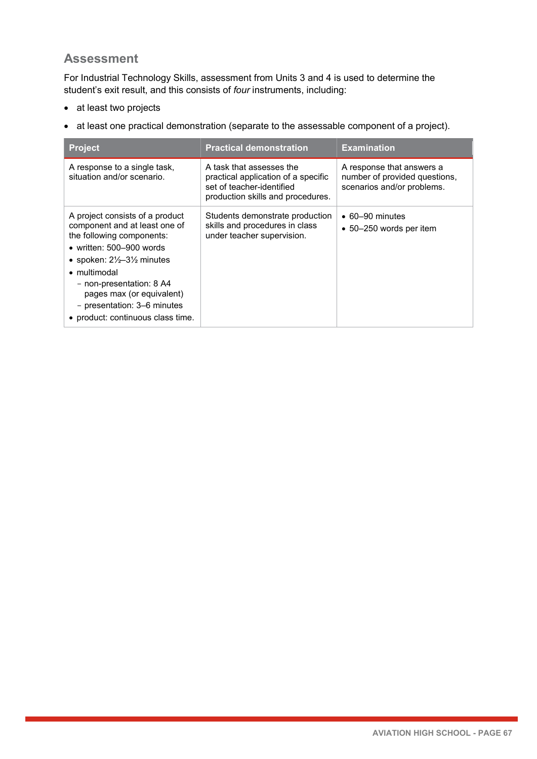## Assessment

For Industrial Technology Skills, assessment from Units 3 and 4 is used to determine the student's exit result, and this consists of *four* instruments, including:

- at least two projects
- at least one practical demonstration (separate to the assessable component of a project).

| Project | Practical demonstration | Examination |
|---|---|---|
| A response to a single task, situation and/or scenario. | A task that assesses the practical application of a specific set of teacher-identified production skills and procedures. | A response that answers a number of provided questions, scenarios and/or problems. |
| A project consists of a product component and at least one of the following components:<br>• written: 500–900 words<br>• spoken: 2½–3½ minutes<br>• multimodal<br>  - non-presentation: 8 A4 pages max (or equivalent)<br>  - presentation: 3–6 minutes<br>• product: continuous class time. | Students demonstrate production skills and procedures in class under teacher supervision. | • 60–90 minutes<br>• 50–250 words per item |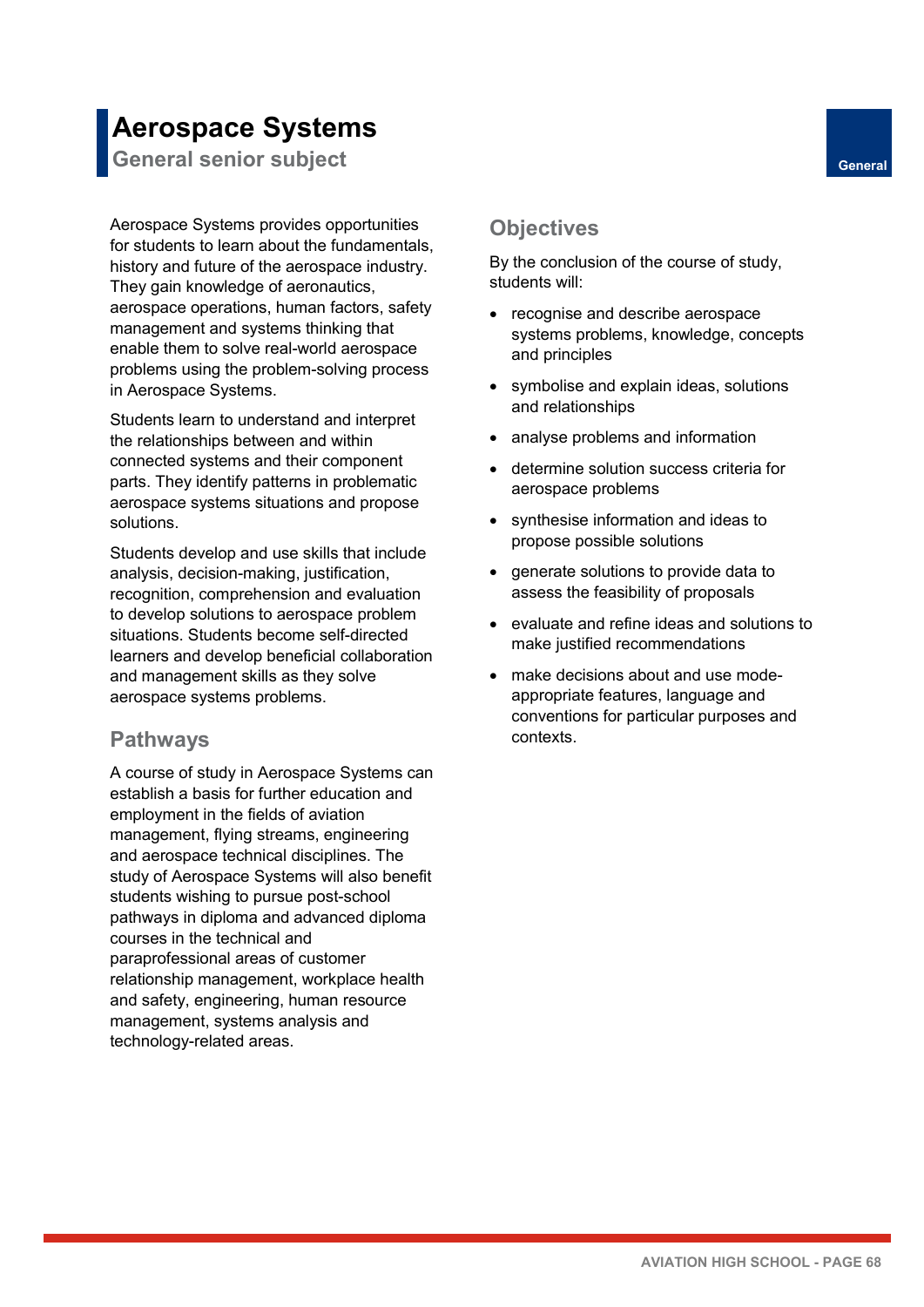# Aerospace Systems

## General senior subject

General

Aerospace Systems provides opportunities for students to learn about the fundamentals, history and future of the aerospace industry. They gain knowledge of aeronautics, aerospace operations, human factors, safety management and systems thinking that enable them to solve real-world aerospace problems using the problem-solving process in Aerospace Systems.

Students learn to understand and interpret the relationships between and within connected systems and their component parts. They identify patterns in problematic aerospace systems situations and propose solutions.

Students develop and use skills that include analysis, decision-making, justification, recognition, comprehension and evaluation to develop solutions to aerospace problem situations. Students become self-directed learners and develop beneficial collaboration and management skills as they solve aerospace systems problems.

### Pathways

A course of study in Aerospace Systems can establish a basis for further education and employment in the fields of aviation management, flying streams, engineering and aerospace technical disciplines. The study of Aerospace Systems will also benefit students wishing to pursue post-school pathways in diploma and advanced diploma courses in the technical and paraprofessional areas of customer relationship management, workplace health and safety, engineering, human resource management, systems analysis and technology-related areas.

### Objectives

By the conclusion of the course of study, students will:

- recognise and describe aerospace systems problems, knowledge, concepts and principles
- symbolise and explain ideas, solutions and relationships
- analyse problems and information
- determine solution success criteria for aerospace problems
- synthesise information and ideas to propose possible solutions
- generate solutions to provide data to assess the feasibility of proposals
- evaluate and refine ideas and solutions to make justified recommendations
- make decisions about and use mode-appropriate features, language and conventions for particular purposes and contexts.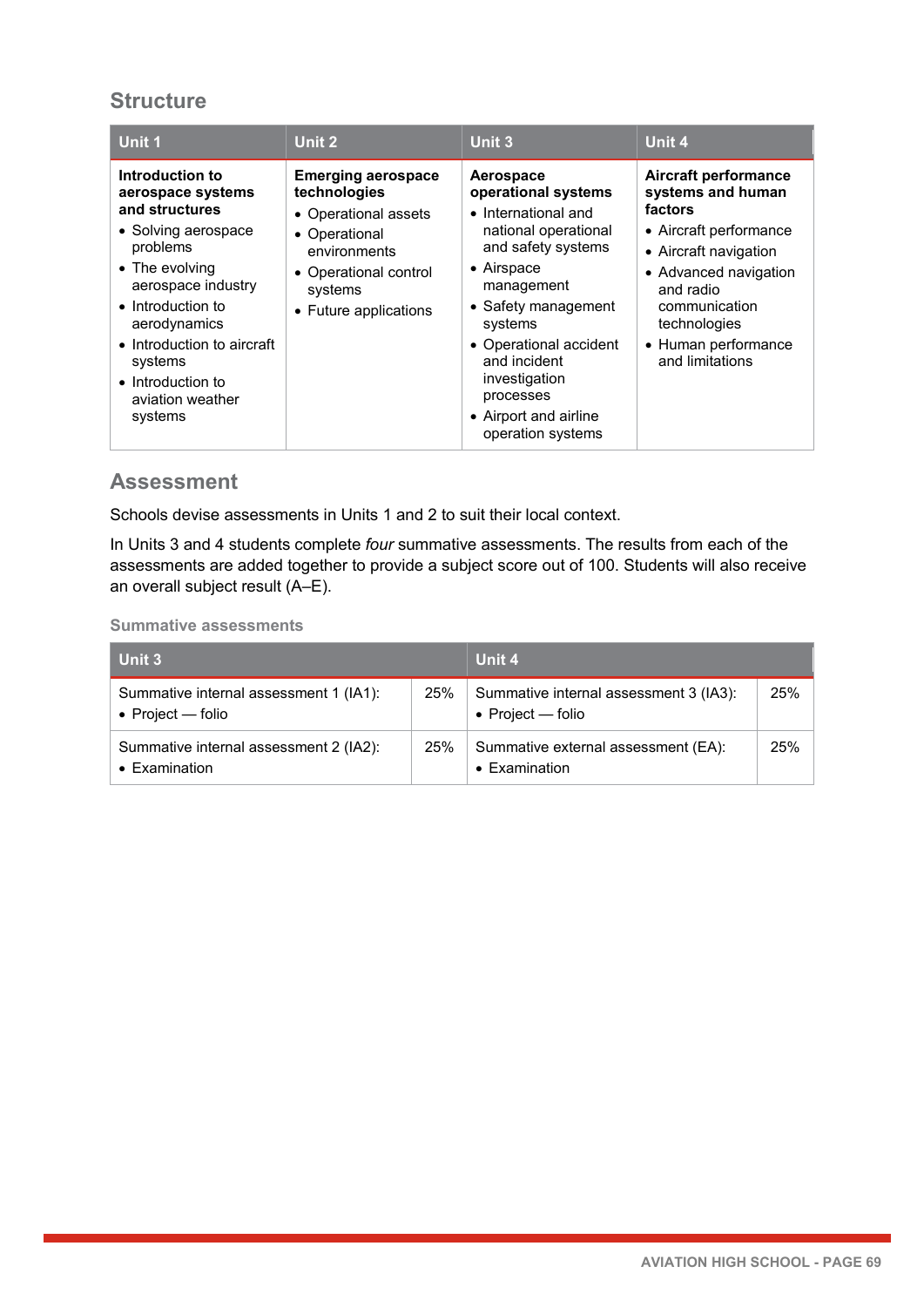## Structure

| Unit 1 | Unit 2 | Unit 3 | Unit 4 |
|---|---|---|---|
| **Introduction to aerospace systems and structures**<br>• Solving aerospace problems<br>• The evolving aerospace industry<br>• Introduction to aerodynamics<br>• Introduction to aircraft systems<br>• Introduction to aviation weather systems | **Emerging aerospace technologies**<br>• Operational assets<br>• Operational environments<br>• Operational control systems<br>• Future applications | **Aerospace operational systems**<br>• International and national operational and safety systems<br>• Airspace management<br>• Safety management systems<br>• Operational accident and incident investigation processes<br>• Airport and airline operation systems | **Aircraft performance systems and human factors**<br>• Aircraft performance<br>• Aircraft navigation<br>• Advanced navigation and radio communication technologies<br>• Human performance and limitations |

## Assessment

Schools devise assessments in Units 1 and 2 to suit their local context.

In Units 3 and 4 students complete *four* summative assessments. The results from each of the assessments are added together to provide a subject score out of 100. Students will also receive an overall subject result (A–E).

### Summative assessments

| Unit 3 | | Unit 4 | |
|---|---|---|---|
| Summative internal assessment 1 (IA1):<br>• Project — folio | 25% | Summative internal assessment 3 (IA3):<br>• Project — folio | 25% |
| Summative internal assessment 2 (IA2):<br>• Examination | 25% | Summative external assessment (EA):<br>• Examination | 25% |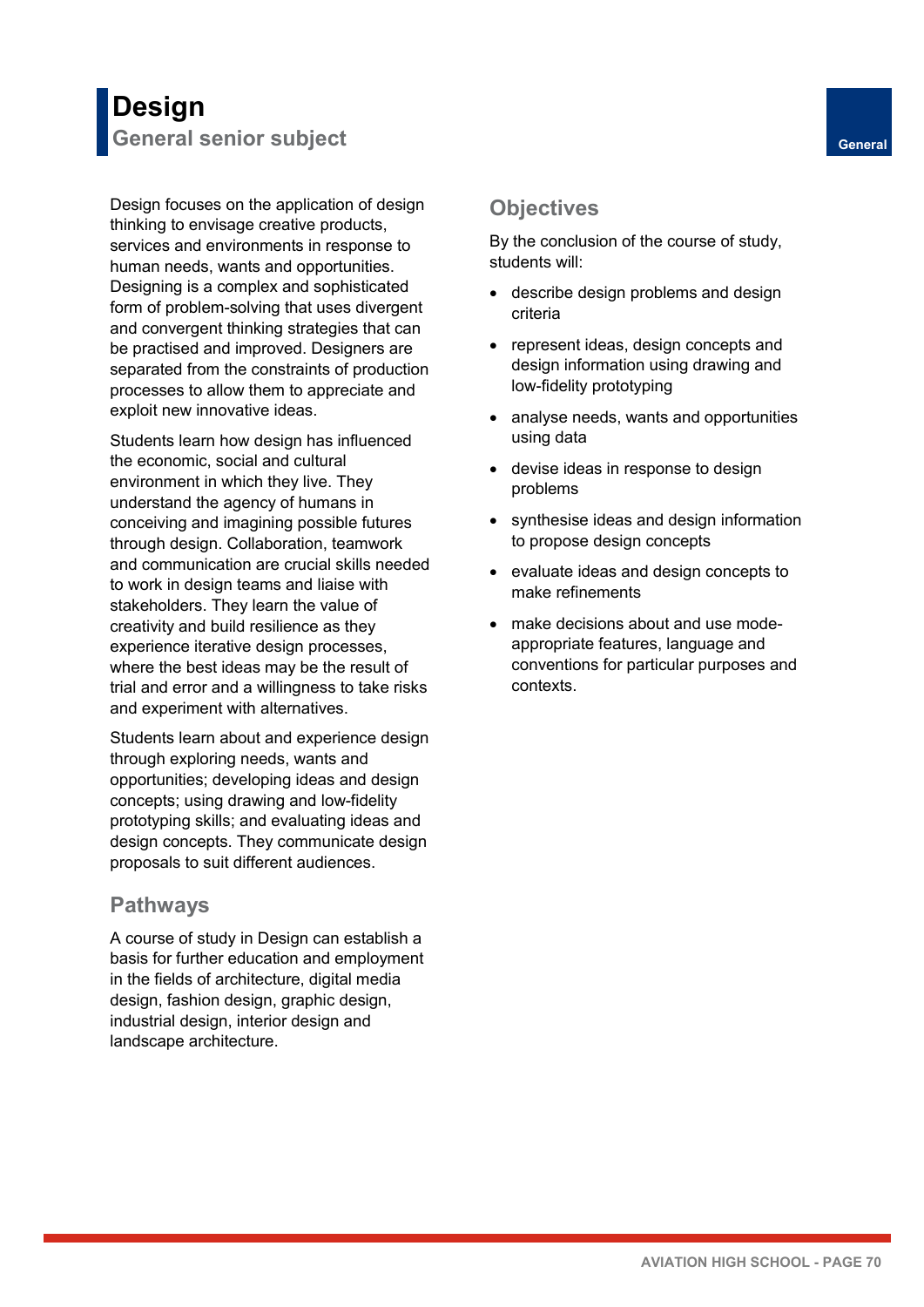# Design

## General senior subject

General

Design focuses on the application of design thinking to envisage creative products, services and environments in response to human needs, wants and opportunities. Designing is a complex and sophisticated form of problem-solving that uses divergent and convergent thinking strategies that can be practised and improved. Designers are separated from the constraints of production processes to allow them to appreciate and exploit new innovative ideas.

Students learn how design has influenced the economic, social and cultural environment in which they live. They understand the agency of humans in conceiving and imagining possible futures through design. Collaboration, teamwork and communication are crucial skills needed to work in design teams and liaise with stakeholders. They learn the value of creativity and build resilience as they experience iterative design processes, where the best ideas may be the result of trial and error and a willingness to take risks and experiment with alternatives.

Students learn about and experience design through exploring needs, wants and opportunities; developing ideas and design concepts; using drawing and low-fidelity prototyping skills; and evaluating ideas and design concepts. They communicate design proposals to suit different audiences.

### Pathways

A course of study in Design can establish a basis for further education and employment in the fields of architecture, digital media design, fashion design, graphic design, industrial design, interior design and landscape architecture.

### Objectives

By the conclusion of the course of study, students will:

- describe design problems and design criteria
- represent ideas, design concepts and design information using drawing and low-fidelity prototyping
- analyse needs, wants and opportunities using data
- devise ideas in response to design problems
- synthesise ideas and design information to propose design concepts
- evaluate ideas and design concepts to make refinements
- make decisions about and use mode-appropriate features, language and conventions for particular purposes and contexts.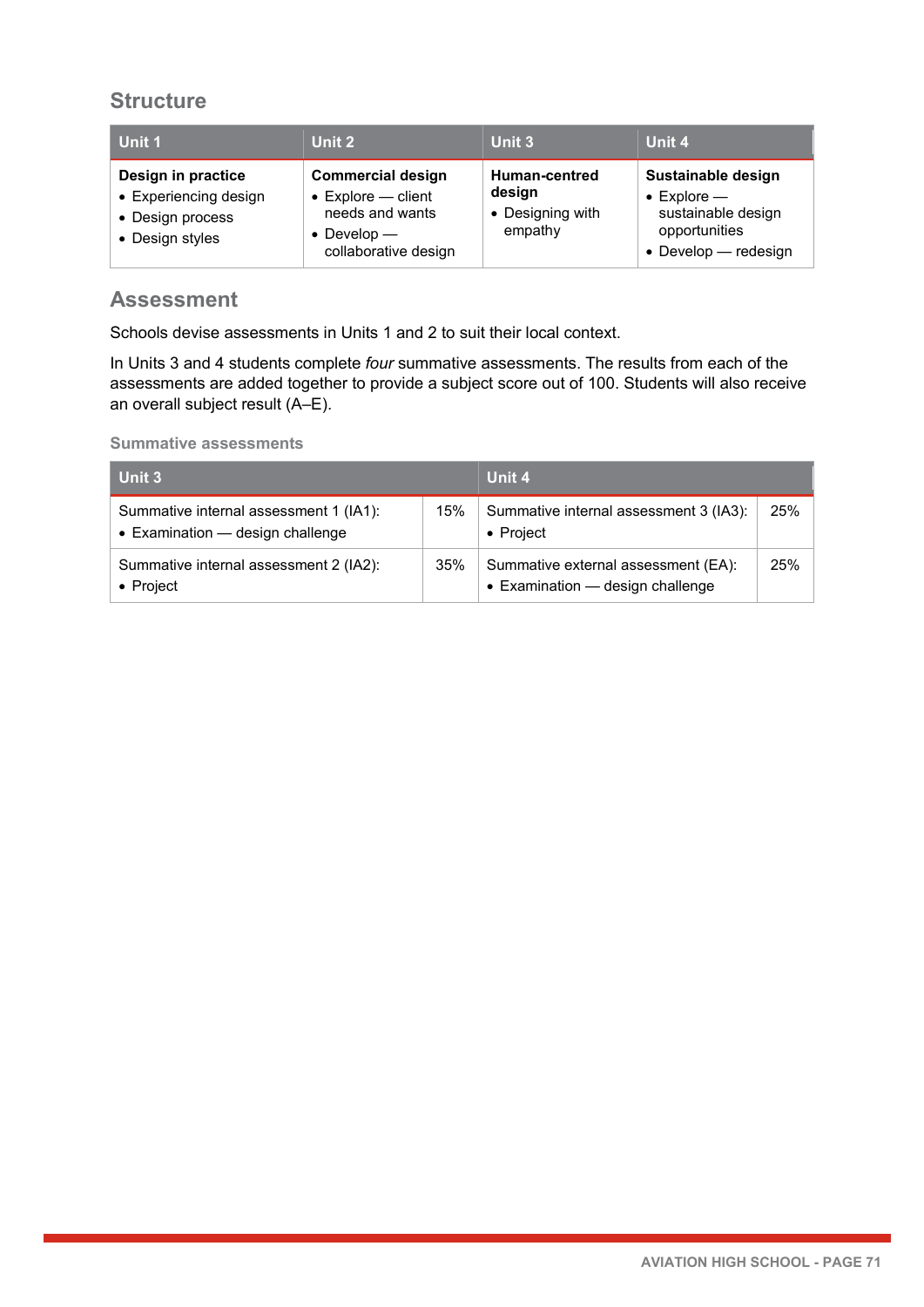## Structure

| Unit 1 | Unit 2 | Unit 3 | Unit 4 |
|---|---|---|---|
| **Design in practice**<br>• Experiencing design<br>• Design process<br>• Design styles | **Commercial design**<br>• Explore — client needs and wants<br>• Develop — collaborative design | **Human-centred design**<br>• Designing with empathy | **Sustainable design**<br>• Explore — sustainable design opportunities<br>• Develop — redesign |

## Assessment

Schools devise assessments in Units 1 and 2 to suit their local context.

In Units 3 and 4 students complete *four* summative assessments. The results from each of the assessments are added together to provide a subject score out of 100. Students will also receive an overall subject result (A–E).

### Summative assessments

| Unit 3 | | Unit 4 | |
|---|---|---|---|
| Summative internal assessment 1 (IA1):<br>• Examination — design challenge | 15% | Summative internal assessment 3 (IA3):<br>• Project | 25% |
| Summative internal assessment 2 (IA2):<br>• Project | 35% | Summative external assessment (EA):<br>• Examination — design challenge | 25% |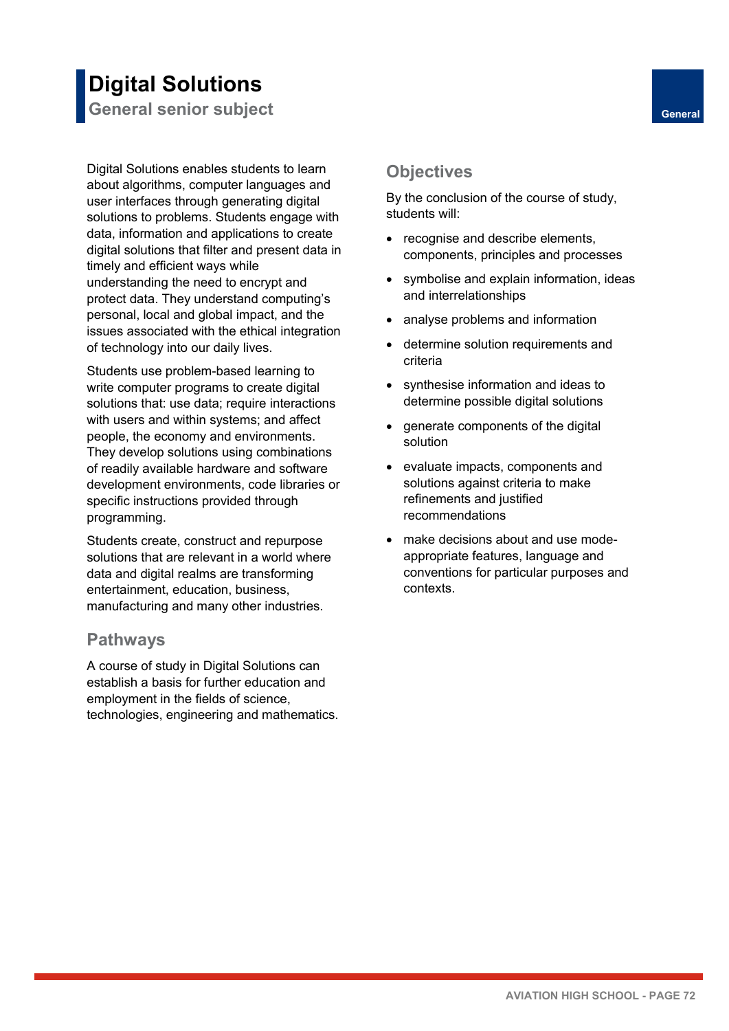# Digital Solutions

## General senior subject

General

Digital Solutions enables students to learn about algorithms, computer languages and user interfaces through generating digital solutions to problems. Students engage with data, information and applications to create digital solutions that filter and present data in timely and efficient ways while understanding the need to encrypt and protect data. They understand computing's personal, local and global impact, and the issues associated with the ethical integration of technology into our daily lives.

Students use problem-based learning to write computer programs to create digital solutions that: use data; require interactions with users and within systems; and affect people, the economy and environments. They develop solutions using combinations of readily available hardware and software development environments, code libraries or specific instructions provided through programming.

Students create, construct and repurpose solutions that are relevant in a world where data and digital realms are transforming entertainment, education, business, manufacturing and many other industries.

### Pathways

A course of study in Digital Solutions can establish a basis for further education and employment in the fields of science, technologies, engineering and mathematics.

### Objectives

By the conclusion of the course of study, students will:

- recognise and describe elements, components, principles and processes
- symbolise and explain information, ideas and interrelationships
- analyse problems and information
- determine solution requirements and criteria
- synthesise information and ideas to determine possible digital solutions
- generate components of the digital solution
- evaluate impacts, components and solutions against criteria to make refinements and justified recommendations
- make decisions about and use mode-appropriate features, language and conventions for particular purposes and contexts.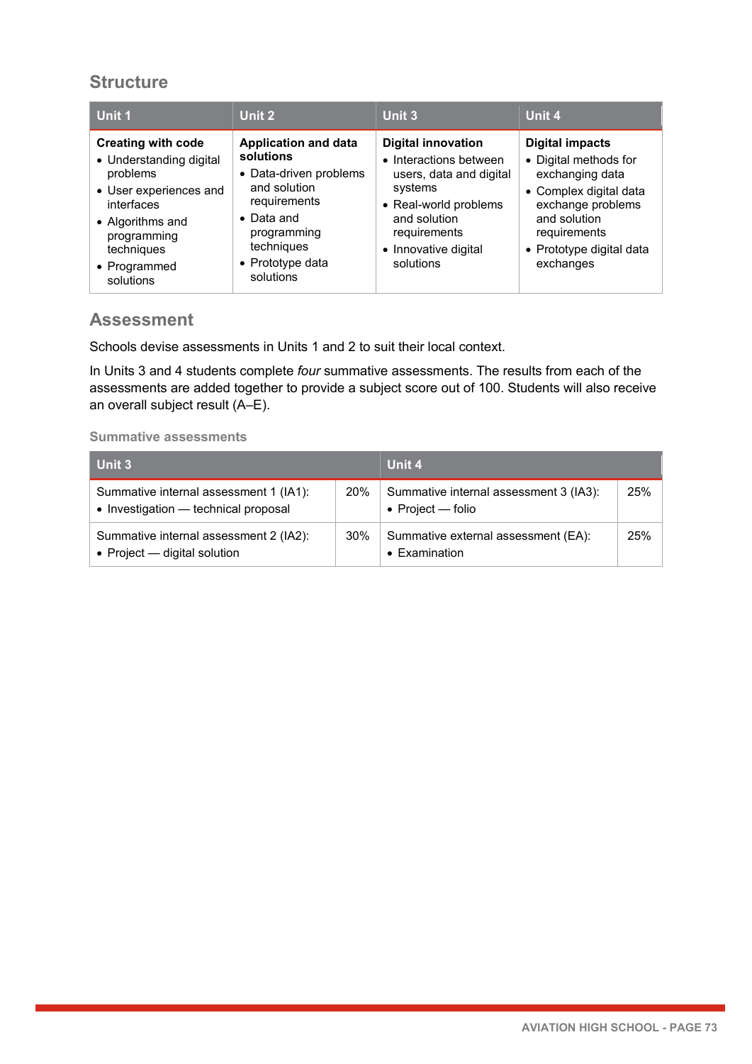## Structure

| Unit 1 | Unit 2 | Unit 3 | Unit 4 |
|---|---|---|---|
| **Creating with code**<br>• Understanding digital problems<br>• User experiences and interfaces<br>• Algorithms and programming techniques<br>• Programmed solutions | **Application and data solutions**<br>• Data-driven problems and solution requirements<br>• Data and programming techniques<br>• Prototype data solutions | **Digital innovation**<br>• Interactions between users, data and digital systems<br>• Real-world problems and solution requirements<br>• Innovative digital solutions | **Digital impacts**<br>• Digital methods for exchanging data<br>• Complex digital data exchange problems and solution requirements<br>• Prototype digital data exchanges |

## Assessment

Schools devise assessments in Units 1 and 2 to suit their local context.

In Units 3 and 4 students complete *four* summative assessments. The results from each of the assessments are added together to provide a subject score out of 100. Students will also receive an overall subject result (A–E).

### Summative assessments

| Unit 3 | | Unit 4 | |
|---|---|---|---|
| Summative internal assessment 1 (IA1):<br>• Investigation — technical proposal | 20% | Summative internal assessment 3 (IA3):<br>• Project — folio | 25% |
| Summative internal assessment 2 (IA2):<br>• Project — digital solution | 30% | Summative external assessment (EA):<br>• Examination | 25% |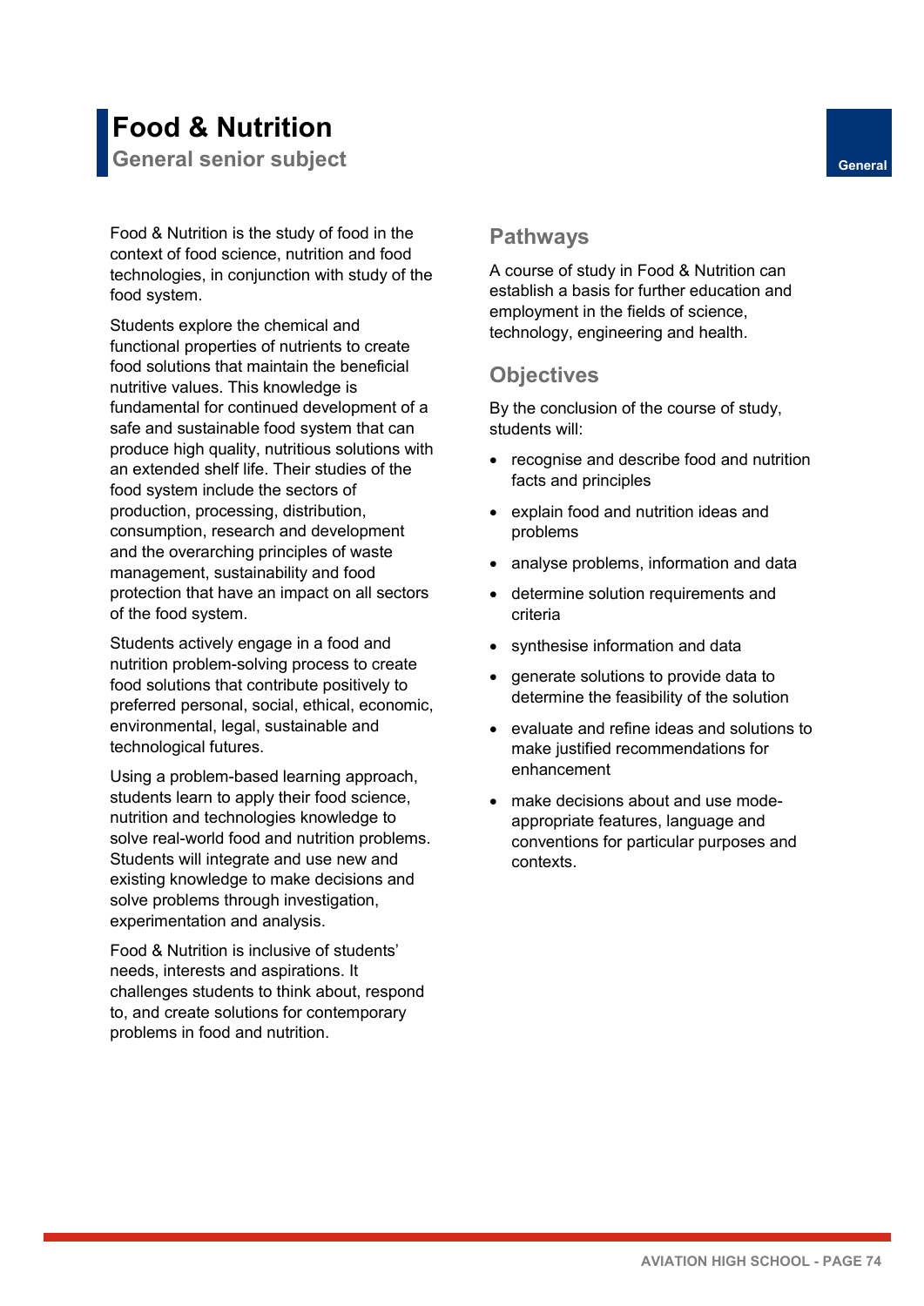# Food & Nutrition

## General senior subject

General

Food & Nutrition is the study of food in the context of food science, nutrition and food technologies, in conjunction with study of the food system.

Students explore the chemical and functional properties of nutrients to create food solutions that maintain the beneficial nutritive values. This knowledge is fundamental for continued development of a safe and sustainable food system that can produce high quality, nutritious solutions with an extended shelf life. Their studies of the food system include the sectors of production, processing, distribution, consumption, research and development and the overarching principles of waste management, sustainability and food protection that have an impact on all sectors of the food system.

Students actively engage in a food and nutrition problem-solving process to create food solutions that contribute positively to preferred personal, social, ethical, economic, environmental, legal, sustainable and technological futures.

Using a problem-based learning approach, students learn to apply their food science, nutrition and technologies knowledge to solve real-world food and nutrition problems. Students will integrate and use new and existing knowledge to make decisions and solve problems through investigation, experimentation and analysis.

Food & Nutrition is inclusive of students' needs, interests and aspirations. It challenges students to think about, respond to, and create solutions for contemporary problems in food and nutrition.

### Pathways

A course of study in Food & Nutrition can establish a basis for further education and employment in the fields of science, technology, engineering and health.

### Objectives

By the conclusion of the course of study, students will:

- recognise and describe food and nutrition facts and principles
- explain food and nutrition ideas and problems
- analyse problems, information and data
- determine solution requirements and criteria
- synthesise information and data
- generate solutions to provide data to determine the feasibility of the solution
- evaluate and refine ideas and solutions to make justified recommendations for enhancement
- make decisions about and use mode-appropriate features, language and conventions for particular purposes and contexts.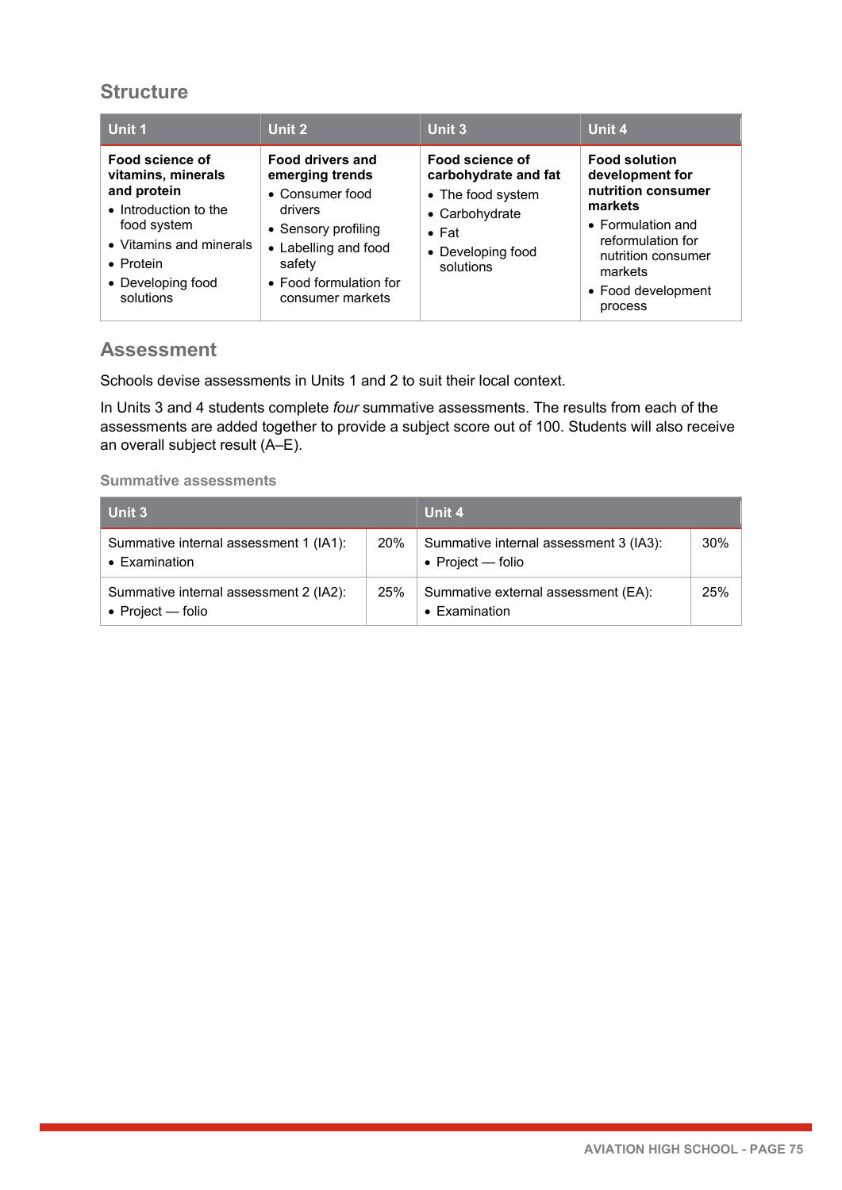## Structure

| Unit 1 | Unit 2 | Unit 3 | Unit 4 |
|---|---|---|---|
| **Food science of vitamins, minerals and protein**<br>• Introduction to the food system<br>• Vitamins and minerals<br>• Protein<br>• Developing food solutions | **Food drivers and emerging trends**<br>• Consumer food drivers<br>• Sensory profiling<br>• Labelling and food safety<br>• Food formulation for consumer markets | **Food science of carbohydrate and fat**<br>• The food system<br>• Carbohydrate<br>• Fat<br>• Developing food solutions | **Food solution development for nutrition consumer markets**<br>• Formulation and reformulation for nutrition consumer markets<br>• Food development process |

## Assessment

Schools devise assessments in Units 1 and 2 to suit their local context.

In Units 3 and 4 students complete *four* summative assessments. The results from each of the assessments are added together to provide a subject score out of 100. Students will also receive an overall subject result (A–E).

### Summative assessments

| Unit 3 | | Unit 4 | |
|---|---|---|---|
| Summative internal assessment 1 (IA1):<br>• Examination | 20% | Summative internal assessment 3 (IA3):<br>• Project — folio | 30% |
| Summative internal assessment 2 (IA2):<br>• Project — folio | 25% | Summative external assessment (EA):<br>• Examination | 25% |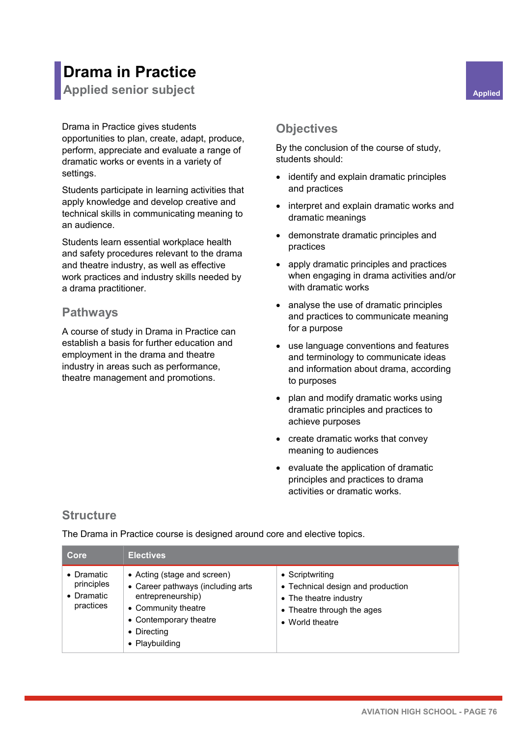# Drama in Practice

## Applied senior subject

Applied

Drama in Practice gives students opportunities to plan, create, adapt, produce, perform, appreciate and evaluate a range of dramatic works or events in a variety of settings.

Students participate in learning activities that apply knowledge and develop creative and technical skills in communicating meaning to an audience.

Students learn essential workplace health and safety procedures relevant to the drama and theatre industry, as well as effective work practices and industry skills needed by a drama practitioner.

## Pathways

A course of study in Drama in Practice can establish a basis for further education and employment in the drama and theatre industry in areas such as performance, theatre management and promotions.

## Objectives

By the conclusion of the course of study, students should:

- identify and explain dramatic principles and practices
- interpret and explain dramatic works and dramatic meanings
- demonstrate dramatic principles and practices
- apply dramatic principles and practices when engaging in drama activities and/or with dramatic works
- analyse the use of dramatic principles and practices to communicate meaning for a purpose
- use language conventions and features and terminology to communicate ideas and information about drama, according to purposes
- plan and modify dramatic works using dramatic principles and practices to achieve purposes
- create dramatic works that convey meaning to audiences
- evaluate the application of dramatic principles and practices to drama activities or dramatic works.

## Structure

The Drama in Practice course is designed around core and elective topics.

| Core | Electives | |
|---|---|---|
| • Dramatic principles<br>• Dramatic practices | • Acting (stage and screen)<br>• Career pathways (including arts entrepreneurship)<br>• Community theatre<br>• Contemporary theatre<br>• Directing<br>• Playbuilding | • Scriptwriting<br>• Technical design and production<br>• The theatre industry<br>• Theatre through the ages<br>• World theatre |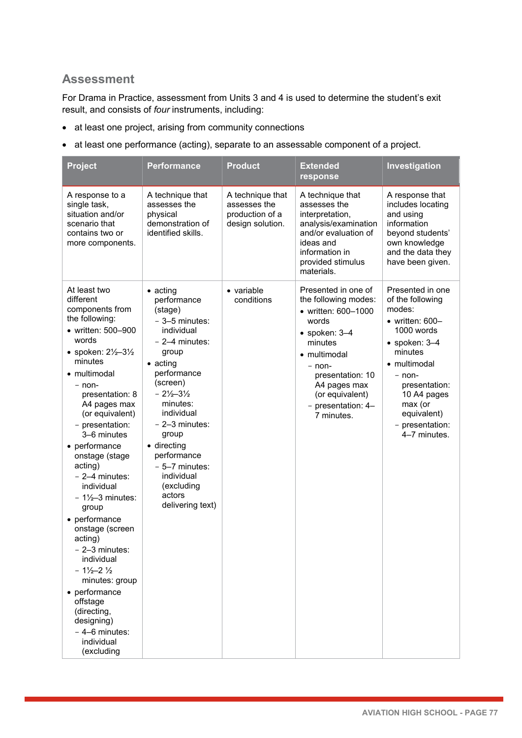## Assessment

For Drama in Practice, assessment from Units 3 and 4 is used to determine the student's exit result, and consists of *four* instruments, including:

- at least one project, arising from community connections
- at least one performance (acting), separate to an assessable component of a project.

| Project | Performance | Product | Extended response | Investigation |
|---|---|---|---|---|
| A response to a single task, situation and/or scenario that contains two or more components. | A technique that assesses the physical demonstration of identified skills. | A technique that assesses the production of a design solution. | A technique that assesses the interpretation, analysis/examination and/or evaluation of ideas and information in provided stimulus materials. | A response that includes locating and using information beyond students' own knowledge and the data they have been given. |
| At least two different components from the following:<br>• written: 500–900 words<br>• spoken: 2½–3½ minutes<br>• multimodal<br>  – non-presentation: 8 A4 pages max (or equivalent)<br>  – presentation: 3–6 minutes<br>• performance onstage (stage acting)<br>  – 2–4 minutes: individual<br>  – 1½–3 minutes: group<br>• performance onstage (screen acting)<br>  – 2–3 minutes: individual<br>  – 1½–2 ½ minutes: group<br>• performance offstage (directing, designing)<br>  – 4–6 minutes: individual (excluding | • acting performance (stage)<br>  – 3–5 minutes: individual<br>  – 2–4 minutes: group<br>• acting performance (screen)<br>  – 2½–3½ minutes: individual<br>  – 2–3 minutes: group<br>• directing performance<br>  – 5–7 minutes: individual (excluding actors delivering text) | • variable conditions | Presented in one of the following modes:<br>• written: 600–1000 words<br>• spoken: 3–4 minutes<br>• multimodal<br>  – non-presentation: 10 A4 pages max (or equivalent)<br>  – presentation: 4–7 minutes. | Presented in one of the following modes:<br>• written: 600–1000 words<br>• spoken: 3–4 minutes<br>• multimodal<br>  – non-presentation: 10 A4 pages max (or equivalent)<br>  – presentation: 4–7 minutes. |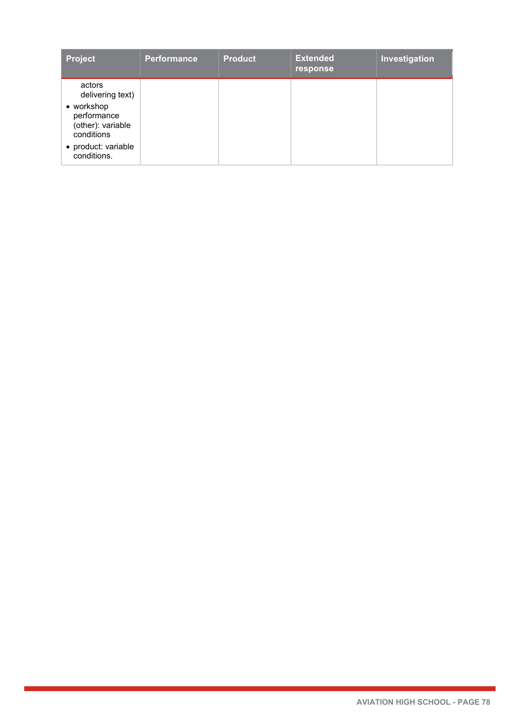| Project | Performance | Product | Extended response | Investigation |
|---|---|---|---|---|
| actors delivering text)<br>• workshop performance (other): variable conditions<br>• product: variable conditions. | | | | |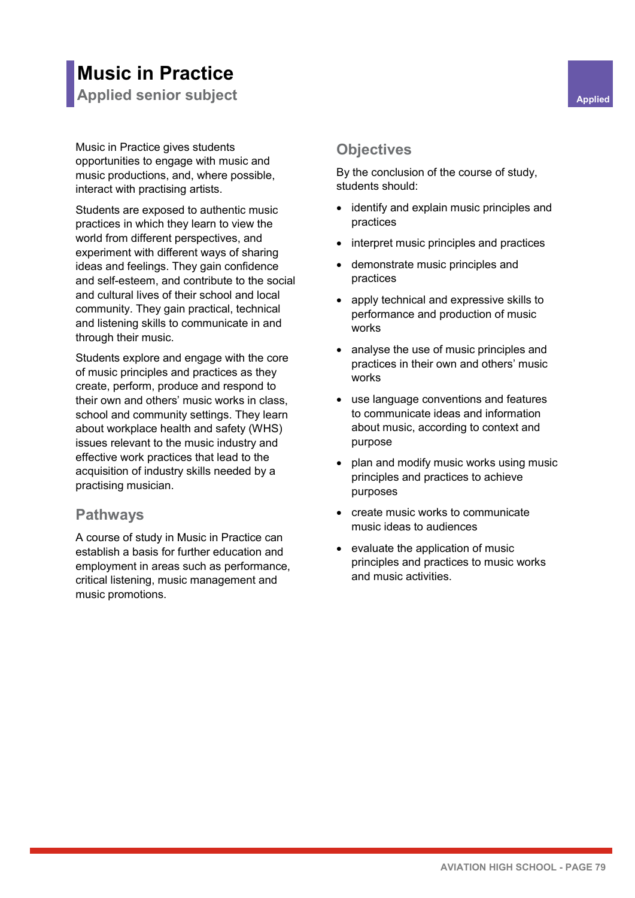# Music in Practice

## Applied senior subject

Applied

Music in Practice gives students opportunities to engage with music and music productions, and, where possible, interact with practising artists.

Students are exposed to authentic music practices in which they learn to view the world from different perspectives, and experiment with different ways of sharing ideas and feelings. They gain confidence and self-esteem, and contribute to the social and cultural lives of their school and local community. They gain practical, technical and listening skills to communicate in and through their music.

Students explore and engage with the core of music principles and practices as they create, perform, produce and respond to their own and others' music works in class, school and community settings. They learn about workplace health and safety (WHS) issues relevant to the music industry and effective work practices that lead to the acquisition of industry skills needed by a practising musician.

### Pathways

A course of study in Music in Practice can establish a basis for further education and employment in areas such as performance, critical listening, music management and music promotions.

### Objectives

By the conclusion of the course of study, students should:

- identify and explain music principles and practices
- interpret music principles and practices
- demonstrate music principles and practices
- apply technical and expressive skills to performance and production of music works
- analyse the use of music principles and practices in their own and others' music works
- use language conventions and features to communicate ideas and information about music, according to context and purpose
- plan and modify music works using music principles and practices to achieve purposes
- create music works to communicate music ideas to audiences
- evaluate the application of music principles and practices to music works and music activities.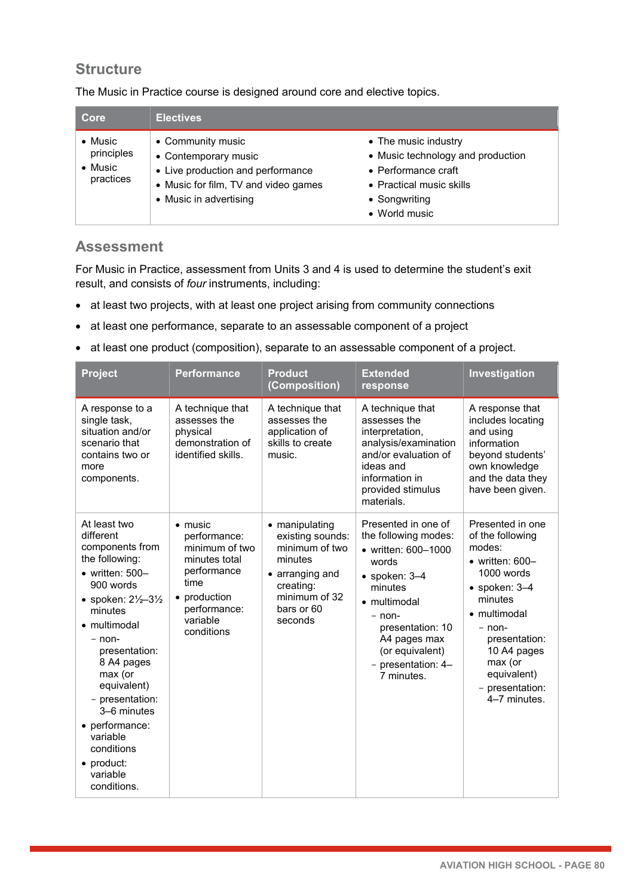## Structure

The Music in Practice course is designed around core and elective topics.

| Core | Electives | |
|---|---|---|
| • Music principles<br>• Music practices | • Community music<br>• Contemporary music<br>• Live production and performance<br>• Music for film, TV and video games<br>• Music in advertising | • The music industry<br>• Music technology and production<br>• Performance craft<br>• Practical music skills<br>• Songwriting<br>• World music |

## Assessment

For Music in Practice, assessment from Units 3 and 4 is used to determine the student's exit result, and consists of *four* instruments, including:

- at least two projects, with at least one project arising from community connections
- at least one performance, separate to an assessable component of a project
- at least one product (composition), separate to an assessable component of a project.

| Project | Performance | Product (Composition) | Extended response | Investigation |
|---|---|---|---|---|
| A response to a single task, situation and/or scenario that contains two or more components. | A technique that assesses the physical demonstration of identified skills. | A technique that assesses the application of skills to create music. | A technique that assesses the interpretation, analysis/examination and/or evaluation of ideas and information in provided stimulus materials. | A response that includes locating and using information beyond students' own knowledge and the data they have been given. |
| At least two different components from the following:<br>• written: 500–900 words<br>• spoken: 2½–3½ minutes<br>• multimodal<br>&nbsp;&nbsp;– non-presentation: 8 A4 pages max (or equivalent)<br>&nbsp;&nbsp;– presentation: 3–6 minutes<br>• performance: variable conditions<br>• product: variable conditions. | • music performance: minimum of two minutes total performance time<br>• production performance: variable conditions | • manipulating existing sounds: minimum of two minutes<br>• arranging and creating: minimum of 32 bars or 60 seconds | Presented in one of the following modes:<br>• written: 600–1000 words<br>• spoken: 3–4 minutes<br>• multimodal<br>&nbsp;&nbsp;– non-presentation: 10 A4 pages max (or equivalent)<br>&nbsp;&nbsp;– presentation: 4–7 minutes. | Presented in one of the following modes:<br>• written: 600–1000 words<br>• spoken: 3–4 minutes<br>• multimodal<br>&nbsp;&nbsp;– non-presentation: 10 A4 pages max (or equivalent)<br>&nbsp;&nbsp;– presentation: 4–7 minutes. |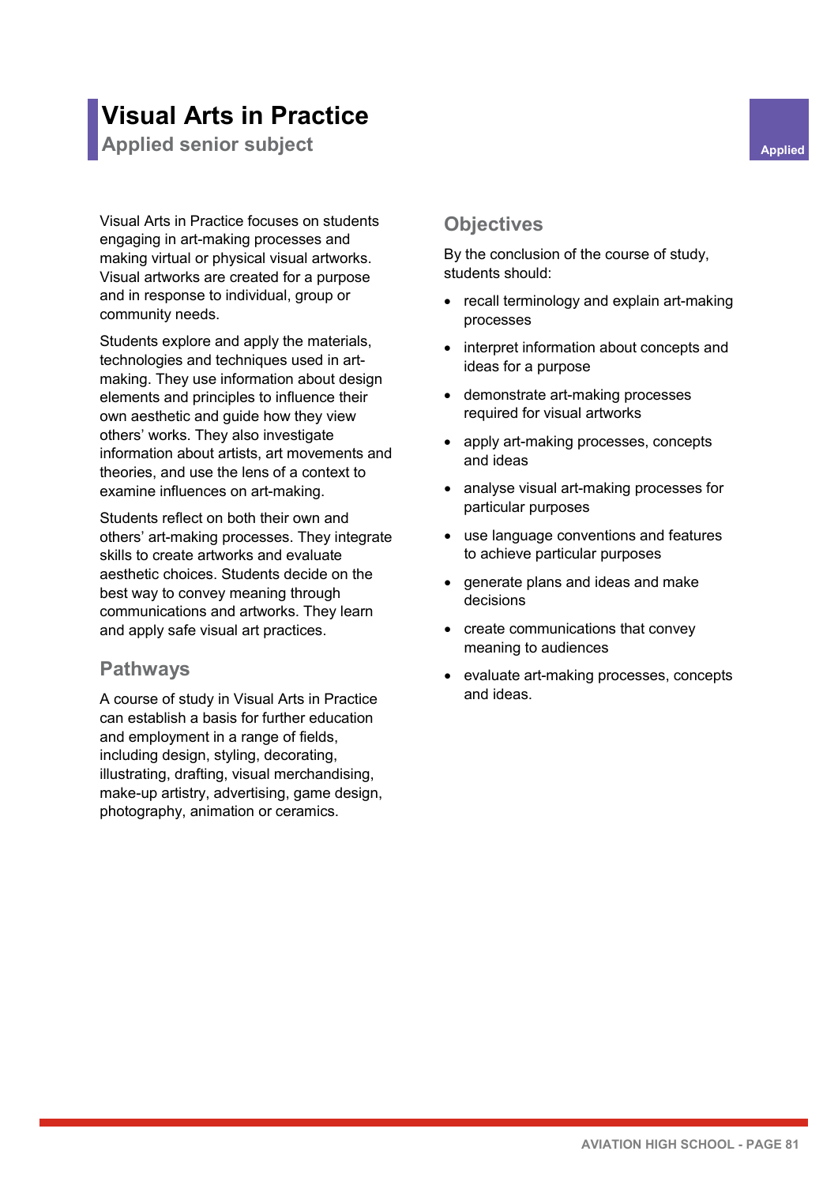# Visual Arts in Practice

## Applied senior subject

Applied

Visual Arts in Practice focuses on students engaging in art-making processes and making virtual or physical visual artworks. Visual artworks are created for a purpose and in response to individual, group or community needs.

Students explore and apply the materials, technologies and techniques used in art-making. They use information about design elements and principles to influence their own aesthetic and guide how they view others' works. They also investigate information about artists, art movements and theories, and use the lens of a context to examine influences on art-making.

Students reflect on both their own and others' art-making processes. They integrate skills to create artworks and evaluate aesthetic choices. Students decide on the best way to convey meaning through communications and artworks. They learn and apply safe visual art practices.

### Pathways

A course of study in Visual Arts in Practice can establish a basis for further education and employment in a range of fields, including design, styling, decorating, illustrating, drafting, visual merchandising, make-up artistry, advertising, game design, photography, animation or ceramics.

### Objectives

By the conclusion of the course of study, students should:

- recall terminology and explain art-making processes
- interpret information about concepts and ideas for a purpose
- demonstrate art-making processes required for visual artworks
- apply art-making processes, concepts and ideas
- analyse visual art-making processes for particular purposes
- use language conventions and features to achieve particular purposes
- generate plans and ideas and make decisions
- create communications that convey meaning to audiences
- evaluate art-making processes, concepts and ideas.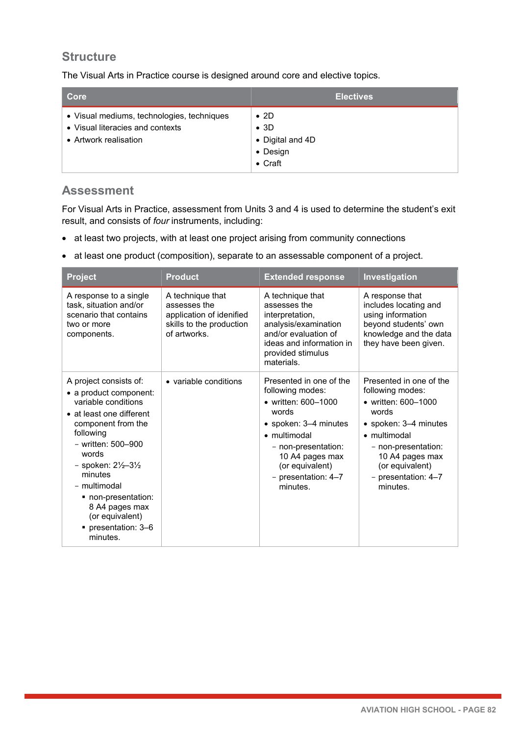## Structure

The Visual Arts in Practice course is designed around core and elective topics.

| Core | Electives |
|---|---|
| • Visual mediums, technologies, techniques<br>• Visual literacies and contexts<br>• Artwork realisation | • 2D<br>• 3D<br>• Digital and 4D<br>• Design<br>• Craft |

## Assessment

For Visual Arts in Practice, assessment from Units 3 and 4 is used to determine the student's exit result, and consists of *four* instruments, including:

- at least two projects, with at least one project arising from community connections
- at least one product (composition), separate to an assessable component of a project.

| Project | Product | Extended response | Investigation |
|---|---|---|---|
| A response to a single task, situation and/or scenario that contains two or more components. | A technique that assesses the application of idenified skills to the production of artworks. | A technique that assesses the interpretation, analysis/examination and/or evaluation of ideas and information in provided stimulus materials. | A response that includes locating and using information beyond students' own knowledge and the data they have been given. |
| A project consists of:<br>• a product component: variable conditions<br>• at least one different component from the following<br>&nbsp;&nbsp;– written: 500–900 words<br>&nbsp;&nbsp;– spoken: 2½–3½ minutes<br>&nbsp;&nbsp;– multimodal<br>&nbsp;&nbsp;&nbsp;&nbsp;▪ non-presentation: 8 A4 pages max (or equivalent)<br>&nbsp;&nbsp;&nbsp;&nbsp;▪ presentation: 3–6 minutes. | • variable conditions | Presented in one of the following modes:<br>• written: 600–1000 words<br>• spoken: 3–4 minutes<br>• multimodal<br>&nbsp;&nbsp;– non-presentation: 10 A4 pages max (or equivalent)<br>&nbsp;&nbsp;– presentation: 4–7 minutes. | Presented in one of the following modes:<br>• written: 600–1000 words<br>• spoken: 3–4 minutes<br>• multimodal<br>&nbsp;&nbsp;– non-presentation: 10 A4 pages max (or equivalent)<br>&nbsp;&nbsp;– presentation: 4–7 minutes. |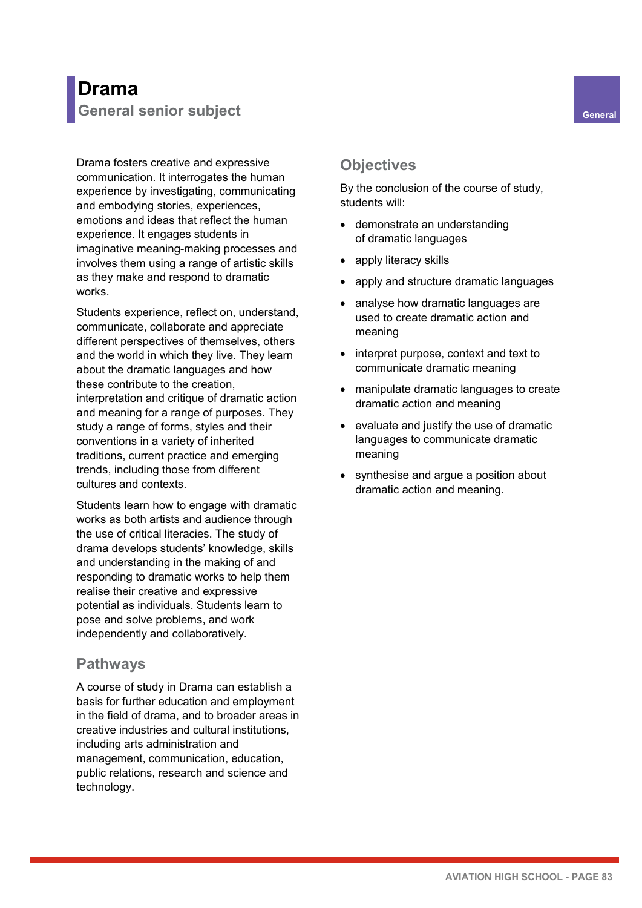# Drama

## General senior subject

General

Drama fosters creative and expressive communication. It interrogates the human experience by investigating, communicating and embodying stories, experiences, emotions and ideas that reflect the human experience. It engages students in imaginative meaning-making processes and involves them using a range of artistic skills as they make and respond to dramatic works.

Students experience, reflect on, understand, communicate, collaborate and appreciate different perspectives of themselves, others and the world in which they live. They learn about the dramatic languages and how these contribute to the creation, interpretation and critique of dramatic action and meaning for a range of purposes. They study a range of forms, styles and their conventions in a variety of inherited traditions, current practice and emerging trends, including those from different cultures and contexts.

Students learn how to engage with dramatic works as both artists and audience through the use of critical literacies. The study of drama develops students' knowledge, skills and understanding in the making of and responding to dramatic works to help them realise their creative and expressive potential as individuals. Students learn to pose and solve problems, and work independently and collaboratively.

## Pathways

A course of study in Drama can establish a basis for further education and employment in the field of drama, and to broader areas in creative industries and cultural institutions, including arts administration and management, communication, education, public relations, research and science and technology.

## Objectives

By the conclusion of the course of study, students will:

- demonstrate an understanding of dramatic languages
- apply literacy skills
- apply and structure dramatic languages
- analyse how dramatic languages are used to create dramatic action and meaning
- interpret purpose, context and text to communicate dramatic meaning
- manipulate dramatic languages to create dramatic action and meaning
- evaluate and justify the use of dramatic languages to communicate dramatic meaning
- synthesise and argue a position about dramatic action and meaning.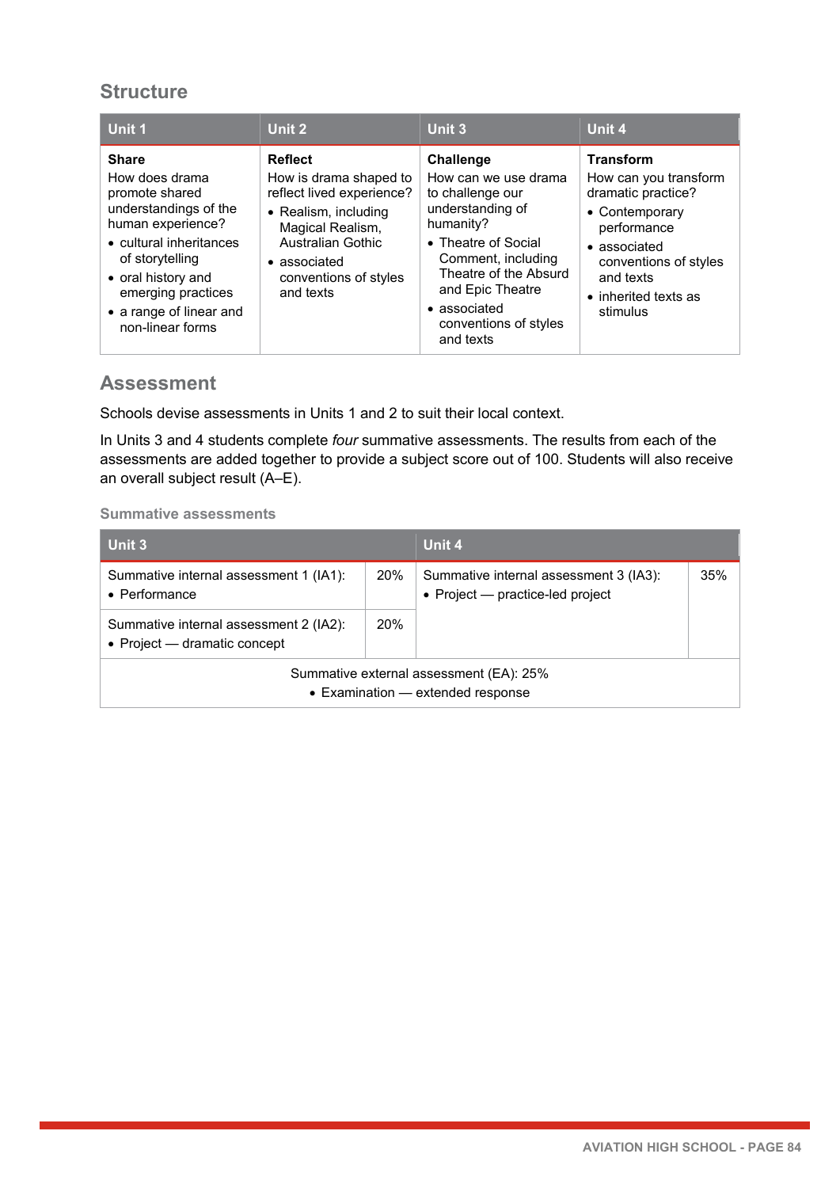## Structure

| Unit 1 | Unit 2 | Unit 3 | Unit 4 |
|---|---|---|---|
| **Share**<br>How does drama promote shared understandings of the human experience?<br>• cultural inheritances of storytelling<br>• oral history and emerging practices<br>• a range of linear and non-linear forms | **Reflect**<br>How is drama shaped to reflect lived experience?<br>• Realism, including Magical Realism, Australian Gothic<br>• associated conventions of styles and texts | **Challenge**<br>How can we use drama to challenge our understanding of humanity?<br>• Theatre of Social Comment, including Theatre of the Absurd and Epic Theatre<br>• associated conventions of styles and texts | **Transform**<br>How can you transform dramatic practice?<br>• Contemporary performance<br>• associated conventions of styles and texts<br>• inherited texts as stimulus |

## Assessment

Schools devise assessments in Units 1 and 2 to suit their local context.

In Units 3 and 4 students complete *four* summative assessments. The results from each of the assessments are added together to provide a subject score out of 100. Students will also receive an overall subject result (A–E).

### Summative assessments

| Unit 3 | | Unit 4 | |
|---|---|---|---|
| Summative internal assessment 1 (IA1):<br>• Performance | 20% | Summative internal assessment 3 (IA3):<br>• Project — practice-led project | 35% |
| Summative internal assessment 2 (IA2):<br>• Project — dramatic concept | 20% | | |
| Summative external assessment (EA): 25%<br>• Examination — extended response | | | |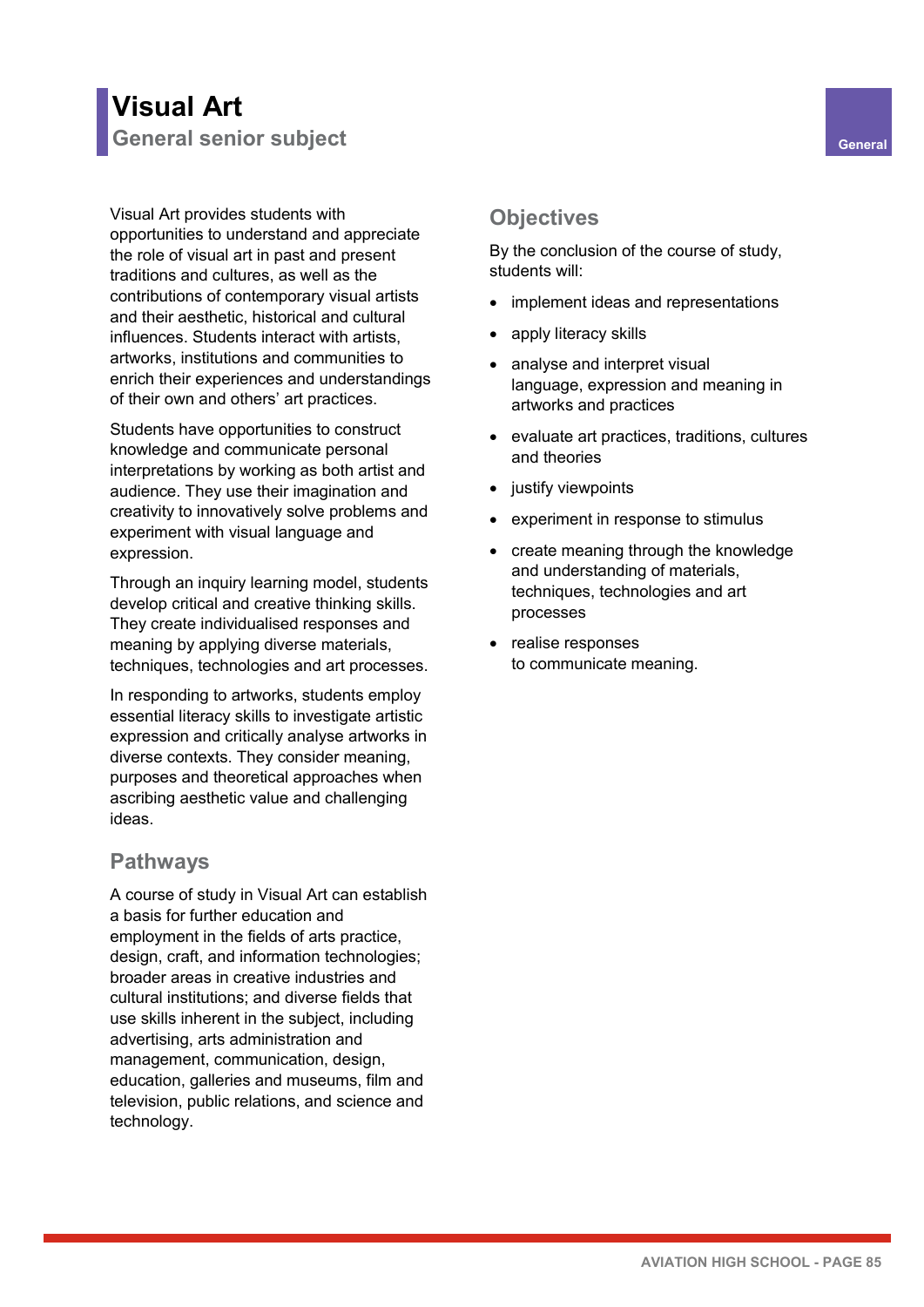# Visual Art

## General senior subject

General

Visual Art provides students with opportunities to understand and appreciate the role of visual art in past and present traditions and cultures, as well as the contributions of contemporary visual artists and their aesthetic, historical and cultural influences. Students interact with artists, artworks, institutions and communities to enrich their experiences and understandings of their own and others' art practices.

Students have opportunities to construct knowledge and communicate personal interpretations by working as both artist and audience. They use their imagination and creativity to innovatively solve problems and experiment with visual language and expression.

Through an inquiry learning model, students develop critical and creative thinking skills. They create individualised responses and meaning by applying diverse materials, techniques, technologies and art processes.

In responding to artworks, students employ essential literacy skills to investigate artistic expression and critically analyse artworks in diverse contexts. They consider meaning, purposes and theoretical approaches when ascribing aesthetic value and challenging ideas.

### Pathways

A course of study in Visual Art can establish a basis for further education and employment in the fields of arts practice, design, craft, and information technologies; broader areas in creative industries and cultural institutions; and diverse fields that use skills inherent in the subject, including advertising, arts administration and management, communication, design, education, galleries and museums, film and television, public relations, and science and technology.

### Objectives

By the conclusion of the course of study, students will:

- implement ideas and representations
- apply literacy skills
- analyse and interpret visual language, expression and meaning in artworks and practices
- evaluate art practices, traditions, cultures and theories
- justify viewpoints
- experiment in response to stimulus
- create meaning through the knowledge and understanding of materials, techniques, technologies and art processes
- realise responses to communicate meaning.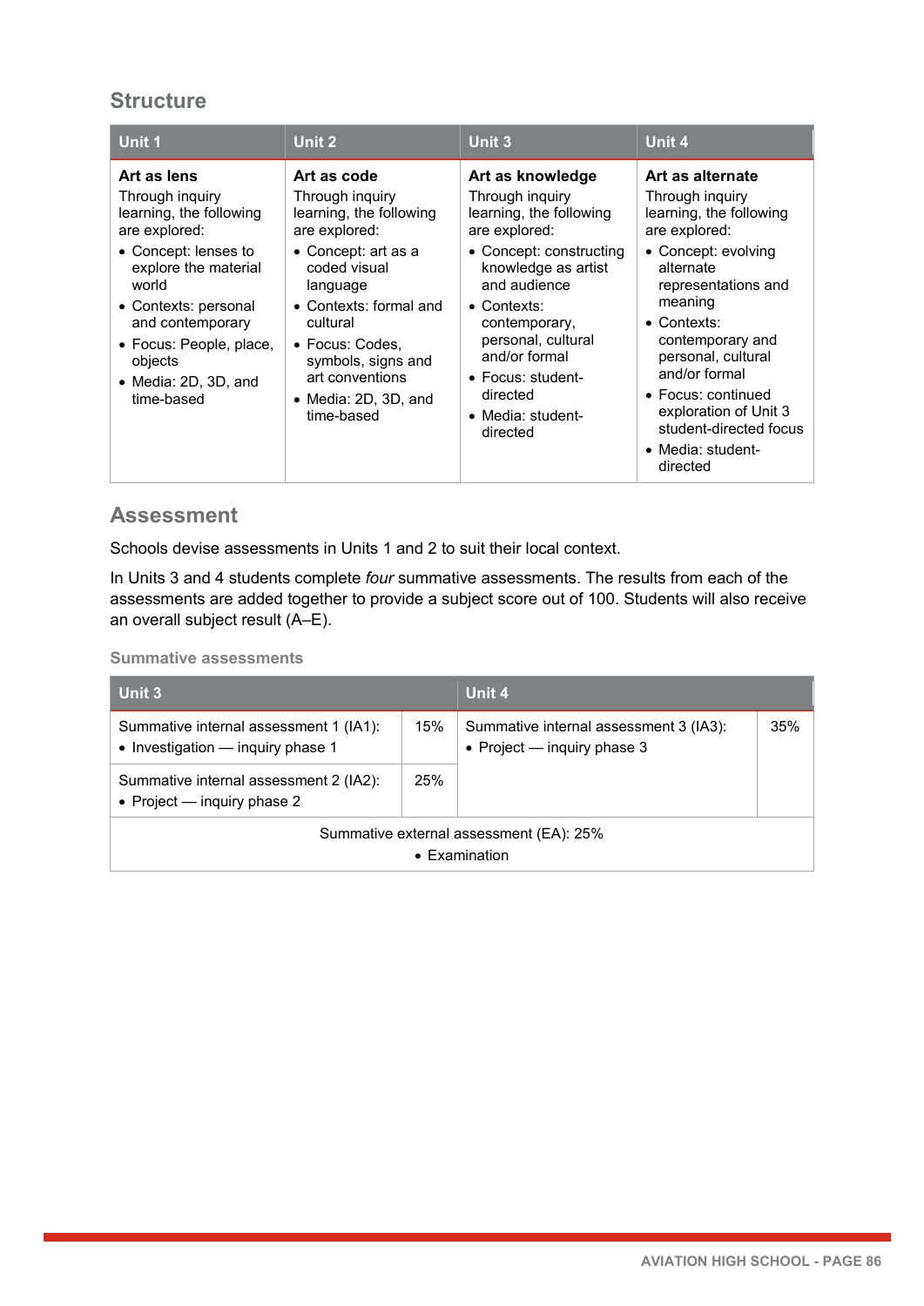## Structure

| Unit 1 | Unit 2 | Unit 3 | Unit 4 |
|---|---|---|---|
| **Art as lens**<br>Through inquiry learning, the following are explored:<br>• Concept: lenses to explore the material world<br>• Contexts: personal and contemporary<br>• Focus: People, place, objects<br>• Media: 2D, 3D, and time-based | **Art as code**<br>Through inquiry learning, the following are explored:<br>• Concept: art as a coded visual language<br>• Contexts: formal and cultural<br>• Focus: Codes, symbols, signs and art conventions<br>• Media: 2D, 3D, and time-based | **Art as knowledge**<br>Through inquiry learning, the following are explored:<br>• Concept: constructing knowledge as artist and audience<br>• Contexts: contemporary, personal, cultural and/or formal<br>• Focus: student-directed<br>• Media: student-directed | **Art as alternate**<br>Through inquiry learning, the following are explored:<br>• Concept: evolving alternate representations and meaning<br>• Contexts: contemporary and personal, cultural and/or formal<br>• Focus: continued exploration of Unit 3 student-directed focus<br>• Media: student-directed |

## Assessment

Schools devise assessments in Units 1 and 2 to suit their local context.

In Units 3 and 4 students complete *four* summative assessments. The results from each of the assessments are added together to provide a subject score out of 100. Students will also receive an overall subject result (A–E).

### Summative assessments

| Unit 3 | | Unit 4 | |
|---|---|---|---|
| Summative internal assessment 1 (IA1):<br>• Investigation — inquiry phase 1 | 15% | Summative internal assessment 3 (IA3):<br>• Project — inquiry phase 3 | 35% |
| Summative internal assessment 2 (IA2):<br>• Project — inquiry phase 2 | 25% | | |
| Summative external assessment (EA): 25%<br>• Examination | | | |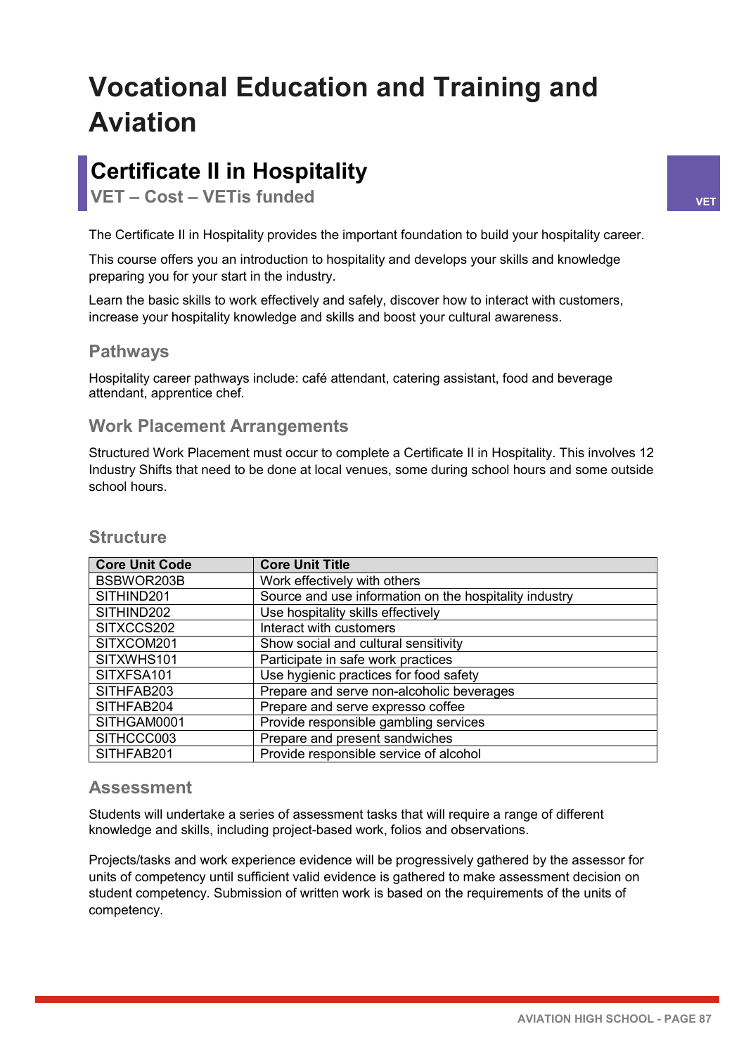# Vocational Education and Training and Aviation

## Certificate II in Hospitality

### VET – Cost – VETis funded

VET

The Certificate II in Hospitality provides the important foundation to build your hospitality career.

This course offers you an introduction to hospitality and develops your skills and knowledge preparing you for your start in the industry.

Learn the basic skills to work effectively and safely, discover how to interact with customers, increase your hospitality knowledge and skills and boost your cultural awareness.

### Pathways

Hospitality career pathways include: café attendant, catering assistant, food and beverage attendant, apprentice chef.

### Work Placement Arrangements

Structured Work Placement must occur to complete a Certificate II in Hospitality. This involves 12 Industry Shifts that need to be done at local venues, some during school hours and some outside school hours.

### Structure

| Core Unit Code | Core Unit Title |
|---|---|
| BSBWOR203B | Work effectively with others |
| SITHIND201 | Source and use information on the hospitality industry |
| SITHIND202 | Use hospitality skills effectively |
| SITXCCS202 | Interact with customers |
| SITXCOM201 | Show social and cultural sensitivity |
| SITXWHS101 | Participate in safe work practices |
| SITXFSA101 | Use hygienic practices for food safety |
| SITHFAB203 | Prepare and serve non-alcoholic beverages |
| SITHFAB204 | Prepare and serve expresso coffee |
| SITHGAM0001 | Provide responsible gambling services |
| SITHCCC003 | Prepare and present sandwiches |
| SITHFAB201 | Provide responsible service of alcohol |

### Assessment

Students will undertake a series of assessment tasks that will require a range of different knowledge and skills, including project-based work, folios and observations.

Projects/tasks and work experience evidence will be progressively gathered by the assessor for units of competency until sufficient valid evidence is gathered to make assessment decision on student competency. Submission of written work is based on the requirements of the units of competency.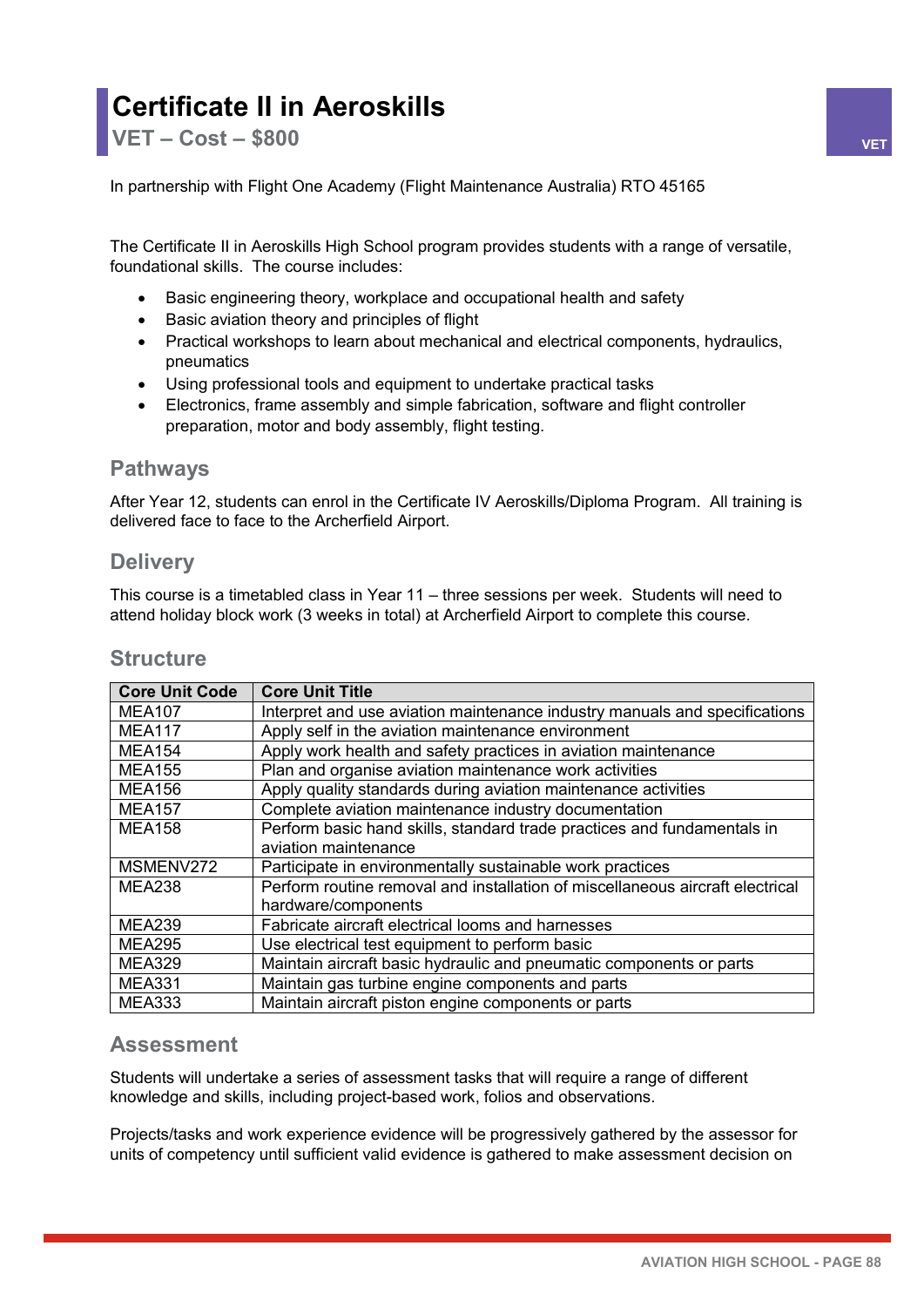# Certificate II in Aeroskills

## VET – Cost – $800

In partnership with Flight One Academy (Flight Maintenance Australia) RTO 45165

The Certificate II in Aeroskills High School program provides students with a range of versatile, foundational skills. The course includes:

- Basic engineering theory, workplace and occupational health and safety
- Basic aviation theory and principles of flight
- Practical workshops to learn about mechanical and electrical components, hydraulics, pneumatics
- Using professional tools and equipment to undertake practical tasks
- Electronics, frame assembly and simple fabrication, software and flight controller preparation, motor and body assembly, flight testing.

### Pathways

After Year 12, students can enrol in the Certificate IV Aeroskills/Diploma Program. All training is delivered face to face to the Archerfield Airport.

### Delivery

This course is a timetabled class in Year 11 – three sessions per week. Students will need to attend holiday block work (3 weeks in total) at Archerfield Airport to complete this course.

### Structure

| Core Unit Code | Core Unit Title |
|---|---|
| MEA107 | Interpret and use aviation maintenance industry manuals and specifications |
| MEA117 | Apply self in the aviation maintenance environment |
| MEA154 | Apply work health and safety practices in aviation maintenance |
| MEA155 | Plan and organise aviation maintenance work activities |
| MEA156 | Apply quality standards during aviation maintenance activities |
| MEA157 | Complete aviation maintenance industry documentation |
| MEA158 | Perform basic hand skills, standard trade practices and fundamentals in aviation maintenance |
| MSMENV272 | Participate in environmentally sustainable work practices |
| MEA238 | Perform routine removal and installation of miscellaneous aircraft electrical hardware/components |
| MEA239 | Fabricate aircraft electrical looms and harnesses |
| MEA295 | Use electrical test equipment to perform basic |
| MEA329 | Maintain aircraft basic hydraulic and pneumatic components or parts |
| MEA331 | Maintain gas turbine engine components and parts |
| MEA333 | Maintain aircraft piston engine components or parts |

### Assessment

Students will undertake a series of assessment tasks that will require a range of different knowledge and skills, including project-based work, folios and observations.

Projects/tasks and work experience evidence will be progressively gathered by the assessor for units of competency until sufficient valid evidence is gathered to make assessment decision on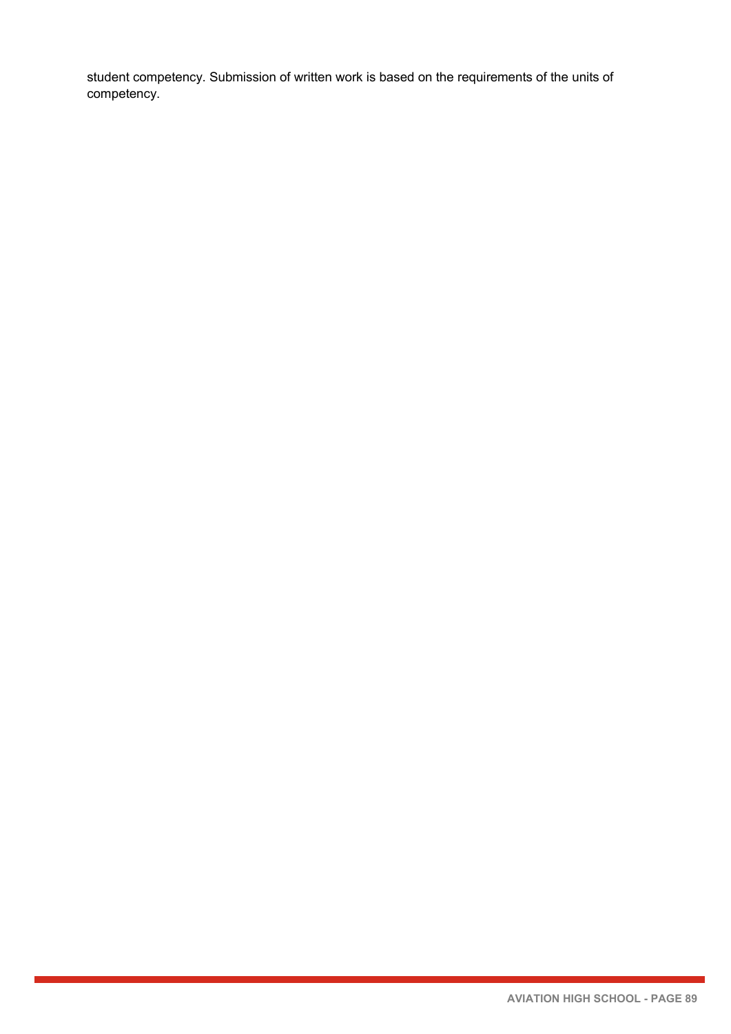student competency. Submission of written work is based on the requirements of the units of competency.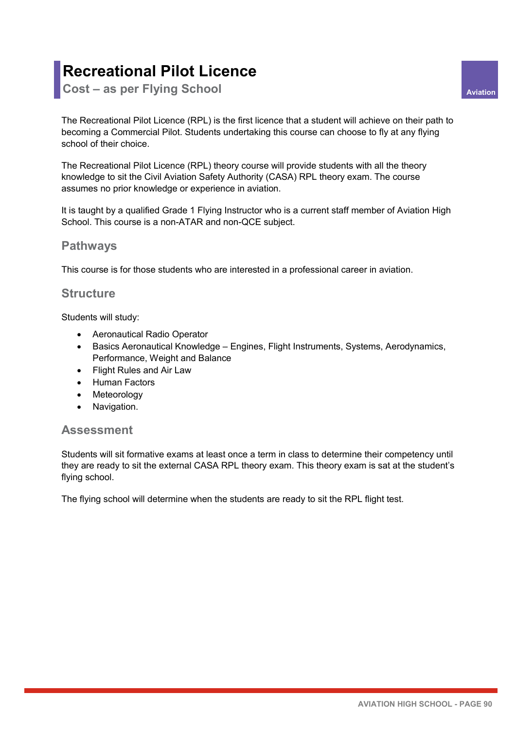# Recreational Pilot Licence

## Cost – as per Flying School

The Recreational Pilot Licence (RPL) is the first licence that a student will achieve on their path to becoming a Commercial Pilot. Students undertaking this course can choose to fly at any flying school of their choice.

The Recreational Pilot Licence (RPL) theory course will provide students with all the theory knowledge to sit the Civil Aviation Safety Authority (CASA) RPL theory exam. The course assumes no prior knowledge or experience in aviation.

It is taught by a qualified Grade 1 Flying Instructor who is a current staff member of Aviation High School. This course is a non-ATAR and non-QCE subject.

### Pathways

This course is for those students who are interested in a professional career in aviation.

### Structure

Students will study:

- Aeronautical Radio Operator
- Basics Aeronautical Knowledge – Engines, Flight Instruments, Systems, Aerodynamics, Performance, Weight and Balance
- Flight Rules and Air Law
- Human Factors
- Meteorology
- Navigation.

### Assessment

Students will sit formative exams at least once a term in class to determine their competency until they are ready to sit the external CASA RPL theory exam. This theory exam is sat at the student's flying school.

The flying school will determine when the students are ready to sit the RPL flight test.